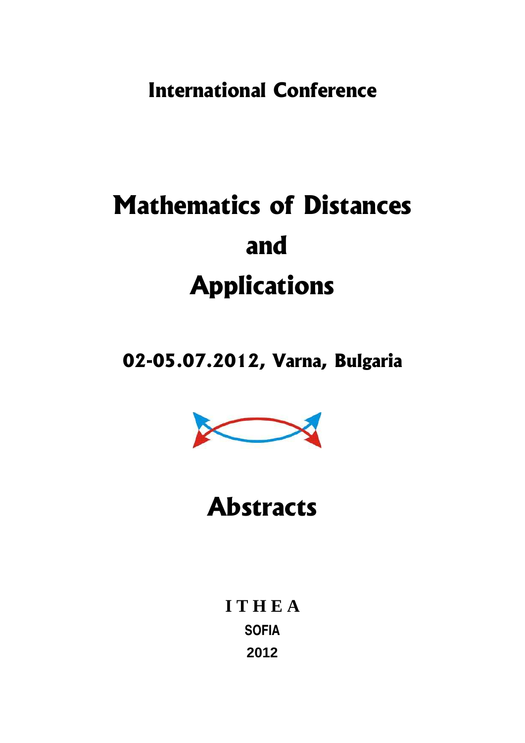**International Conference**

# Mathematics of Distances and Applications

**02-05.07.2012, Varna, Bulgaria**

# Abstracts

**I T H E A**

**SOFIA**

**2012**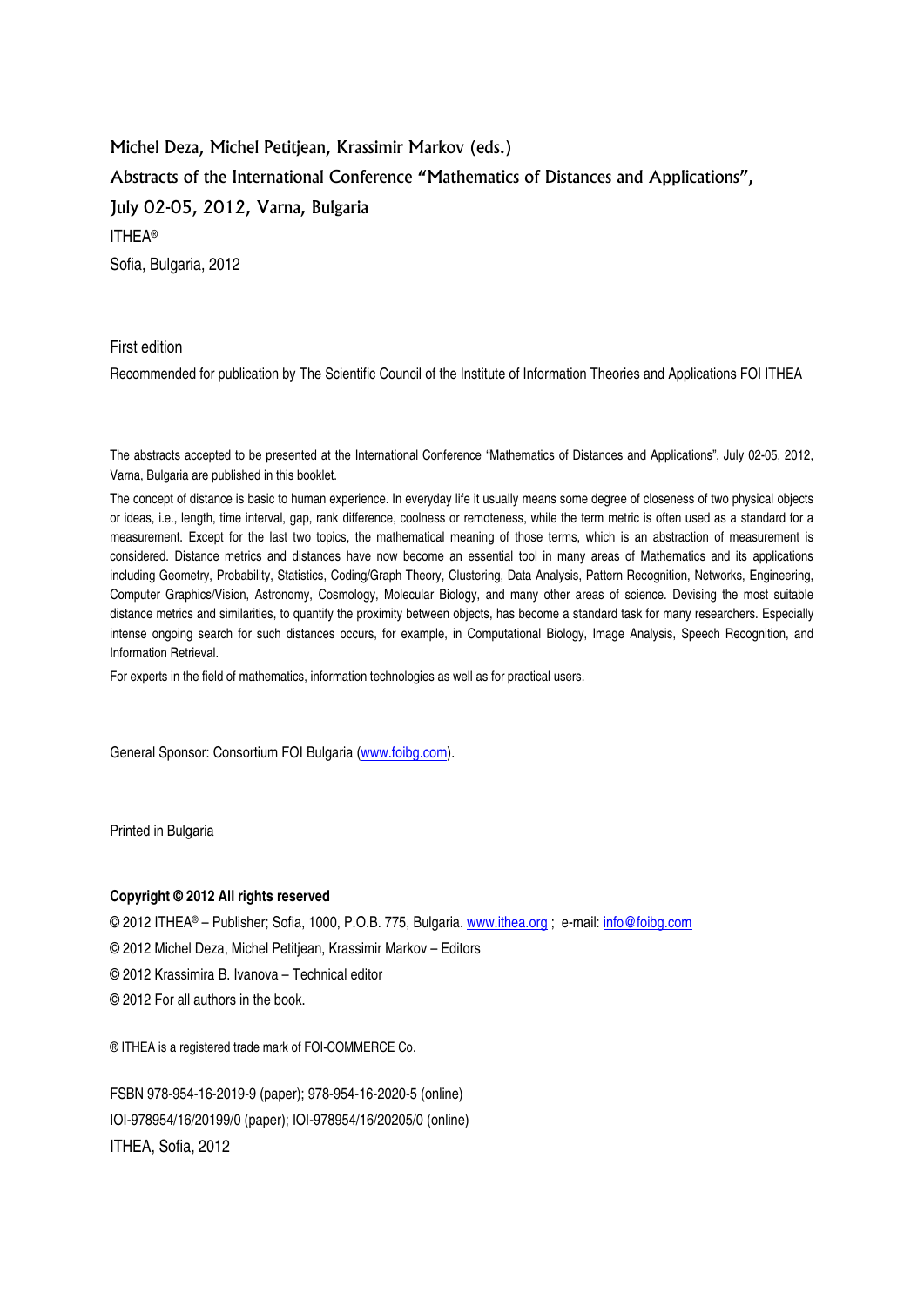Michel Deza, Michel Petitjean, Krassimir Markov (eds.)

Abstracts of the International Conference "Mathematics of Distances and Applications",

July 02-05, 2012, Varna, Bulgaria

ITHEA®

Sofia, Bulgaria, 2012

First edition

Recommended for publication by The Scientific Council of the Institute of Information Theories and Applications FOI ITHEA

The abstracts accepted to be presented at the International Conference "Mathematics of Distances and Applications", July 02-05, 2012, Varna, Bulgaria are published in this booklet.

The concept of distance is basic to human experience. In everyday life it usually means some degree of closeness of two physical objects or ideas, i.e., length, time interval, gap, rank difference, coolness or remoteness, while the term metric is often used as a standard for a measurement. Except for the last two topics, the mathematical meaning of those terms, which is an abstraction of measurement is considered. Distance metrics and distances have now become an essential tool in many areas of Mathematics and its applications including Geometry, Probability, Statistics, Coding/Graph Theory, Clustering, Data Analysis, Pattern Recognition, Networks, Engineering, Computer Graphics/Vision, Astronomy, Cosmology, Molecular Biology, and many other areas of science. Devising the most suitable distance metrics and similarities, to quantify the proximity between objects, has become a standard task for many researchers. Especially intense ongoing search for such distances occurs, for example, in Computational Biology, Image Analysis, Speech Recognition, and Information Retrieval.

For experts in the field of mathematics, information technologies as well as for practical users.

General Sponsor: Consortium FOI Bulgaria (www.foibg.com).

Printed in Bulgaria

**Copyright © 2012 All rights reserved**

© 2012 ITHEA® – Publisher; Sofia, 1000, P.O.B. 775, Bulgaria. www.ithea.org ; e-mail: info@foibg.com

© 2012 Michel Deza, Michel Petitjean, Krassimir Markov – Editors

© 2012 Krassimira B. Ivanova – Technical editor

© 2012 For all authors in the book.

® ITHEA is a registered trade mark of FOI-COMMERCE Co.

FSBN 978-954-16-2019-9 (paper); 978-954-16-2020-5 (online)

IOI-978954/16/20199/0 (paper); IOI-978954/16/20205/0 (online)

ITHEA, Sofia, 2012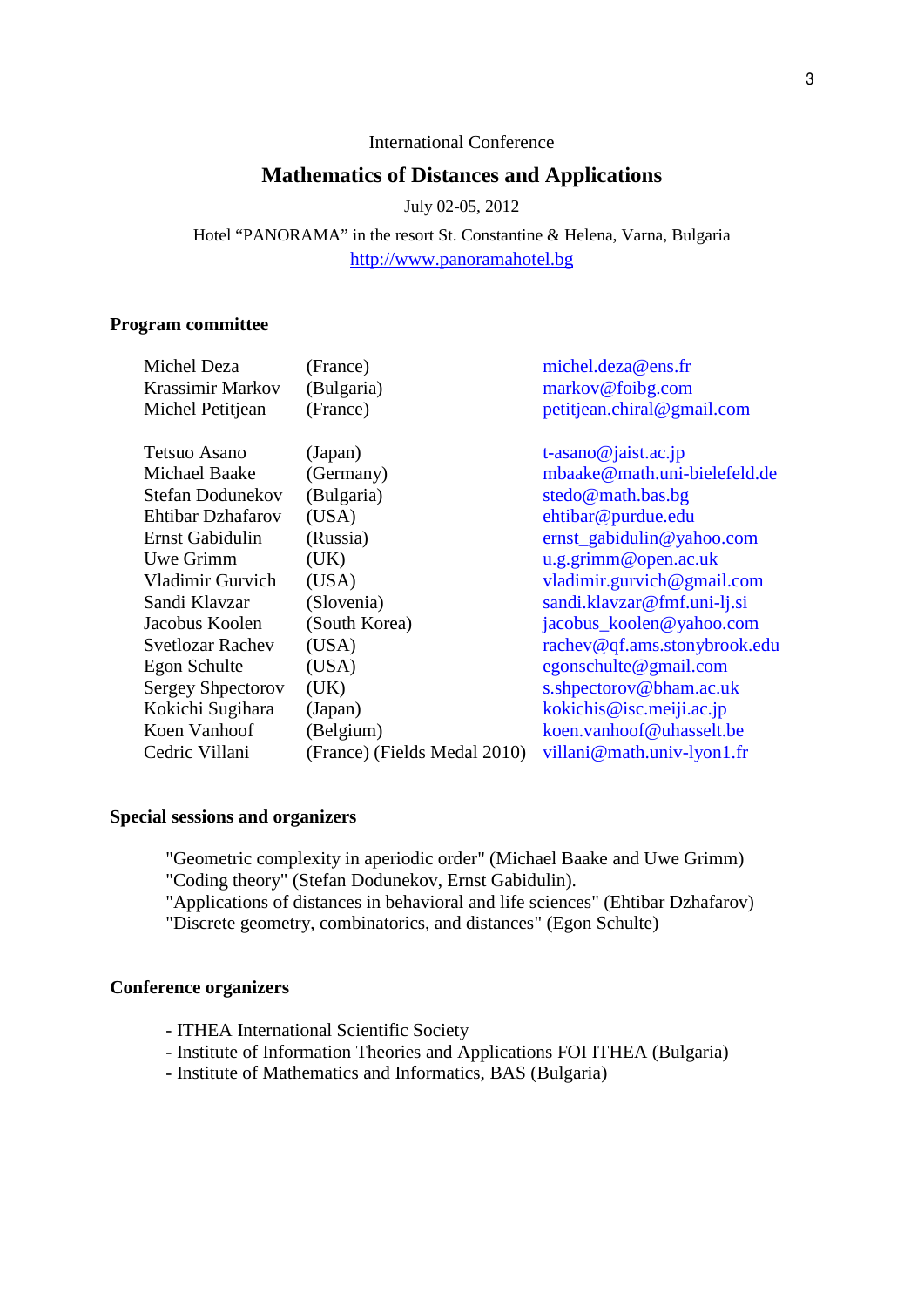International Conference

# Mathematics of Distances and Applications

July 02-05, 2012

Hotel "PANORAMA" in the resort St. Constantine & Helena, Varna, Bulgaria
http://www.panoramahotel.bg

## Program committee

| | | |
|---|---|---|
| Michel Deza | (France) | michel.deza@ens.fr |
| Krassimir Markov | (Bulgaria) | markov@foibg.com |
| Michel Petitjean | (France) | petitjean.chiral@gmail.com |
| | | |
| Tetsuo Asano | (Japan) | t-asano@jaist.ac.jp |
| Michael Baake | (Germany) | mbaake@math.uni-bielefeld.de |
| Stefan Dodunekov | (Bulgaria) | stedo@math.bas.bg |
| Ehtibar Dzhafarov | (USA) | ehtibar@purdue.edu |
| Ernst Gabidulin | (Russia) | ernst_gabidulin@yahoo.com |
| Uwe Grimm | (UK) | u.g.grimm@open.ac.uk |
| Vladimir Gurvich | (USA) | vladimir.gurvich@gmail.com |
| Sandi Klavzar | (Slovenia) | sandi.klavzar@fmf.uni-lj.si |
| Jacobus Koolen | (South Korea) | jacobus_koolen@yahoo.com |
| Svetlozar Rachev | (USA) | rachev@qf.ams.stonybrook.edu |
| Egon Schulte | (USA) | egonschulte@gmail.com |
| Sergey Shpectorov | (UK) | s.shpectorov@bham.ac.uk |
| Kokichi Sugihara | (Japan) | kokichis@isc.meiji.ac.jp |
| Koen Vanhoof | (Belgium) | koen.vanhoof@uhasselt.be |
| Cedric Villani | (France) (Fields Medal 2010) | villani@math.univ-lyon1.fr |

## Special sessions and organizers

"Geometric complexity in aperiodic order" (Michael Baake and Uwe Grimm)
"Coding theory" (Stefan Dodunekov, Ernst Gabidulin).
"Applications of distances in behavioral and life sciences" (Ehtibar Dzhafarov)
"Discrete geometry, combinatorics, and distances" (Egon Schulte)

## Conference organizers

- ITHEA International Scientific Society
- Institute of Information Theories and Applications FOI ITHEA (Bulgaria)
- Institute of Mathematics and Informatics, BAS (Bulgaria)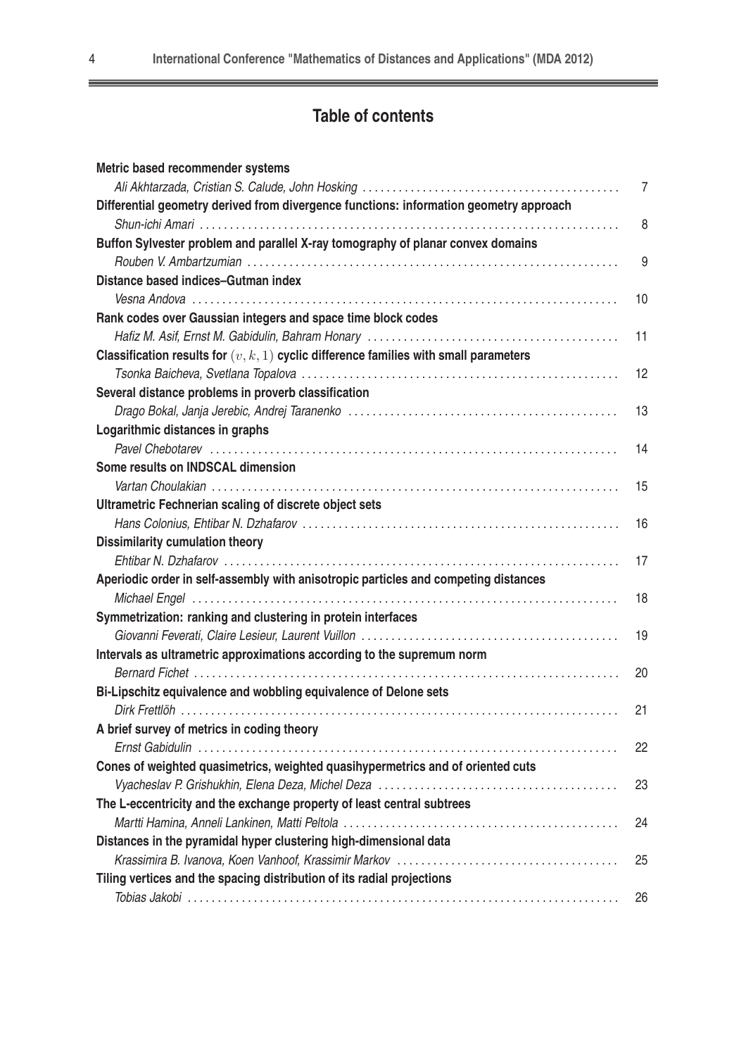## Table of contents

**Metric based recommender systems**
*Ali Akhtarzada, Cristian S. Calude, John Hosking* ........ 7

**Differential geometry derived from divergence functions: information geometry approach**
*Shun-ichi Amari* ........ 8

**Buffon Sylvester problem and parallel X-ray tomography of planar convex domains**
*Rouben V. Ambartzumian* ........ 9

**Distance based indices–Gutman index**
*Vesna Andova* ........ 10

**Rank codes over Gaussian integers and space time block codes**
*Hafiz M. Asif, Ernst M. Gabidulin, Bahram Honary* ........ 11

**Classification results for $(v, k, 1)$ cyclic difference families with small parameters**
*Tsonka Baicheva, Svetlana Topalova* ........ 12

**Several distance problems in proverb classification**
*Drago Bokal, Janja Jerebic, Andrej Taranenko* ........ 13

**Logarithmic distances in graphs**
*Pavel Chebotarev* ........ 14

**Some results on INDSCAL dimension**
*Vartan Choulakian* ........ 15

**Ultrametric Fechnerian scaling of discrete object sets**
*Hans Colonius, Ehtibar N. Dzhafarov* ........ 16

**Dissimilarity cumulation theory**
*Ehtibar N. Dzhafarov* ........ 17

**Aperiodic order in self-assembly with anisotropic particles and competing distances**
*Michael Engel* ........ 18

**Symmetrization: ranking and clustering in protein interfaces**
*Giovanni Feverati, Claire Lesieur, Laurent Vuillon* ........ 19

**Intervals as ultrametric approximations according to the supremum norm**
*Bernard Fichet* ........ 20

**Bi-Lipschitz equivalence and wobbling equivalence of Delone sets**
*Dirk Frettlöh* ........ 21

**A brief survey of metrics in coding theory**
*Ernst Gabidulin* ........ 22

**Cones of weighted quasimetrics, weighted quasihypermetrics and of oriented cuts**
*Vyacheslav P. Grishukhin, Elena Deza, Michel Deza* ........ 23

**The L-eccentricity and the exchange property of least central subtrees**
*Martti Hamina, Anneli Lankinen, Matti Peltola* ........ 24

**Distances in the pyramidal hyper clustering high-dimensional data**
*Krassimira B. Ivanova, Koen Vanhoof, Krassimir Markov* ........ 25

**Tiling vertices and the spacing distribution of its radial projections**
*Tobias Jakobi* ........ 26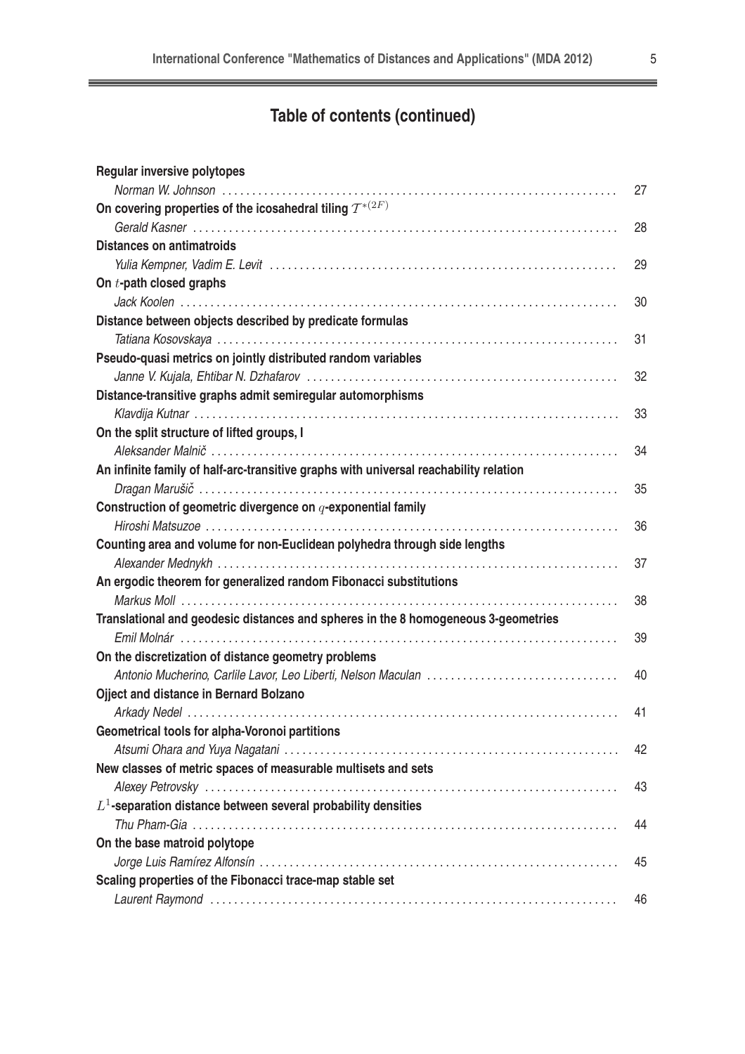## Table of contents (continued)

**Regular inversive polytopes**
*Norman W. Johnson* ........ 27

**On covering properties of the icosahedral tiling $\mathcal{T}^{*(2F)}$**
*Gerald Kasner* ........ 28

**Distances on antimatroids**
*Yulia Kempner, Vadim E. Levit* ........ 29

**On $t$-path closed graphs**
*Jack Koolen* ........ 30

**Distance between objects described by predicate formulas**
*Tatiana Kosovskaya* ........ 31

**Pseudo-quasi metrics on jointly distributed random variables**
*Janne V. Kujala, Ehtibar N. Dzhafarov* ........ 32

**Distance-transitive graphs admit semiregular automorphisms**
*Klavdija Kutnar* ........ 33

**On the split structure of lifted groups, I**
*Aleksander Malnič* ........ 34

**An infinite family of half-arc-transitive graphs with universal reachability relation**
*Dragan Marušič* ........ 35

**Construction of geometric divergence on $q$-exponential family**
*Hiroshi Matsuzoe* ........ 36

**Counting area and volume for non-Euclidean polyhedra through side lengths**
*Alexander Mednykh* ........ 37

**An ergodic theorem for generalized random Fibonacci substitutions**
*Markus Moll* ........ 38

**Translational and geodesic distances and spheres in the 8 homogeneous 3-geometries**
*Emil Molnár* ........ 39

**On the discretization of distance geometry problems**
*Antonio Mucherino, Carlile Lavor, Leo Liberti, Nelson Maculan* ........ 40

**Oject and distance in Bernard Bolzano**
*Arkady Nedel* ........ 41

**Geometrical tools for alpha-Voronoi partitions**
*Atsumi Ohara and Yuya Nagatani* ........ 42

**New classes of metric spaces of measurable multisets and sets**
*Alexey Petrovsky* ........ 43

**$L^1$-separation distance between several probability densities**
*Thu Pham-Gia* ........ 44

**On the base matroid polytope**
*Jorge Luis Ramírez Alfonsín* ........ 45

**Scaling properties of the Fibonacci trace-map stable set**
*Laurent Raymond* ........ 46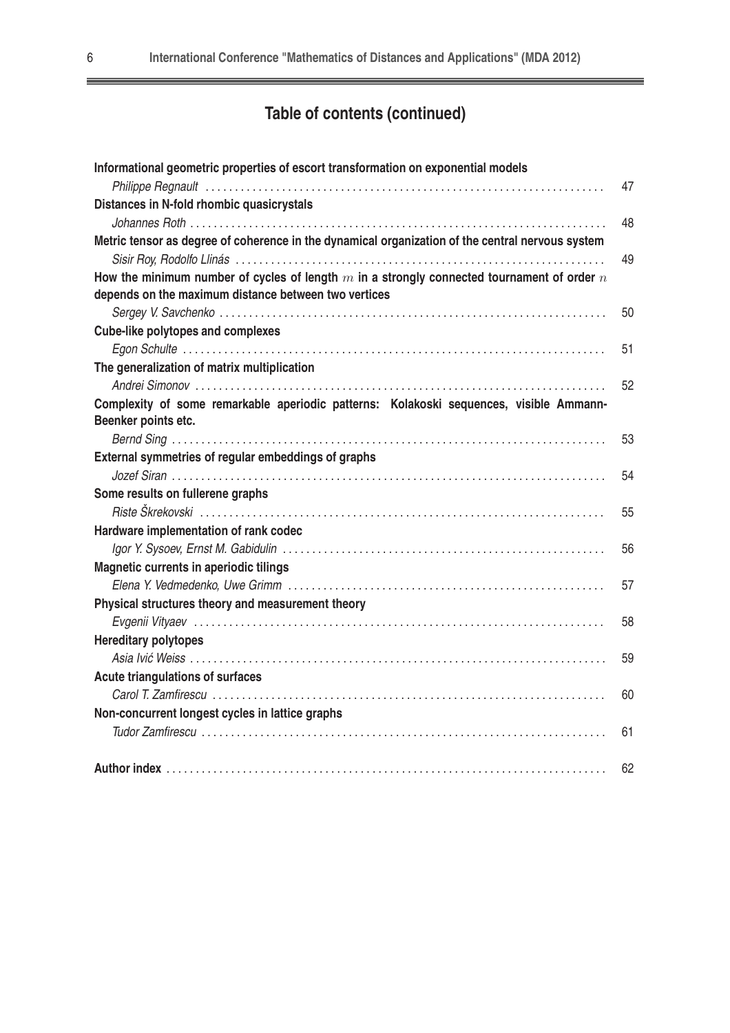## Table of contents (continued)

**Informational geometric properties of escort transformation on exponential models**
*Philippe Regnault* .......... 47

**Distances in N-fold rhombic quasicrystals**
*Johannes Roth* .......... 48

**Metric tensor as degree of coherence in the dynamical organization of the central nervous system**
*Sisir Roy, Rodolfo Llinás* .......... 49

**How the minimum number of cycles of length $m$ in a strongly connected tournament of order $n$ depends on the maximum distance between two vertices**
*Sergey V. Savchenko* .......... 50

**Cube-like polytopes and complexes**
*Egon Schulte* .......... 51

**The generalization of matrix multiplication**
*Andrei Simonov* .......... 52

**Complexity of some remarkable aperiodic patterns: Kolakoski sequences, visible Ammann-Beenker points etc.**
*Bernd Sing* .......... 53

**External symmetries of regular embeddings of graphs**
*Jozef Siran* .......... 54

**Some results on fullerene graphs**
*Riste Škrekovski* .......... 55

**Hardware implementation of rank codec**
*Igor Y. Sysoev, Ernst M. Gabidulin* .......... 56

**Magnetic currents in aperiodic tilings**
*Elena Y. Vedmedenko, Uwe Grimm* .......... 57

**Physical structures theory and measurement theory**
*Evgenii Vityaev* .......... 58

**Hereditary polytopes**
*Asia Ivić Weiss* .......... 59

**Acute triangulations of surfaces**
*Carol T. Zamfirescu* .......... 60

**Non-concurrent longest cycles in lattice graphs**
*Tudor Zamfirescu* .......... 61

**Author index** .......... 62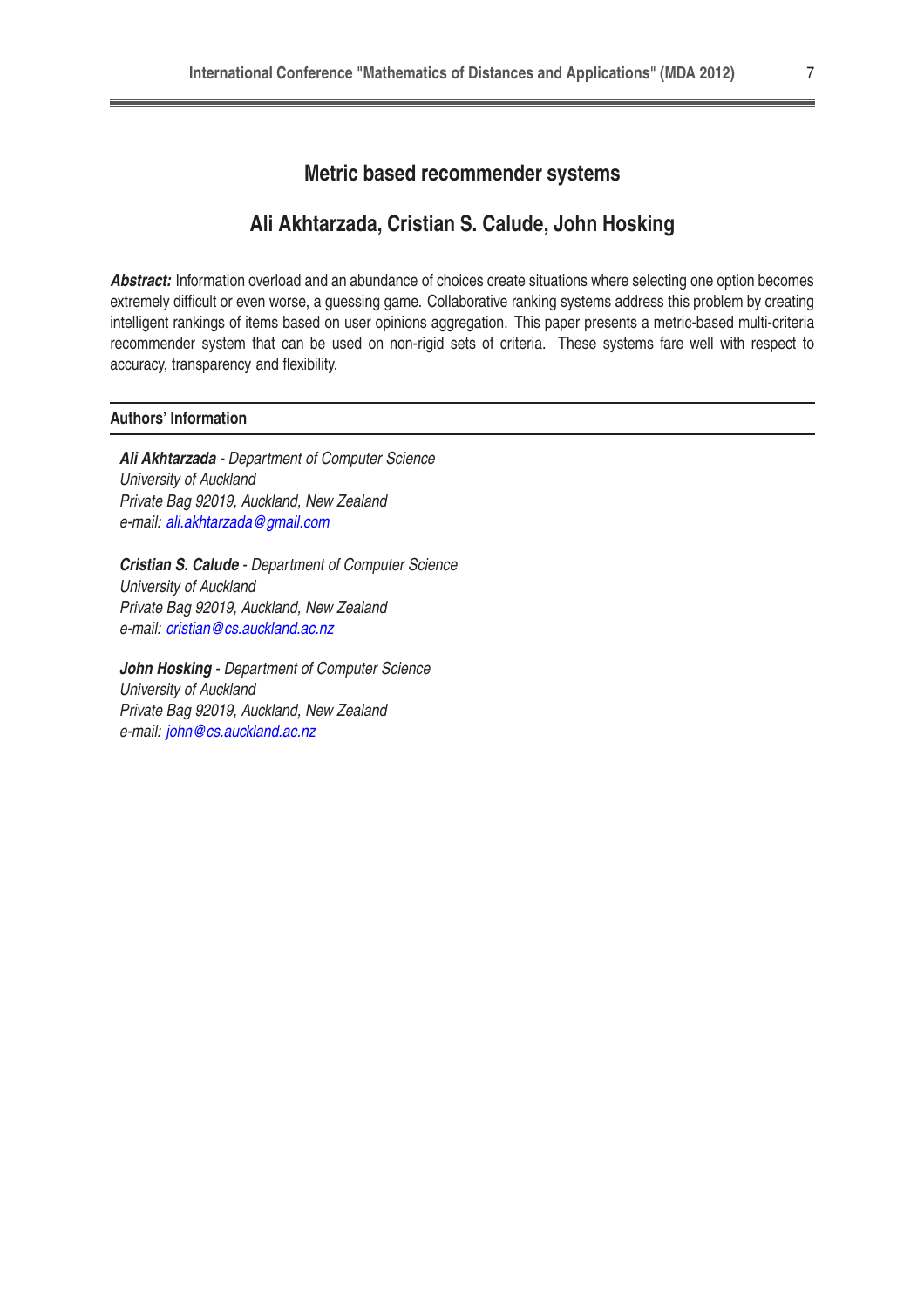# Metric based recommender systems

## Ali Akhtarzada, Cristian S. Calude, John Hosking

***Abstract:*** Information overload and an abundance of choices create situations where selecting one option becomes extremely difficult or even worse, a guessing game. Collaborative ranking systems address this problem by creating intelligent rankings of items based on user opinions aggregation. This paper presents a metric-based multi-criteria recommender system that can be used on non-rigid sets of criteria. These systems fare well with respect to accuracy, transparency and flexibility.

### Authors' Information

***Ali Akhtarzada*** *- Department of Computer Science*
*University of Auckland*
*Private Bag 92019, Auckland, New Zealand*
*e-mail: ali.akhtarzada@gmail.com*

***Cristian S. Calude*** *- Department of Computer Science*
*University of Auckland*
*Private Bag 92019, Auckland, New Zealand*
*e-mail: cristian@cs.auckland.ac.nz*

***John Hosking*** *- Department of Computer Science*
*University of Auckland*
*Private Bag 92019, Auckland, New Zealand*
*e-mail: john@cs.auckland.ac.nz*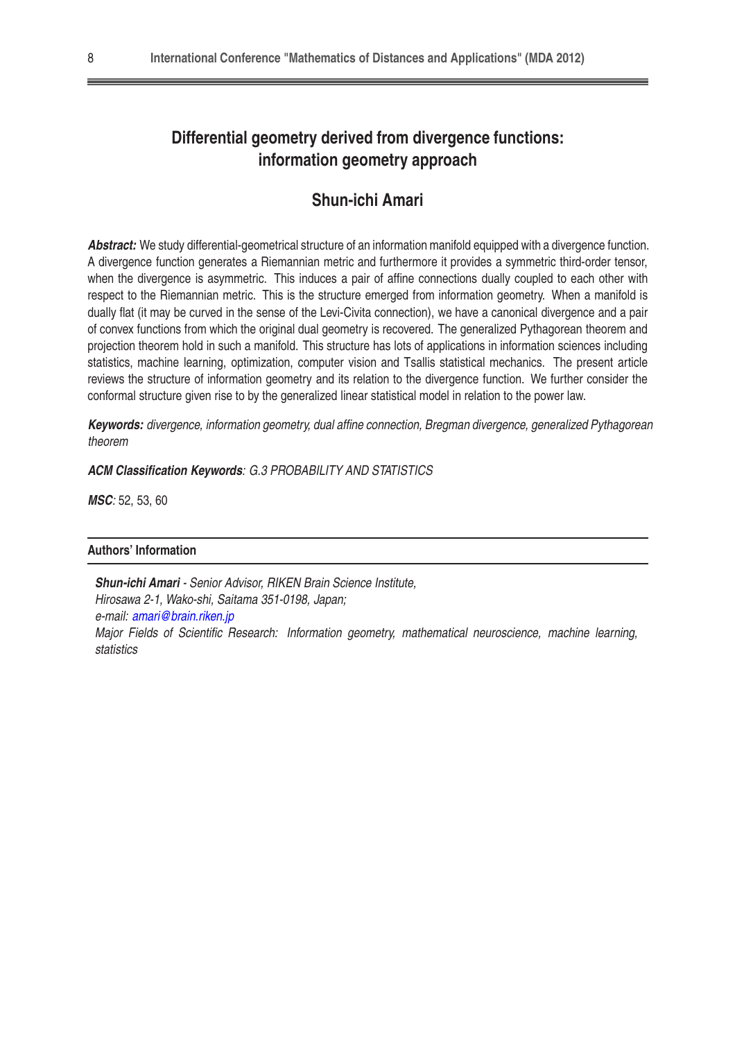# Differential geometry derived from divergence functions: information geometry approach

## Shun-ichi Amari

***Abstract:*** We study differential-geometrical structure of an information manifold equipped with a divergence function. A divergence function generates a Riemannian metric and furthermore it provides a symmetric third-order tensor, when the divergence is asymmetric. This induces a pair of affine connections dually coupled to each other with respect to the Riemannian metric. This is the structure emerged from information geometry. When a manifold is dually flat (it may be curved in the sense of the Levi-Civita connection), we have a canonical divergence and a pair of convex functions from which the original dual geometry is recovered. The generalized Pythagorean theorem and projection theorem hold in such a manifold. This structure has lots of applications in information sciences including statistics, machine learning, optimization, computer vision and Tsallis statistical mechanics. The present article reviews the structure of information geometry and its relation to the divergence function. We further consider the conformal structure given rise to by the generalized linear statistical model in relation to the power law.

***Keywords:*** *divergence, information geometry, dual affine connection, Bregman divergence, generalized Pythagorean theorem*

***ACM Classification Keywords****: G.3 PROBABILITY AND STATISTICS*

***MSC****:* 52, 53, 60

### Authors' Information

***Shun-ichi Amari*** *- Senior Advisor, RIKEN Brain Science Institute,*
*Hirosawa 2-1, Wako-shi, Saitama 351-0198, Japan;*
*e-mail: amari@brain.riken.jp*
*Major Fields of Scientific Research: Information geometry, mathematical neuroscience, machine learning, statistics*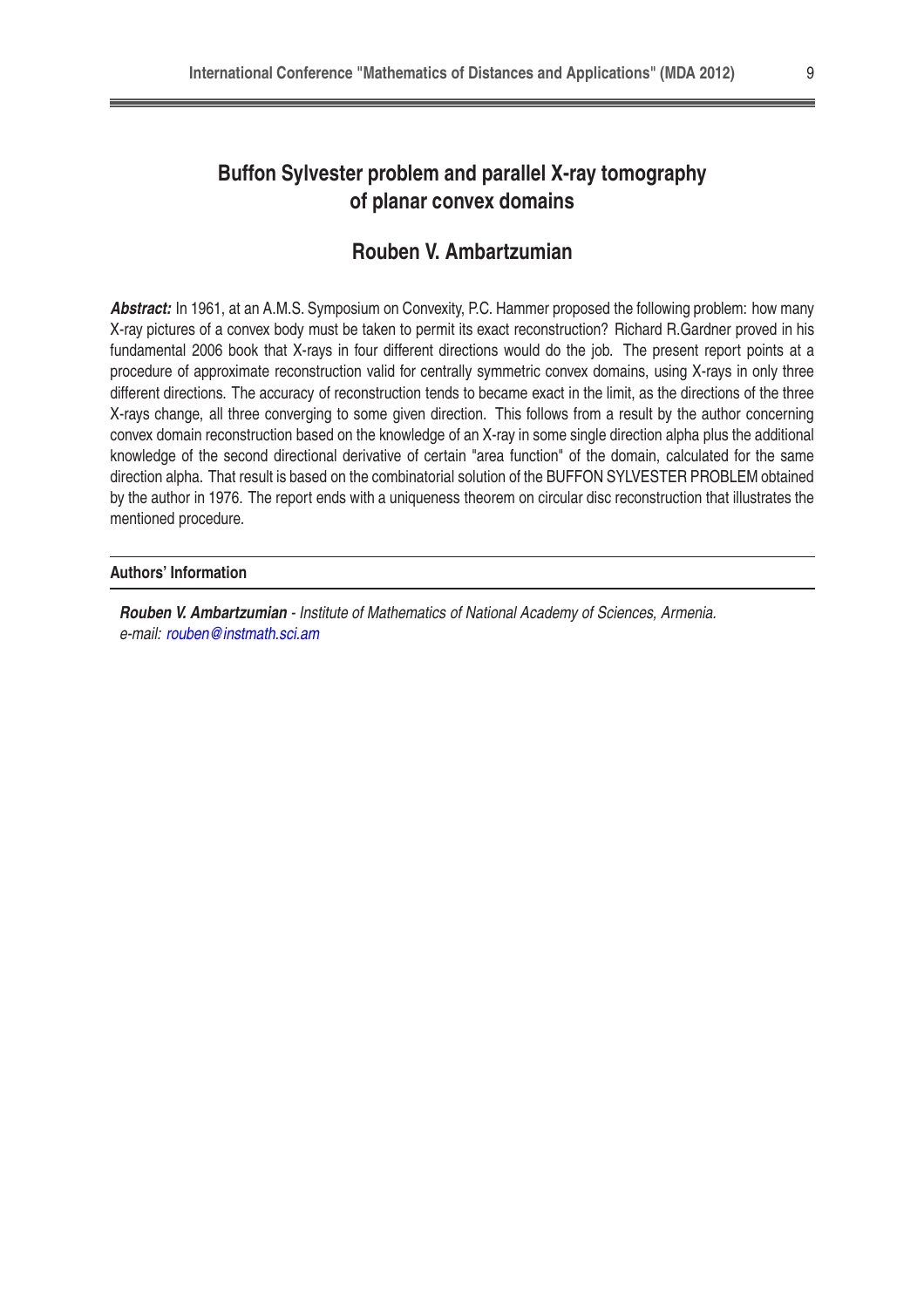# Buffon Sylvester problem and parallel X-ray tomography of planar convex domains

## Rouben V. Ambartzumian

***Abstract:*** In 1961, at an A.M.S. Symposium on Convexity, P.C. Hammer proposed the following problem: how many X-ray pictures of a convex body must be taken to permit its exact reconstruction? Richard R.Gardner proved in his fundamental 2006 book that X-rays in four different directions would do the job. The present report points at a procedure of approximate reconstruction valid for centrally symmetric convex domains, using X-rays in only three different directions. The accuracy of reconstruction tends to became exact in the limit, as the directions of the three X-rays change, all three converging to some given direction. This follows from a result by the author concerning convex domain reconstruction based on the knowledge of an X-ray in some single direction alpha plus the additional knowledge of the second directional derivative of certain "area function" of the domain, calculated for the same direction alpha. That result is based on the combinatorial solution of the BUFFON SYLVESTER PROBLEM obtained by the author in 1976. The report ends with a uniqueness theorem on circular disc reconstruction that illustrates the mentioned procedure.

### Authors' Information

***Rouben V. Ambartzumian*** *- Institute of Mathematics of National Academy of Sciences, Armenia.*
*e-mail: rouben@instmath.sci.am*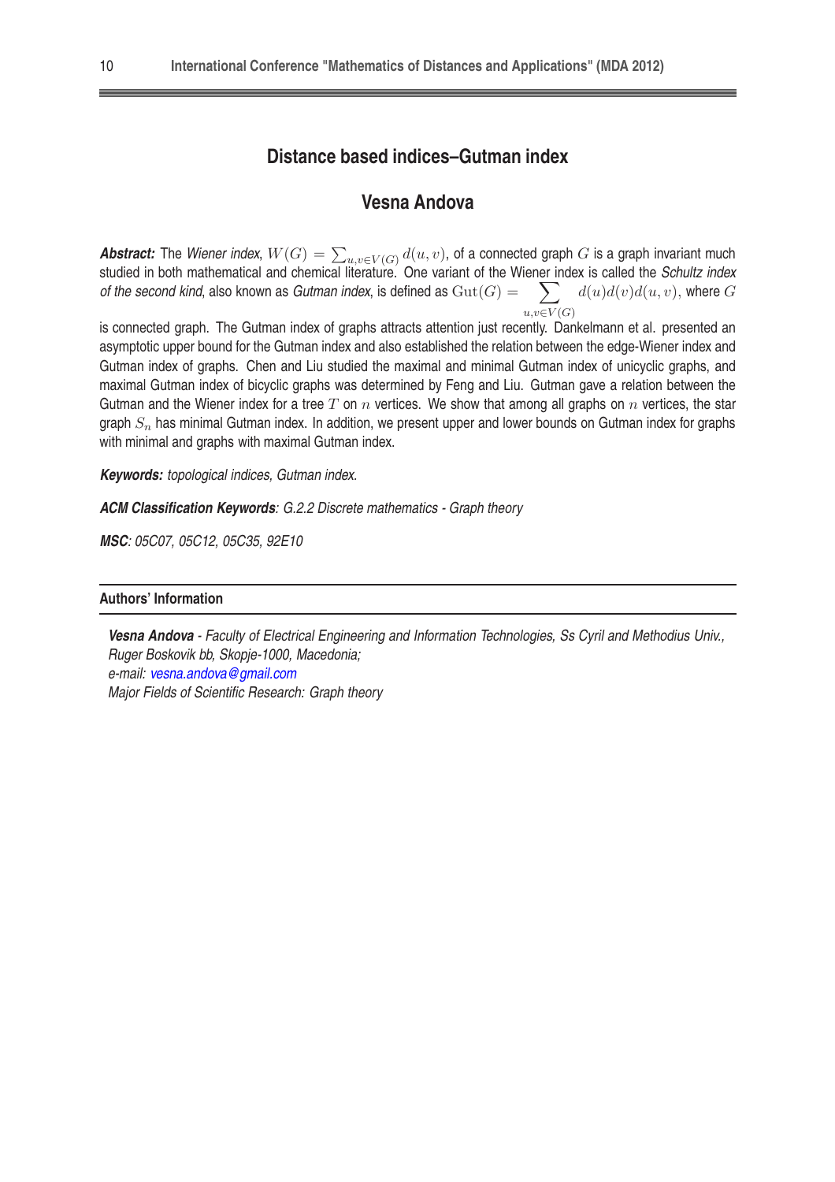# Distance based indices–Gutman index

## Vesna Andova

***Abstract:*** The *Wiener index*, $W(G) = \sum_{u,v \in V(G)} d(u,v)$, of a connected graph $G$ is a graph invariant much studied in both mathematical and chemical literature. One variant of the Wiener index is called the *Schultz index of the second kind*, also known as *Gutman index*, is defined as $\mathrm{Gut}(G) = \sum\limits_{u,v \in V(G)} d(u)d(v)d(u,v)$, where $G$ is connected graph. The Gutman index of graphs attracts attention just recently. Dankelmann et al. presented an asymptotic upper bound for the Gutman index and also established the relation between the edge-Wiener index and Gutman index of graphs. Chen and Liu studied the maximal and minimal Gutman index of unicyclic graphs, and maximal Gutman index of bicyclic graphs was determined by Feng and Liu. Gutman gave a relation between the Gutman and the Wiener index for a tree $T$ on $n$ vertices. We show that among all graphs on $n$ vertices, the star graph $S_n$ has minimal Gutman index. In addition, we present upper and lower bounds on Gutman index for graphs with minimal and graphs with maximal Gutman index.

***Keywords:*** *topological indices, Gutman index.*

***ACM Classification Keywords****: G.2.2 Discrete mathematics - Graph theory*

***MSC****: 05C07, 05C12, 05C35, 92E10*

### Authors' Information

***Vesna Andova*** *- Faculty of Electrical Engineering and Information Technologies, Ss Cyril and Methodius Univ., Ruger Boskovik bb, Skopje-1000, Macedonia;*
*e-mail: vesna.andova@gmail.com*
*Major Fields of Scientific Research: Graph theory*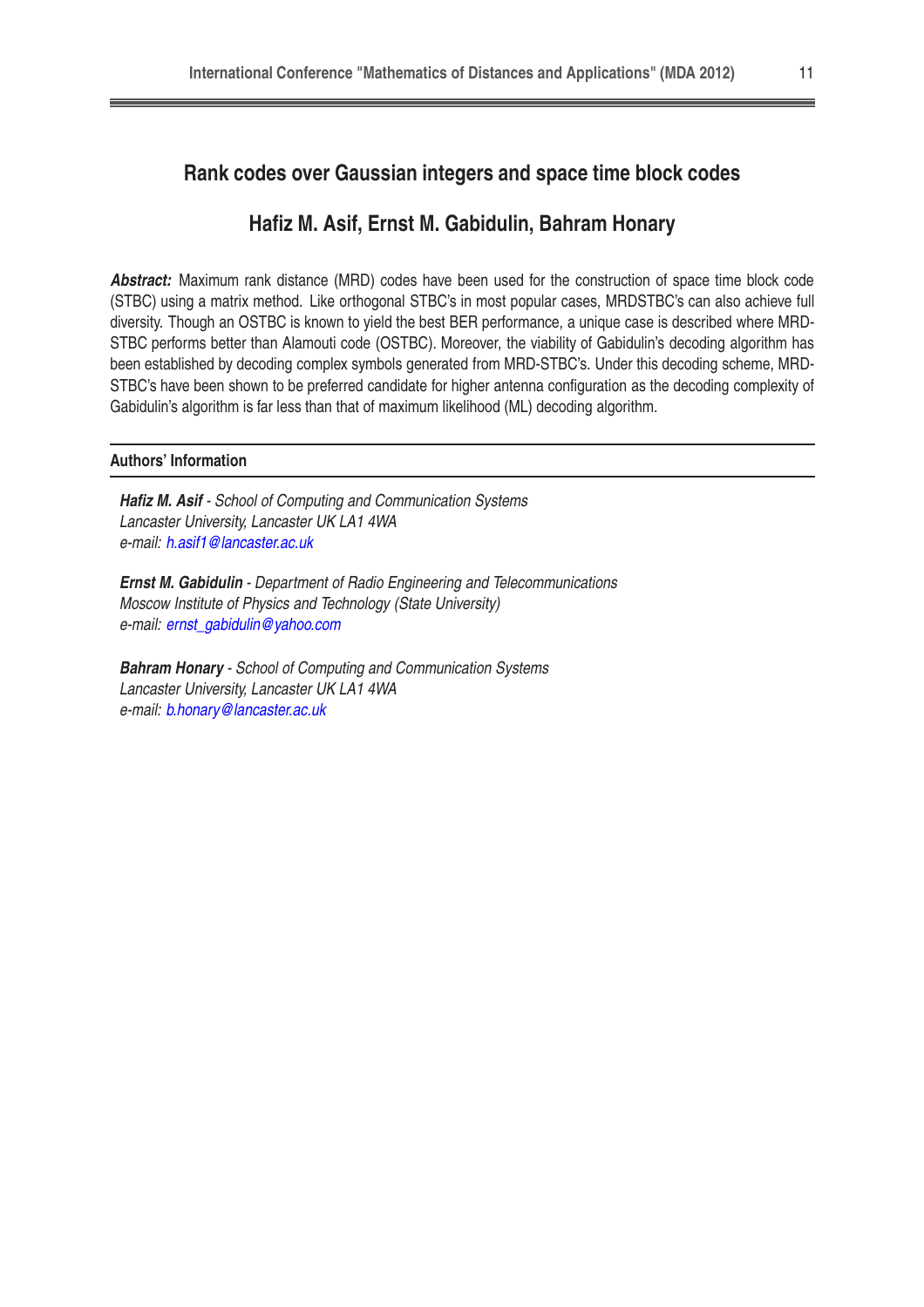# Rank codes over Gaussian integers and space time block codes

## Hafiz M. Asif, Ernst M. Gabidulin, Bahram Honary

***Abstract:*** Maximum rank distance (MRD) codes have been used for the construction of space time block code (STBC) using a matrix method. Like orthogonal STBC's in most popular cases, MRDSTBC's can also achieve full diversity. Though an OSTBC is known to yield the best BER performance, a unique case is described where MRD-STBC performs better than Alamouti code (OSTBC). Moreover, the viability of Gabidulin's decoding algorithm has been established by decoding complex symbols generated from MRD-STBC's. Under this decoding scheme, MRD-STBC's have been shown to be preferred candidate for higher antenna configuration as the decoding complexity of Gabidulin's algorithm is far less than that of maximum likelihood (ML) decoding algorithm.

### Authors' Information

***Hafiz M. Asif*** *- School of Computing and Communication Systems*
*Lancaster University, Lancaster UK LA1 4WA*
*e-mail: h.asif1@lancaster.ac.uk*

***Ernst M. Gabidulin*** *- Department of Radio Engineering and Telecommunications*
*Moscow Institute of Physics and Technology (State University)*
*e-mail: ernst_gabidulin@yahoo.com*

***Bahram Honary*** *- School of Computing and Communication Systems*
*Lancaster University, Lancaster UK LA1 4WA*
*e-mail: b.honary@lancaster.ac.uk*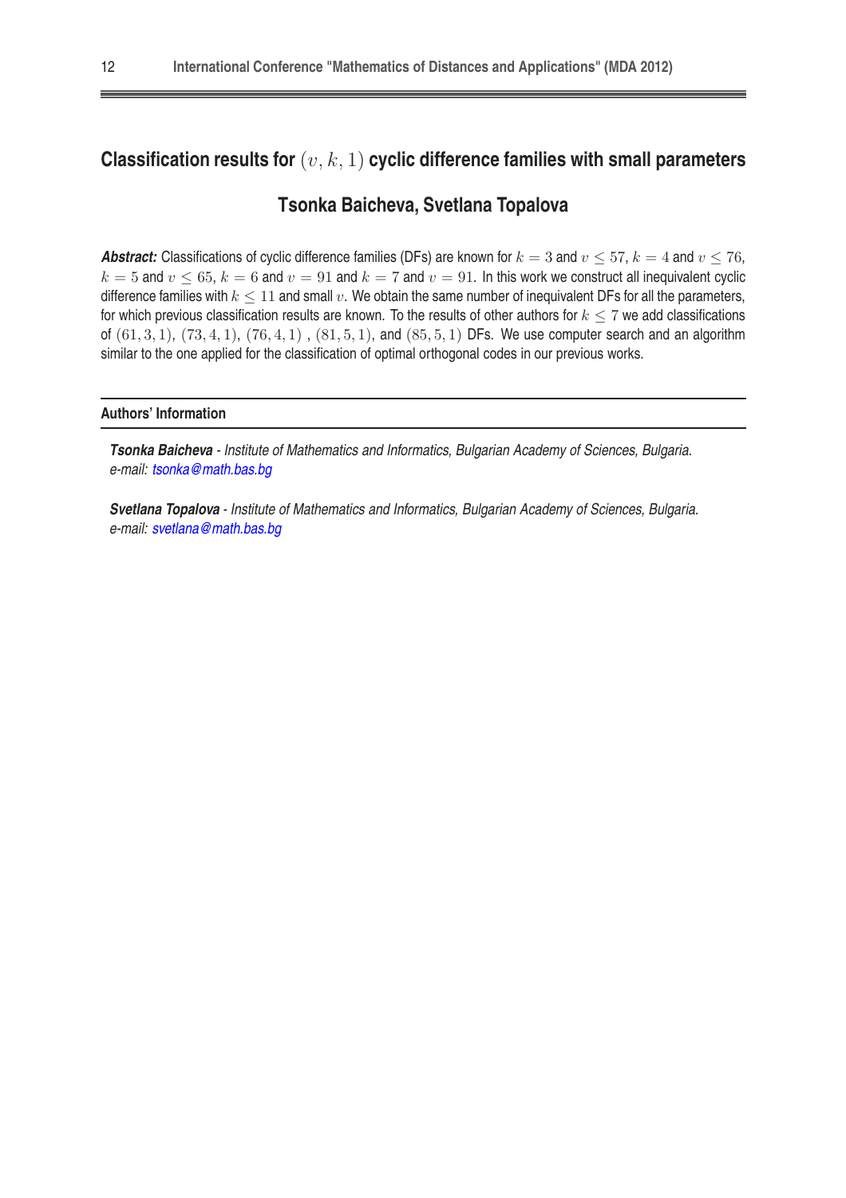# Classification results for $(v, k, 1)$ cyclic difference families with small parameters

## Tsonka Baicheva, Svetlana Topalova

***Abstract:*** Classifications of cyclic difference families (DFs) are known for $k = 3$ and $v \leq 57$, $k = 4$ and $v \leq 76$, $k = 5$ and $v \leq 65$, $k = 6$ and $v = 91$ and $k = 7$ and $v = 91$. In this work we construct all inequivalent cyclic difference families with $k \leq 11$ and small $v$. We obtain the same number of inequivalent DFs for all the parameters, for which previous classification results are known. To the results of other authors for $k \leq 7$ we add classifications of $(61, 3, 1)$, $(73, 4, 1)$, $(76, 4, 1)$ , $(81, 5, 1)$, and $(85, 5, 1)$ DFs. We use computer search and an algorithm similar to the one applied for the classification of optimal orthogonal codes in our previous works.

### Authors' Information

***Tsonka Baicheva*** *- Institute of Mathematics and Informatics, Bulgarian Academy of Sciences, Bulgaria.*
*e-mail: tsonka@math.bas.bg*

***Svetlana Topalova*** *- Institute of Mathematics and Informatics, Bulgarian Academy of Sciences, Bulgaria.*
*e-mail: svetlana@math.bas.bg*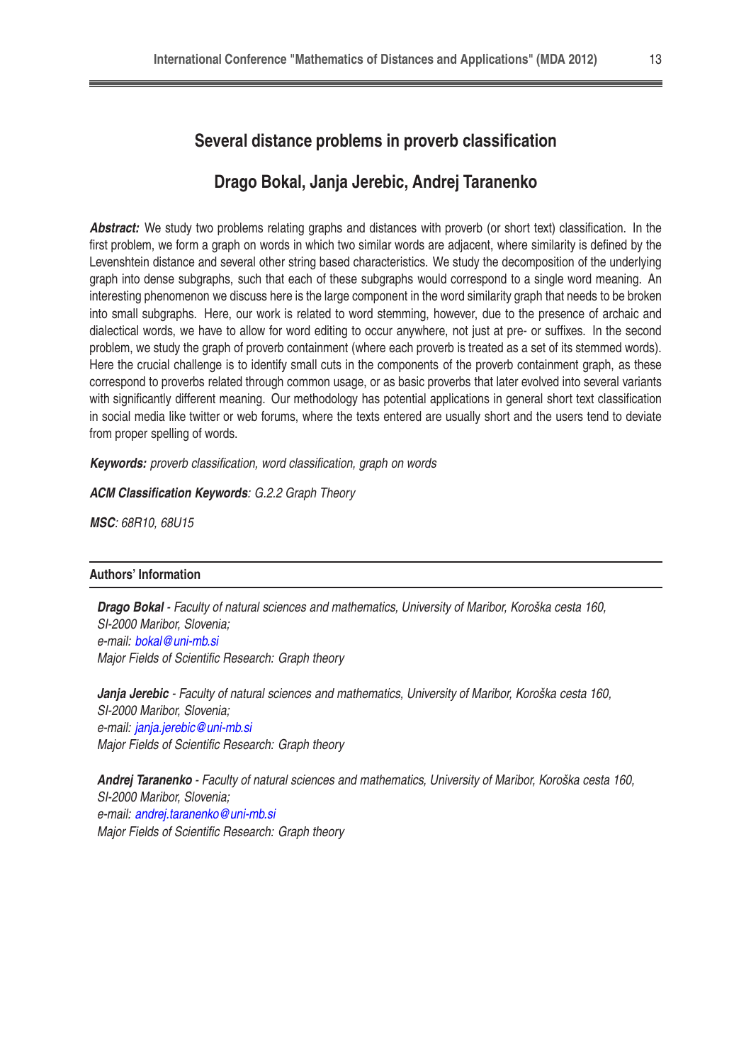# Several distance problems in proverb classification

## Drago Bokal, Janja Jerebic, Andrej Taranenko

***Abstract:*** We study two problems relating graphs and distances with proverb (or short text) classification. In the first problem, we form a graph on words in which two similar words are adjacent, where similarity is defined by the Levenshtein distance and several other string based characteristics. We study the decomposition of the underlying graph into dense subgraphs, such that each of these subgraphs would correspond to a single word meaning. An interesting phenomenon we discuss here is the large component in the word similarity graph that needs to be broken into small subgraphs. Here, our work is related to word stemming, however, due to the presence of archaic and dialectical words, we have to allow for word editing to occur anywhere, not just at pre- or suffixes. In the second problem, we study the graph of proverb containment (where each proverb is treated as a set of its stemmed words). Here the crucial challenge is to identify small cuts in the components of the proverb containment graph, as these correspond to proverbs related through common usage, or as basic proverbs that later evolved into several variants with significantly different meaning. Our methodology has potential applications in general short text classification in social media like twitter or web forums, where the texts entered are usually short and the users tend to deviate from proper spelling of words.

***Keywords:*** *proverb classification, word classification, graph on words*

***ACM Classification Keywords****: G.2.2 Graph Theory*

***MSC****: 68R10, 68U15*

### Authors' Information

***Drago Bokal*** *- Faculty of natural sciences and mathematics, University of Maribor, Koroška cesta 160, SI-2000 Maribor, Slovenia;*
*e-mail: bokal@uni-mb.si*
*Major Fields of Scientific Research: Graph theory*

***Janja Jerebic*** *- Faculty of natural sciences and mathematics, University of Maribor, Koroška cesta 160, SI-2000 Maribor, Slovenia;*
*e-mail: janja.jerebic@uni-mb.si*
*Major Fields of Scientific Research: Graph theory*

***Andrej Taranenko*** *- Faculty of natural sciences and mathematics, University of Maribor, Koroška cesta 160, SI-2000 Maribor, Slovenia;*
*e-mail: andrej.taranenko@uni-mb.si*
*Major Fields of Scientific Research: Graph theory*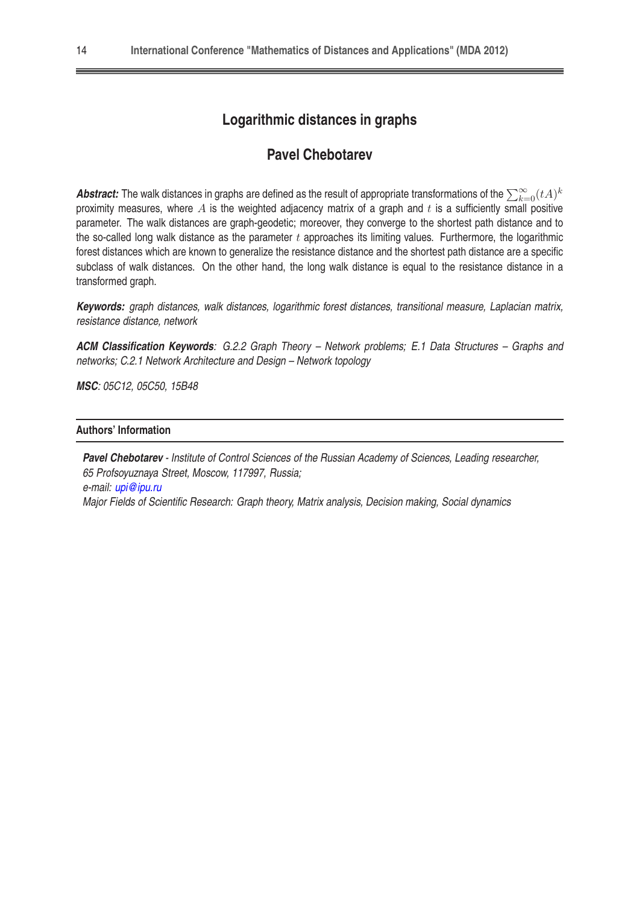# Logarithmic distances in graphs

## Pavel Chebotarev

***Abstract:*** The walk distances in graphs are defined as the result of appropriate transformations of the $\sum_{k=0}^{\infty}(tA)^k$ proximity measures, where $A$ is the weighted adjacency matrix of a graph and $t$ is a sufficiently small positive parameter. The walk distances are graph-geodetic; moreover, they converge to the shortest path distance and to the so-called long walk distance as the parameter $t$ approaches its limiting values. Furthermore, the logarithmic forest distances which are known to generalize the resistance distance and the shortest path distance are a specific subclass of walk distances. On the other hand, the long walk distance is equal to the resistance distance in a transformed graph.

***Keywords:*** *graph distances, walk distances, logarithmic forest distances, transitional measure, Laplacian matrix, resistance distance, network*

***ACM Classification Keywords****: G.2.2 Graph Theory – Network problems; E.1 Data Structures – Graphs and networks; C.2.1 Network Architecture and Design – Network topology*

***MSC****: 05C12, 05C50, 15B48*

---

**Authors' Information**

---

***Pavel Chebotarev*** *- Institute of Control Sciences of the Russian Academy of Sciences, Leading researcher, 65 Profsoyuznaya Street, Moscow, 117997, Russia;*
*e-mail: upi@ipu.ru*
*Major Fields of Scientific Research: Graph theory, Matrix analysis, Decision making, Social dynamics*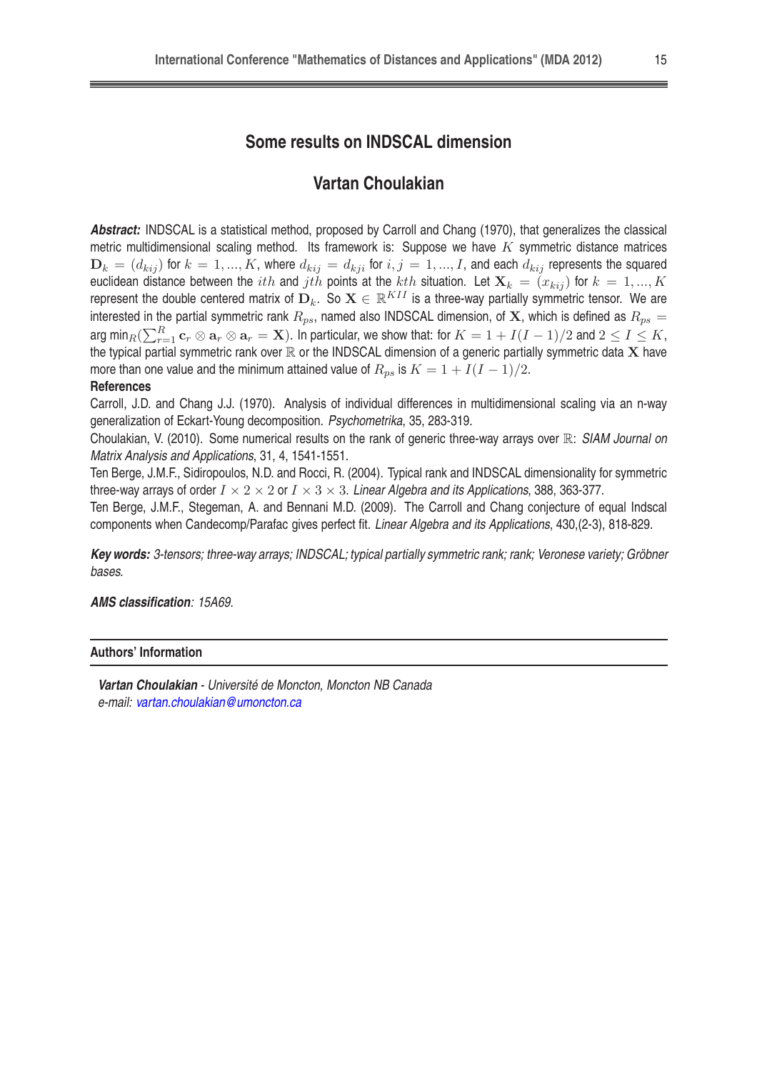# Some results on INDSCAL dimension

## Vartan Choulakian

***Abstract:*** INDSCAL is a statistical method, proposed by Carroll and Chang (1970), that generalizes the classical metric multidimensional scaling method. Its framework is: Suppose we have $K$ symmetric distance matrices $\mathbf{D}_k = (d_{kij})$ for $k = 1, ..., K$, where $d_{kij} = d_{kji}$ for $i, j = 1, ..., I$, and each $d_{kij}$ represents the squared euclidean distance between the $ith$ and $jth$ points at the $kth$ situation. Let $\mathbf{X}_k = (x_{kij})$ for $k = 1, ..., K$ represent the double centered matrix of $\mathbf{D}_k$. So $\mathbf{X} \in \mathbb{R}^{KII}$ is a three-way partially symmetric tensor. We are interested in the partial symmetric rank $R_{ps}$, named also INDSCAL dimension, of $\mathbf{X}$, which is defined as $R_{ps} = \arg\min_R(\sum_{r=1}^{R} \mathbf{c}_r \otimes \mathbf{a}_r \otimes \mathbf{a}_r = \mathbf{X})$. In particular, we show that: for $K = 1 + I(I-1)/2$ and $2 \leq I \leq K$, the typical partial symmetric rank over $\mathbb{R}$ or the INDSCAL dimension of a generic partially symmetric data $\mathbf{X}$ have more than one value and the minimum attained value of $R_{ps}$ is $K = 1 + I(I-1)/2$.

**References**

Carroll, J.D. and Chang J.J. (1970). Analysis of individual differences in multidimensional scaling via an n-way generalization of Eckart-Young decomposition. *Psychometrika*, 35, 283-319.

Choulakian, V. (2010). Some numerical results on the rank of generic three-way arrays over $\mathbb{R}$: *SIAM Journal on Matrix Analysis and Applications*, 31, 4, 1541-1551.

Ten Berge, J.M.F., Sidiropoulos, N.D. and Rocci, R. (2004). Typical rank and INDSCAL dimensionality for symmetric three-way arrays of order $I \times 2 \times 2$ or $I \times 3 \times 3$. *Linear Algebra and its Applications*, 388, 363-377.

Ten Berge, J.M.F., Stegeman, A. and Bennani M.D. (2009). The Carroll and Chang conjecture of equal Indscal components when Candecomp/Parafac gives perfect fit. *Linear Algebra and its Applications*, 430,(2-3), 818-829.

***Key words:*** *3-tensors; three-way arrays; INDSCAL; typical partially symmetric rank; rank; Veronese variety; Gröbner bases.*

***AMS classification****: 15A69.*

**Authors' Information**

***Vartan Choulakian*** *- Université de Moncton, Moncton NB Canada*
*e-mail: vartan.choulakian@umoncton.ca*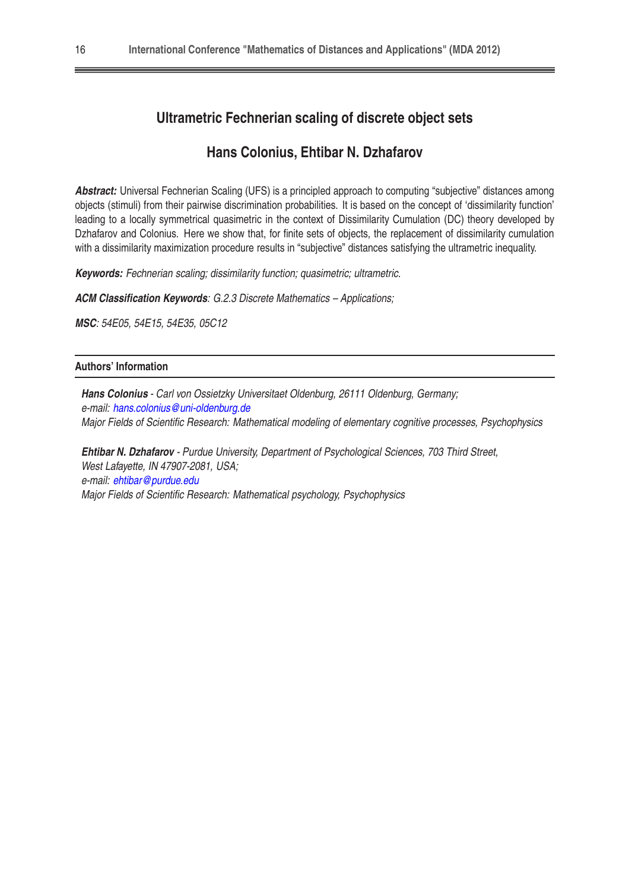# Ultrametric Fechnerian scaling of discrete object sets

## Hans Colonius, Ehtibar N. Dzhafarov

***Abstract:*** Universal Fechnerian Scaling (UFS) is a principled approach to computing "subjective" distances among objects (stimuli) from their pairwise discrimination probabilities. It is based on the concept of 'dissimilarity function' leading to a locally symmetrical quasimetric in the context of Dissimilarity Cumulation (DC) theory developed by Dzhafarov and Colonius. Here we show that, for finite sets of objects, the replacement of dissimilarity cumulation with a dissimilarity maximization procedure results in "subjective" distances satisfying the ultrametric inequality.

***Keywords:*** *Fechnerian scaling; dissimilarity function; quasimetric; ultrametric.*

***ACM Classification Keywords****: G.2.3 Discrete Mathematics – Applications;*

***MSC****: 54E05, 54E15, 54E35, 05C12*

---

**Authors' Information**

---

***Hans Colonius*** *- Carl von Ossietzky Universitaet Oldenburg, 26111 Oldenburg, Germany;*
*e-mail: hans.colonius@uni-oldenburg.de*
*Major Fields of Scientific Research: Mathematical modeling of elementary cognitive processes, Psychophysics*

***Ehtibar N. Dzhafarov*** *- Purdue University, Department of Psychological Sciences, 703 Third Street, West Lafayette, IN 47907-2081, USA;*
*e-mail: ehtibar@purdue.edu*
*Major Fields of Scientific Research: Mathematical psychology, Psychophysics*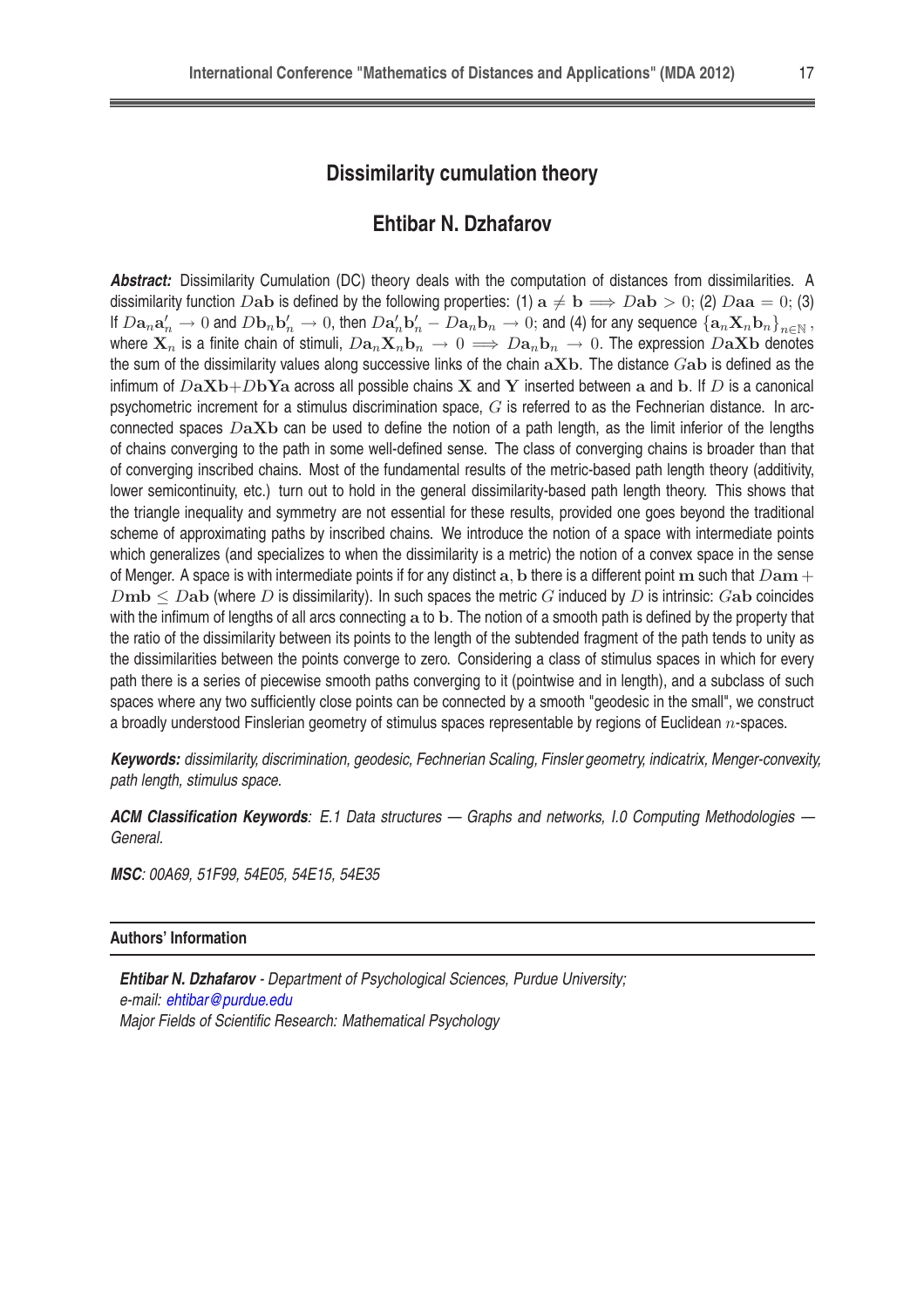# Dissimilarity cumulation theory

## Ehtibar N. Dzhafarov

***Abstract:*** Dissimilarity Cumulation (DC) theory deals with the computation of distances from dissimilarities. A dissimilarity function $D\mathbf{ab}$ is defined by the following properties: (1) $\mathbf{a} \neq \mathbf{b} \implies D\mathbf{ab} > 0$; (2) $D\mathbf{aa} = 0$; (3) If $D\mathbf{a}_n\mathbf{a}'_n \to 0$ and $D\mathbf{b}_n\mathbf{b}'_n \to 0$, then $D\mathbf{a}'_n\mathbf{b}'_n - D\mathbf{a}_n\mathbf{b}_n \to 0$; and (4) for any sequence $\{\mathbf{a}_n\mathbf{X}_n\mathbf{b}_n\}_{n\in\mathbb{N}}$, where $\mathbf{X}_n$ is a finite chain of stimuli, $D\mathbf{a}_n\mathbf{X}_n\mathbf{b}_n \to 0 \implies D\mathbf{a}_n\mathbf{b}_n \to 0$. The expression $D\mathbf{aXb}$ denotes the sum of the dissimilarity values along successive links of the chain $\mathbf{aXb}$. The distance $G\mathbf{ab}$ is defined as the infimum of $D\mathbf{aXb}+D\mathbf{bYa}$ across all possible chains $\mathbf{X}$ and $\mathbf{Y}$ inserted between $\mathbf{a}$ and $\mathbf{b}$. If $D$ is a canonical psychometric increment for a stimulus discrimination space, $G$ is referred to as the Fechnerian distance. In arc-connected spaces $D\mathbf{aXb}$ can be used to define the notion of a path length, as the limit inferior of the lengths of chains converging to the path in some well-defined sense. The class of converging chains is broader than that of converging inscribed chains. Most of the fundamental results of the metric-based path length theory (additivity, lower semicontinuity, etc.) turn out to hold in the general dissimilarity-based path length theory. This shows that the triangle inequality and symmetry are not essential for these results, provided one goes beyond the traditional scheme of approximating paths by inscribed chains. We introduce the notion of a space with intermediate points which generalizes (and specializes to when the dissimilarity is a metric) the notion of a convex space in the sense of Menger. A space is with intermediate points if for any distinct $\mathbf{a}, \mathbf{b}$ there is a different point $\mathbf{m}$ such that $D\mathbf{am} + D\mathbf{mb} \leq D\mathbf{ab}$ (where $D$ is dissimilarity). In such spaces the metric $G$ induced by $D$ is intrinsic: $G\mathbf{ab}$ coincides with the infimum of lengths of all arcs connecting $\mathbf{a}$ to $\mathbf{b}$. The notion of a smooth path is defined by the property that the ratio of the dissimilarity between its points to the length of the subtended fragment of the path tends to unity as the dissimilarities between the points converge to zero. Considering a class of stimulus spaces in which for every path there is a series of piecewise smooth paths converging to it (pointwise and in length), and a subclass of such spaces where any two sufficiently close points can be connected by a smooth "geodesic in the small", we construct a broadly understood Finslerian geometry of stimulus spaces representable by regions of Euclidean $n$-spaces.

***Keywords:*** *dissimilarity, discrimination, geodesic, Fechnerian Scaling, Finsler geometry, indicatrix, Menger-convexity, path length, stimulus space.*

***ACM Classification Keywords***: *E.1 Data structures — Graphs and networks, I.0 Computing Methodologies — General.*

***MSC***: *00A69, 51F99, 54E05, 54E15, 54E35*

---

**Authors' Information**

***Ehtibar N. Dzhafarov*** *- Department of Psychological Sciences, Purdue University;*
*e-mail: ehtibar@purdue.edu*
*Major Fields of Scientific Research: Mathematical Psychology*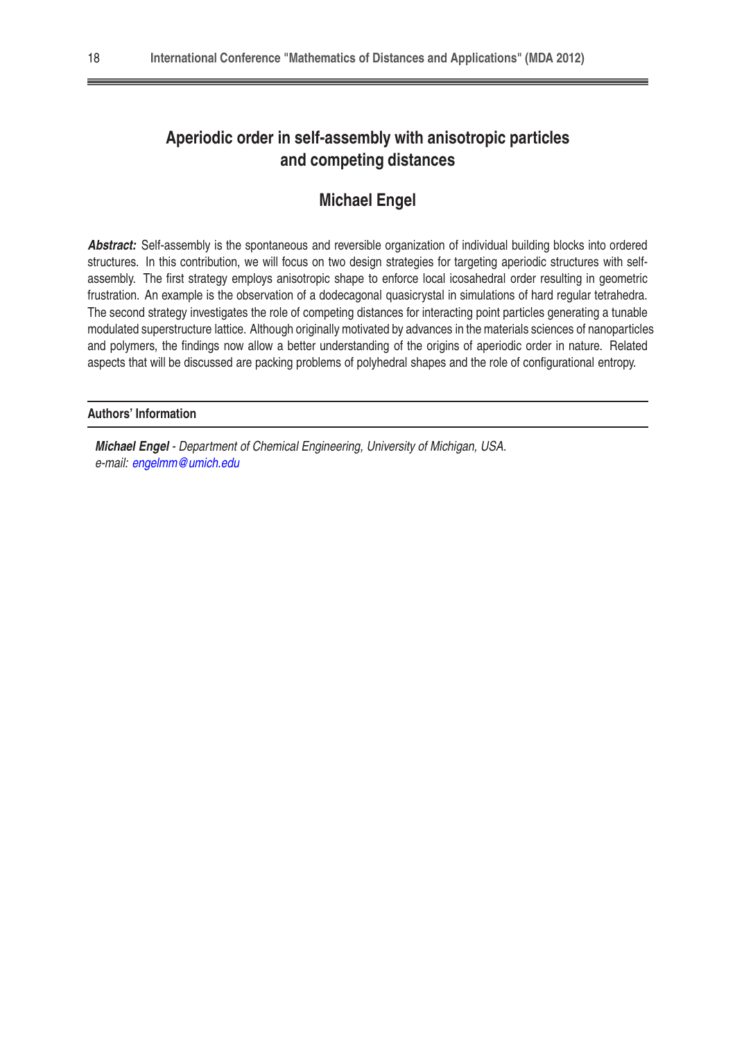# Aperiodic order in self-assembly with anisotropic particles and competing distances

## Michael Engel

***Abstract:*** Self-assembly is the spontaneous and reversible organization of individual building blocks into ordered structures. In this contribution, we will focus on two design strategies for targeting aperiodic structures with self-assembly. The first strategy employs anisotropic shape to enforce local icosahedral order resulting in geometric frustration. An example is the observation of a dodecagonal quasicrystal in simulations of hard regular tetrahedra. The second strategy investigates the role of competing distances for interacting point particles generating a tunable modulated superstructure lattice. Although originally motivated by advances in the materials sciences of nanoparticles and polymers, the findings now allow a better understanding of the origins of aperiodic order in nature. Related aspects that will be discussed are packing problems of polyhedral shapes and the role of configurational entropy.

### Authors' Information

***Michael Engel*** *- Department of Chemical Engineering, University of Michigan, USA.*
*e-mail: engelmm@umich.edu*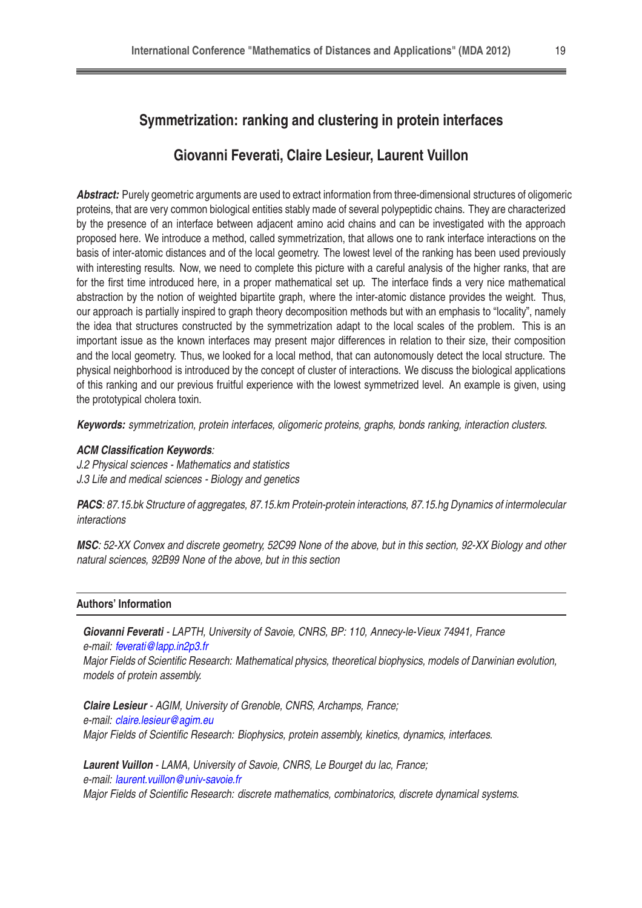# Symmetrization: ranking and clustering in protein interfaces

## Giovanni Feverati, Claire Lesieur, Laurent Vuillon

***Abstract:*** Purely geometric arguments are used to extract information from three-dimensional structures of oligomeric proteins, that are very common biological entities stably made of several polypeptidic chains. They are characterized by the presence of an interface between adjacent amino acid chains and can be investigated with the approach proposed here. We introduce a method, called symmetrization, that allows one to rank interface interactions on the basis of inter-atomic distances and of the local geometry. The lowest level of the ranking has been used previously with interesting results. Now, we need to complete this picture with a careful analysis of the higher ranks, that are for the first time introduced here, in a proper mathematical set up. The interface finds a very nice mathematical abstraction by the notion of weighted bipartite graph, where the inter-atomic distance provides the weight. Thus, our approach is partially inspired to graph theory decomposition methods but with an emphasis to "locality", namely the idea that structures constructed by the symmetrization adapt to the local scales of the problem. This is an important issue as the known interfaces may present major differences in relation to their size, their composition and the local geometry. Thus, we looked for a local method, that can autonomously detect the local structure. The physical neighborhood is introduced by the concept of cluster of interactions. We discuss the biological applications of this ranking and our previous fruitful experience with the lowest symmetrized level. An example is given, using the prototypical cholera toxin.

***Keywords:*** *symmetrization, protein interfaces, oligomeric proteins, graphs, bonds ranking, interaction clusters.*

***ACM Classification Keywords***:
*J.2 Physical sciences - Mathematics and statistics*
*J.3 Life and medical sciences - Biology and genetics*

***PACS***: *87.15.bk Structure of aggregates, 87.15.km Protein-protein interactions, 87.15.hg Dynamics of intermolecular interactions*

***MSC***: *52-XX Convex and discrete geometry, 52C99 None of the above, but in this section, 92-XX Biology and other natural sciences, 92B99 None of the above, but in this section*

---

**Authors' Information**

***Giovanni Feverati*** *- LAPTH, University of Savoie, CNRS, BP: 110, Annecy-le-Vieux 74941, France*
*e-mail: feverati@lapp.in2p3.fr*
*Major Fields of Scientific Research: Mathematical physics, theoretical biophysics, models of Darwinian evolution, models of protein assembly.*

***Claire Lesieur*** *- AGIM, University of Grenoble, CNRS, Archamps, France;*
*e-mail: claire.lesieur@agim.eu*
*Major Fields of Scientific Research: Biophysics, protein assembly, kinetics, dynamics, interfaces.*

***Laurent Vuillon*** *- LAMA, University of Savoie, CNRS, Le Bourget du lac, France;*
*e-mail: laurent.vuillon@univ-savoie.fr*
*Major Fields of Scientific Research: discrete mathematics, combinatorics, discrete dynamical systems.*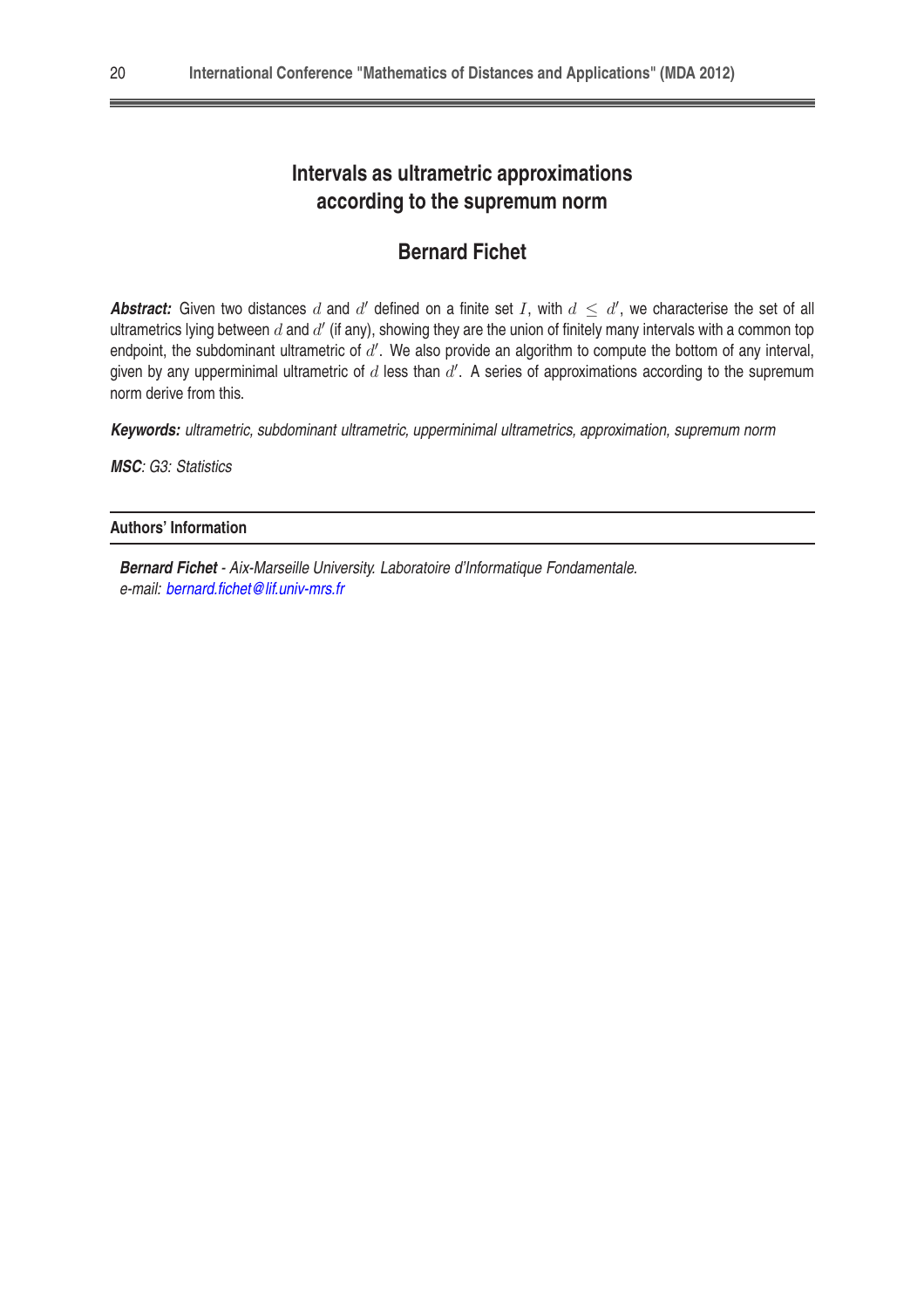# Intervals as ultrametric approximations according to the supremum norm

## Bernard Fichet

***Abstract:*** Given two distances $d$ and $d'$ defined on a finite set $I$, with $d \leq d'$, we characterise the set of all ultrametrics lying between $d$ and $d'$ (if any), showing they are the union of finitely many intervals with a common top endpoint, the subdominant ultrametric of $d'$. We also provide an algorithm to compute the bottom of any interval, given by any upperminimal ultrametric of $d$ less than $d'$. A series of approximations according to the supremum norm derive from this.

***Keywords:*** *ultrametric, subdominant ultrametric, upperminimal ultrametrics, approximation, supremum norm*

***MSC****: G3: Statistics*

---

**Authors' Information**

***Bernard Fichet*** *- Aix-Marseille University. Laboratoire d'Informatique Fondamentale.*
*e-mail: bernard.fichet@lif.univ-mrs.fr*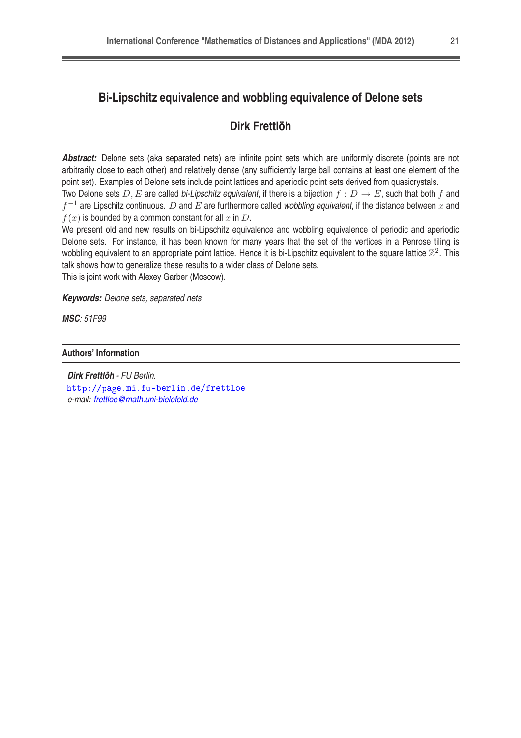# Bi-Lipschitz equivalence and wobbling equivalence of Delone sets

## Dirk Frettlöh

***Abstract:*** Delone sets (aka separated nets) are infinite point sets which are uniformly discrete (points are not arbitrarily close to each other) and relatively dense (any sufficiently large ball contains at least one element of the point set). Examples of Delone sets include point lattices and aperiodic point sets derived from quasicrystals.

Two Delone sets $D, E$ are called *bi-Lipschitz equivalent*, if there is a bijection $f : D \to E$, such that both $f$ and $f^{-1}$ are Lipschitz continuous. $D$ and $E$ are furthermore called *wobbling equivalent*, if the distance between $x$ and $f(x)$ is bounded by a common constant for all $x$ in $D$.

We present old and new results on bi-Lipschitz equivalence and wobbling equivalence of periodic and aperiodic Delone sets. For instance, it has been known for many years that the set of the vertices in a Penrose tiling is wobbling equivalent to an appropriate point lattice. Hence it is bi-Lipschitz equivalent to the square lattice $\mathbb{Z}^2$. This talk shows how to generalize these results to a wider class of Delone sets.

This is joint work with Alexey Garber (Moscow).

***Keywords:*** *Delone sets, separated nets*

***MSC***: *51F99*

---

**Authors' Information**

---

***Dirk Frettlöh*** *- FU Berlin.*
http://page.mi.fu-berlin.de/frettloe
*e-mail: frettloe@math.uni-bielefeld.de*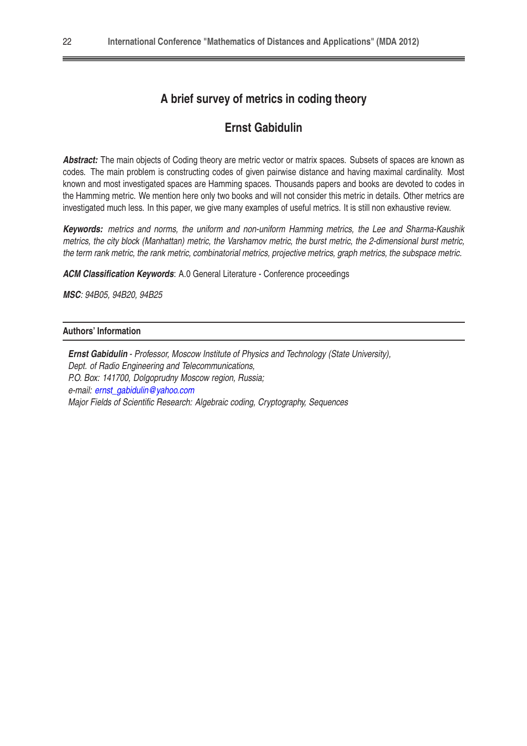# A brief survey of metrics in coding theory

## Ernst Gabidulin

***Abstract:*** The main objects of Coding theory are metric vector or matrix spaces. Subsets of spaces are known as codes. The main problem is constructing codes of given pairwise distance and having maximal cardinality. Most known and most investigated spaces are Hamming spaces. Thousands papers and books are devoted to codes in the Hamming metric. We mention here only two books and will not consider this metric in details. Other metrics are investigated much less. In this paper, we give many examples of useful metrics. It is still non exhaustive review.

***Keywords:*** *metrics and norms, the uniform and non-uniform Hamming metrics, the Lee and Sharma-Kaushik metrics, the city block (Manhattan) metric, the Varshamov metric, the burst metric, the 2-dimensional burst metric, the term rank metric, the rank metric, combinatorial metrics, projective metrics, graph metrics, the subspace metric.*

***ACM Classification Keywords***: A.0 General Literature - Conference proceedings

***MSC***: *94B05, 94B20, 94B25*

---

**Authors' Information**

---

***Ernst Gabidulin*** *- Professor, Moscow Institute of Physics and Technology (State University), Dept. of Radio Engineering and Telecommunications, P.O. Box: 141700, Dolgoprudny Moscow region, Russia;*
*e-mail: ernst_gabidulin@yahoo.com*
*Major Fields of Scientific Research: Algebraic coding, Cryptography, Sequences*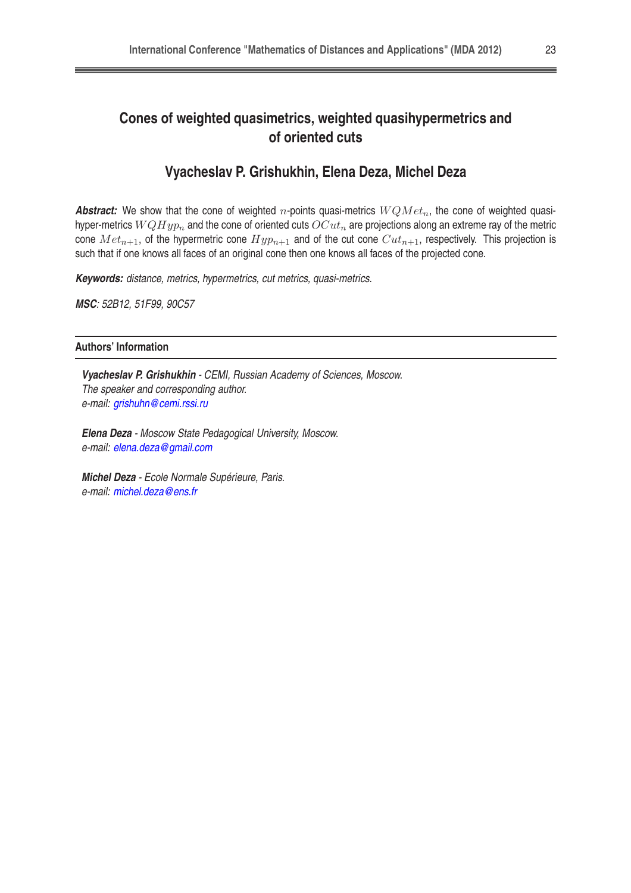# Cones of weighted quasimetrics, weighted quasihypermetrics and of oriented cuts

## Vyacheslav P. Grishukhin, Elena Deza, Michel Deza

***Abstract:*** We show that the cone of weighted $n$-points quasi-metrics $WQMet_n$, the cone of weighted quasi-hyper-metrics $WQHyp_n$ and the cone of oriented cuts $OCut_n$ are projections along an extreme ray of the metric cone $Met_{n+1}$, of the hypermetric cone $Hyp_{n+1}$ and of the cut cone $Cut_{n+1}$, respectively. This projection is such that if one knows all faces of an original cone then one knows all faces of the projected cone.

***Keywords:*** *distance, metrics, hypermetrics, cut metrics, quasi-metrics.*

***MSC***: *52B12, 51F99, 90C57*

---

**Authors' Information**

---

***Vyacheslav P. Grishukhin*** *- CEMI, Russian Academy of Sciences, Moscow.*
*The speaker and corresponding author.*
*e-mail: grishuhn@cemi.rssi.ru*

***Elena Deza*** *- Moscow State Pedagogical University, Moscow.*
*e-mail: elena.deza@gmail.com*

***Michel Deza*** *- Ecole Normale Supérieure, Paris.*
*e-mail: michel.deza@ens.fr*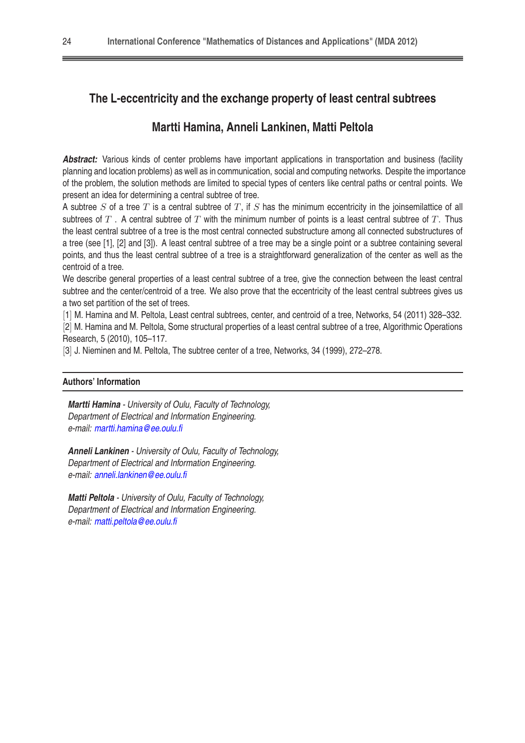# The L-eccentricity and the exchange property of least central subtrees

## Martti Hamina, Anneli Lankinen, Matti Peltola

***Abstract:*** Various kinds of center problems have important applications in transportation and business (facility planning and location problems) as well as in communication, social and computing networks. Despite the importance of the problem, the solution methods are limited to special types of centers like central paths or central points. We present an idea for determining a central subtree of tree.

A subtree $S$ of a tree $T$ is a central subtree of $T$, if $S$ has the minimum eccentricity in the joinsemilattice of all subtrees of $T$. A central subtree of $T$ with the minimum number of points is a least central subtree of $T$. Thus the least central subtree of a tree is the most central connected substructure among all connected substructures of a tree (see [1], [2] and [3]). A least central subtree of a tree may be a single point or a subtree containing several points, and thus the least central subtree of a tree is a straightforward generalization of the center as well as the centroid of a tree.

We describe general properties of a least central subtree of a tree, give the connection between the least central subtree and the center/centroid of a tree. We also prove that the eccentricity of the least central subtrees gives us a two set partition of the set of trees.

[1] M. Hamina and M. Peltola, Least central subtrees, center, and centroid of a tree, Networks, 54 (2011) 328–332.

[2] M. Hamina and M. Peltola, Some structural properties of a least central subtree of a tree, Algorithmic Operations Research, 5 (2010), 105–117.

[3] J. Nieminen and M. Peltola, The subtree center of a tree, Networks, 34 (1999), 272–278.

---

**Authors' Information**

***Martti Hamina*** *- University of Oulu, Faculty of Technology, Department of Electrical and Information Engineering.*
*e-mail: martti.hamina@ee.oulu.fi*

***Anneli Lankinen*** *- University of Oulu, Faculty of Technology, Department of Electrical and Information Engineering.*
*e-mail: anneli.lankinen@ee.oulu.fi*

***Matti Peltola*** *- University of Oulu, Faculty of Technology, Department of Electrical and Information Engineering.*
*e-mail: matti.peltola@ee.oulu.fi*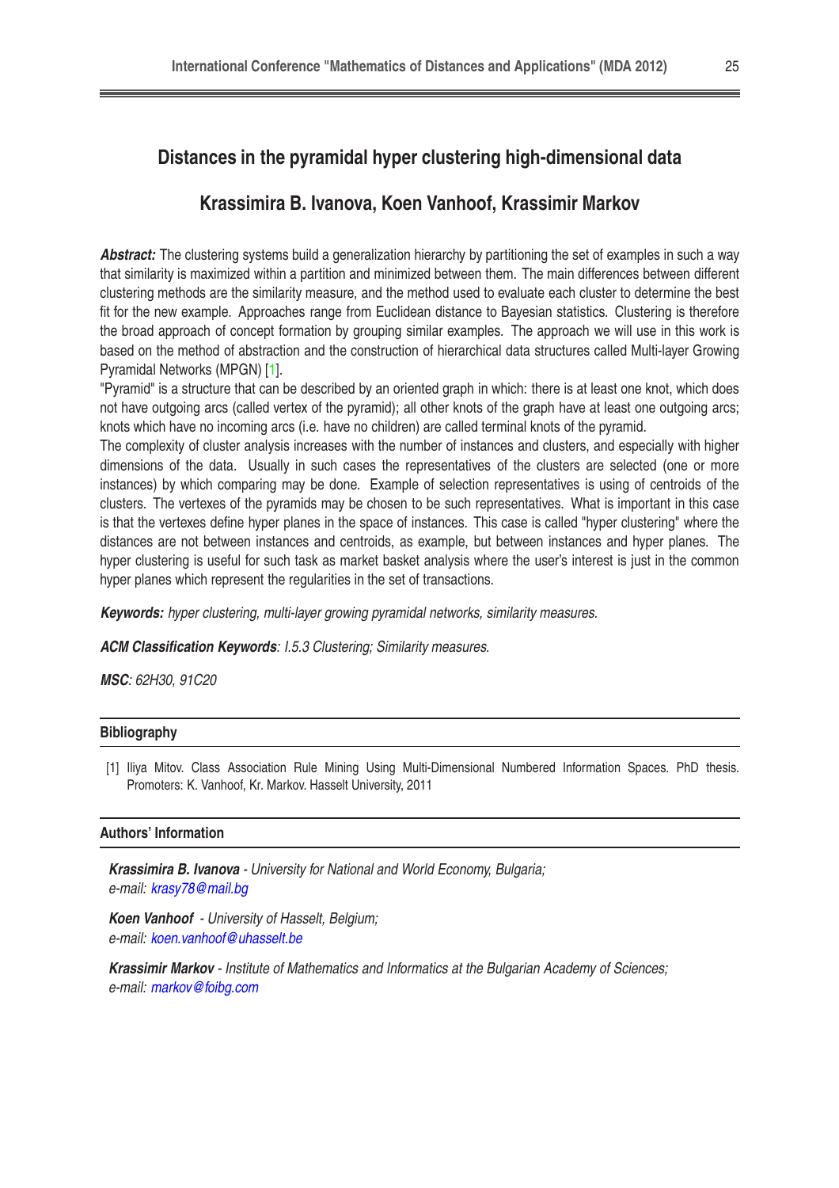# Distances in the pyramidal hyper clustering high-dimensional data

## Krassimira B. Ivanova, Koen Vanhoof, Krassimir Markov

***Abstract:*** The clustering systems build a generalization hierarchy by partitioning the set of examples in such a way that similarity is maximized within a partition and minimized between them. The main differences between different clustering methods are the similarity measure, and the method used to evaluate each cluster to determine the best fit for the new example. Approaches range from Euclidean distance to Bayesian statistics. Clustering is therefore the broad approach of concept formation by grouping similar examples. The approach we will use in this work is based on the method of abstraction and the construction of hierarchical data structures called Multi-layer Growing Pyramidal Networks (MPGN) [1].

"Pyramid" is a structure that can be described by an oriented graph in which: there is at least one knot, which does not have outgoing arcs (called vertex of the pyramid); all other knots of the graph have at least one outgoing arcs; knots which have no incoming arcs (i.e. have no children) are called terminal knots of the pyramid.

The complexity of cluster analysis increases with the number of instances and clusters, and especially with higher dimensions of the data. Usually in such cases the representatives of the clusters are selected (one or more instances) by which comparing may be done. Example of selection representatives is using of centroids of the clusters. The vertexes of the pyramids may be chosen to be such representatives. What is important in this case is that the vertexes define hyper planes in the space of instances. This case is called "hyper clustering" where the distances are not between instances and centroids, as example, but between instances and hyper planes. The hyper clustering is useful for such task as market basket analysis where the user's interest is just in the common hyper planes which represent the regularities in the set of transactions.

***Keywords:*** *hyper clustering, multi-layer growing pyramidal networks, similarity measures.*

***ACM Classification Keywords****: I.5.3 Clustering; Similarity measures.*

***MSC****: 62H30, 91C20*

### Bibliography

[1] Iliya Mitov. Class Association Rule Mining Using Multi-Dimensional Numbered Information Spaces. PhD thesis. Promoters: K. Vanhoof, Kr. Markov. Hasselt University, 2011

### Authors' Information

***Krassimira B. Ivanova*** *- University for National and World Economy, Bulgaria;*
*e-mail: krasy78@mail.bg*

***Koen Vanhoof*** *- University of Hasselt, Belgium;*
*e-mail: koen.vanhoof@uhasselt.be*

***Krassimir Markov*** *- Institute of Mathematics and Informatics at the Bulgarian Academy of Sciences;*
*e-mail: markov@foibg.com*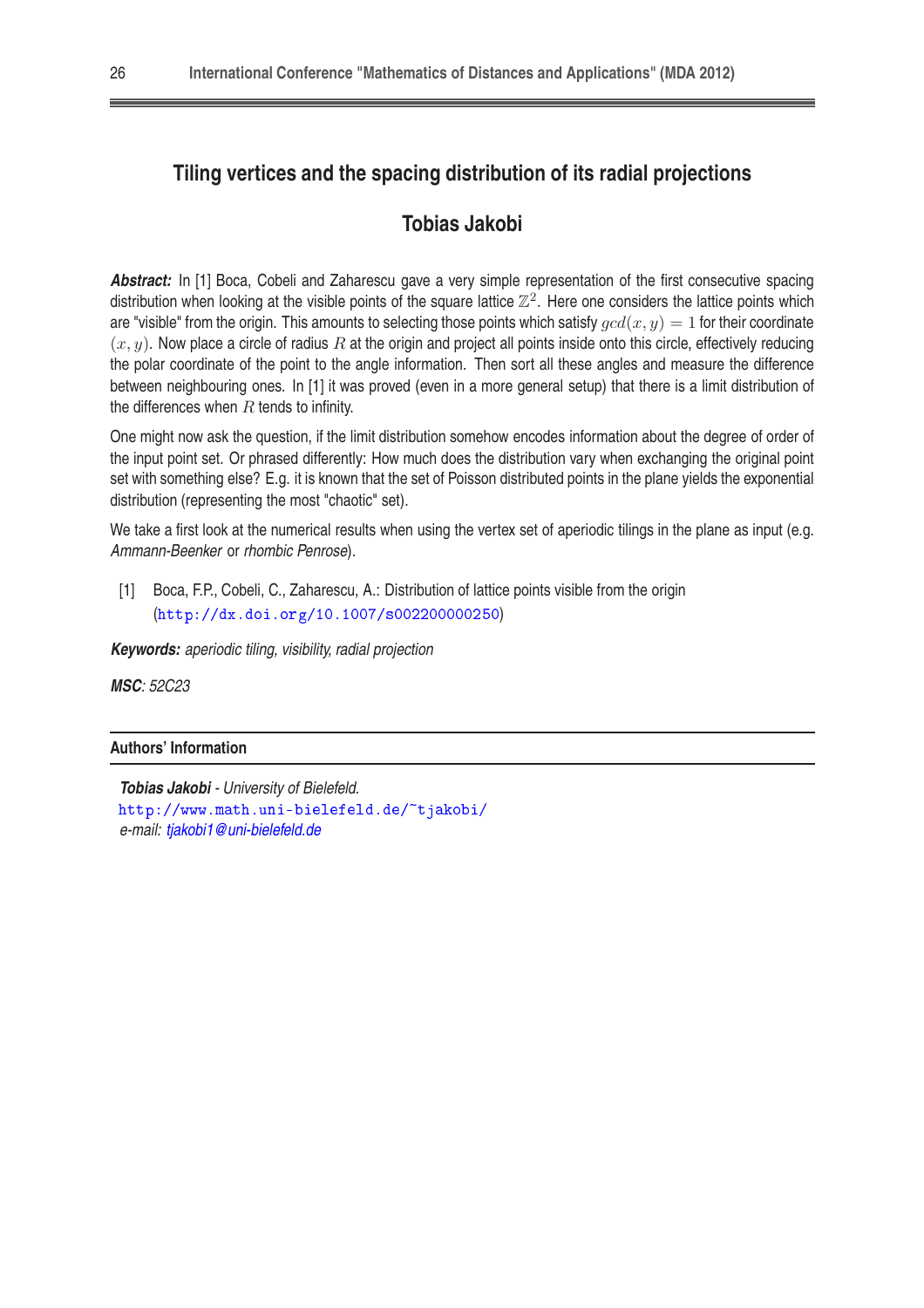# Tiling vertices and the spacing distribution of its radial projections

## Tobias Jakobi

***Abstract:*** In [1] Boca, Cobeli and Zaharescu gave a very simple representation of the first consecutive spacing distribution when looking at the visible points of the square lattice $\mathbb{Z}^2$. Here one considers the lattice points which are "visible" from the origin. This amounts to selecting those points which satisfy $gcd(x, y) = 1$ for their coordinate $(x, y)$. Now place a circle of radius $R$ at the origin and project all points inside onto this circle, effectively reducing the polar coordinate of the point to the angle information. Then sort all these angles and measure the difference between neighbouring ones. In [1] it was proved (even in a more general setup) that there is a limit distribution of the differences when $R$ tends to infinity.

One might now ask the question, if the limit distribution somehow encodes information about the degree of order of the input point set. Or phrased differently: How much does the distribution vary when exchanging the original point set with something else? E.g. it is known that the set of Poisson distributed points in the plane yields the exponential distribution (representing the most "chaotic" set).

We take a first look at the numerical results when using the vertex set of aperiodic tilings in the plane as input (e.g. *Ammann-Beenker* or *rhombic Penrose*).

[1] Boca, F.P., Cobeli, C., Zaharescu, A.: Distribution of lattice points visible from the origin (http://dx.doi.org/10.1007/s002200000250)

***Keywords:*** *aperiodic tiling, visibility, radial projection*

***MSC***: *52C23*

### Authors' Information

***Tobias Jakobi*** *- University of Bielefeld.*
http://www.math.uni-bielefeld.de/~tjakobi/
*e-mail: tjakobi1@uni-bielefeld.de*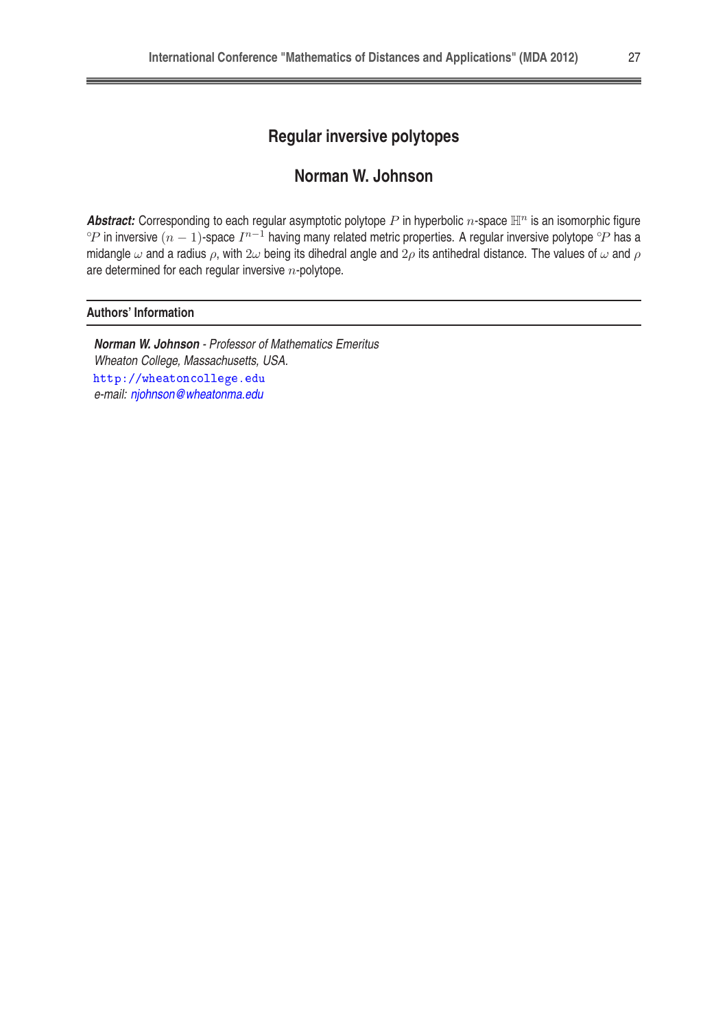# Regular inversive polytopes

## Norman W. Johnson

***Abstract:*** Corresponding to each regular asymptotic polytope $P$ in hyperbolic $n$-space $\mathbb{H}^n$ is an isomorphic figure $^\circ P$ in inversive $(n-1)$-space $I^{n-1}$ having many related metric properties. A regular inversive polytope $^\circ P$ has a midangle $\omega$ and a radius $\rho$, with $2\omega$ being its dihedral angle and $2\rho$ its antihedral distance. The values of $\omega$ and $\rho$ are determined for each regular inversive $n$-polytope.

## Authors' Information

***Norman W. Johnson*** *- Professor of Mathematics Emeritus*
*Wheaton College, Massachusetts, USA.*
http://wheatoncollege.edu
*e-mail: njohnson@wheatonma.edu*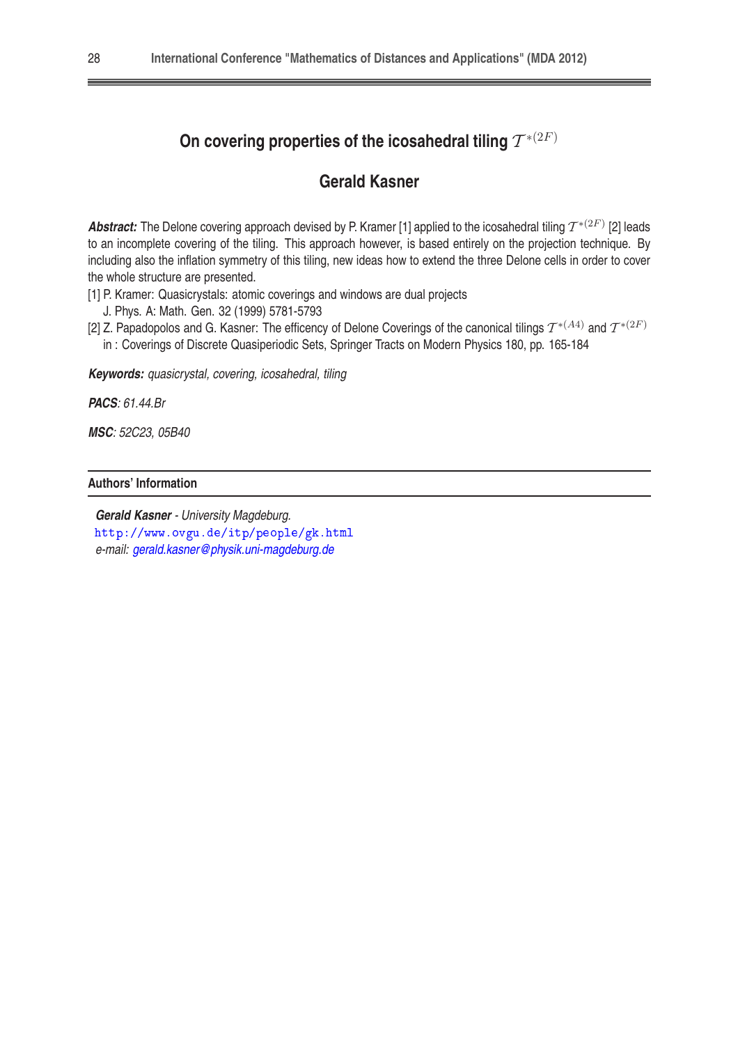# On covering properties of the icosahedral tiling $\mathcal{T}^{*(2F)}$

## Gerald Kasner

***Abstract:*** The Delone covering approach devised by P. Kramer [1] applied to the icosahedral tiling $\mathcal{T}^{*(2F)}$ [2] leads to an incomplete covering of the tiling. This approach however, is based entirely on the projection technique. By including also the inflation symmetry of this tiling, new ideas how to extend the three Delone cells in order to cover the whole structure are presented.

[1] P. Kramer: Quasicrystals: atomic coverings and windows are dual projects
J. Phys. A: Math. Gen. 32 (1999) 5781-5793

[2] Z. Papadopolos and G. Kasner: The efficency of Delone Coverings of the canonical tilings $\mathcal{T}^{*(A4)}$ and $\mathcal{T}^{*(2F)}$
in : Coverings of Discrete Quasiperiodic Sets, Springer Tracts on Modern Physics 180, pp. 165-184

***Keywords:*** *quasicrystal, covering, icosahedral, tiling*

***PACS***: *61.44.Br*

***MSC***: *52C23, 05B40*

### Authors' Information

***Gerald Kasner*** *- University Magdeburg.*
http://www.ovgu.de/itp/people/gk.html
*e-mail: gerald.kasner@physik.uni-magdeburg.de*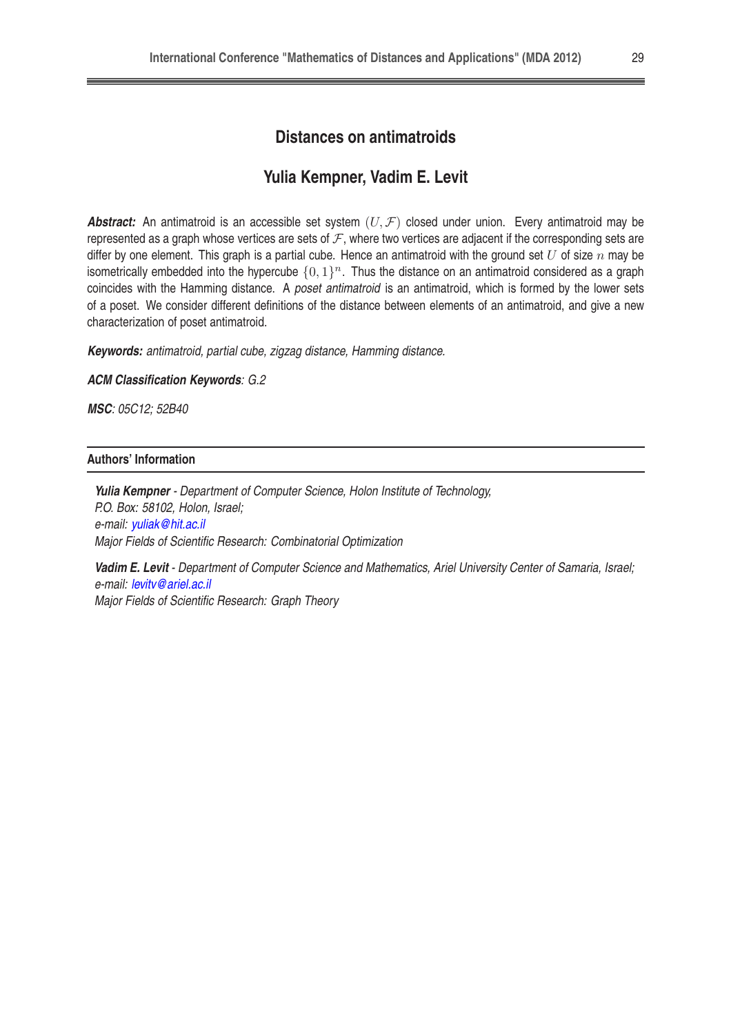# Distances on antimatroids

## Yulia Kempner, Vadim E. Levit

***Abstract:*** An antimatroid is an accessible set system $(U, \mathcal{F})$ closed under union. Every antimatroid may be represented as a graph whose vertices are sets of $\mathcal{F}$, where two vertices are adjacent if the corresponding sets are differ by one element. This graph is a partial cube. Hence an antimatroid with the ground set $U$ of size $n$ may be isometrically embedded into the hypercube $\{0,1\}^n$. Thus the distance on an antimatroid considered as a graph coincides with the Hamming distance. A *poset antimatroid* is an antimatroid, which is formed by the lower sets of a poset. We consider different definitions of the distance between elements of an antimatroid, and give a new characterization of poset antimatroid.

***Keywords:*** *antimatroid, partial cube, zigzag distance, Hamming distance.*

***ACM Classification Keywords****: G.2*

***MSC****: 05C12; 52B40*

---

**Authors' Information**

---

***Yulia Kempner*** *- Department of Computer Science, Holon Institute of Technology, P.O. Box: 58102, Holon, Israel;*
*e-mail: yuliak@hit.ac.il*
*Major Fields of Scientific Research: Combinatorial Optimization*

***Vadim E. Levit*** *- Department of Computer Science and Mathematics, Ariel University Center of Samaria, Israel;*
*e-mail: levitv@ariel.ac.il*
*Major Fields of Scientific Research: Graph Theory*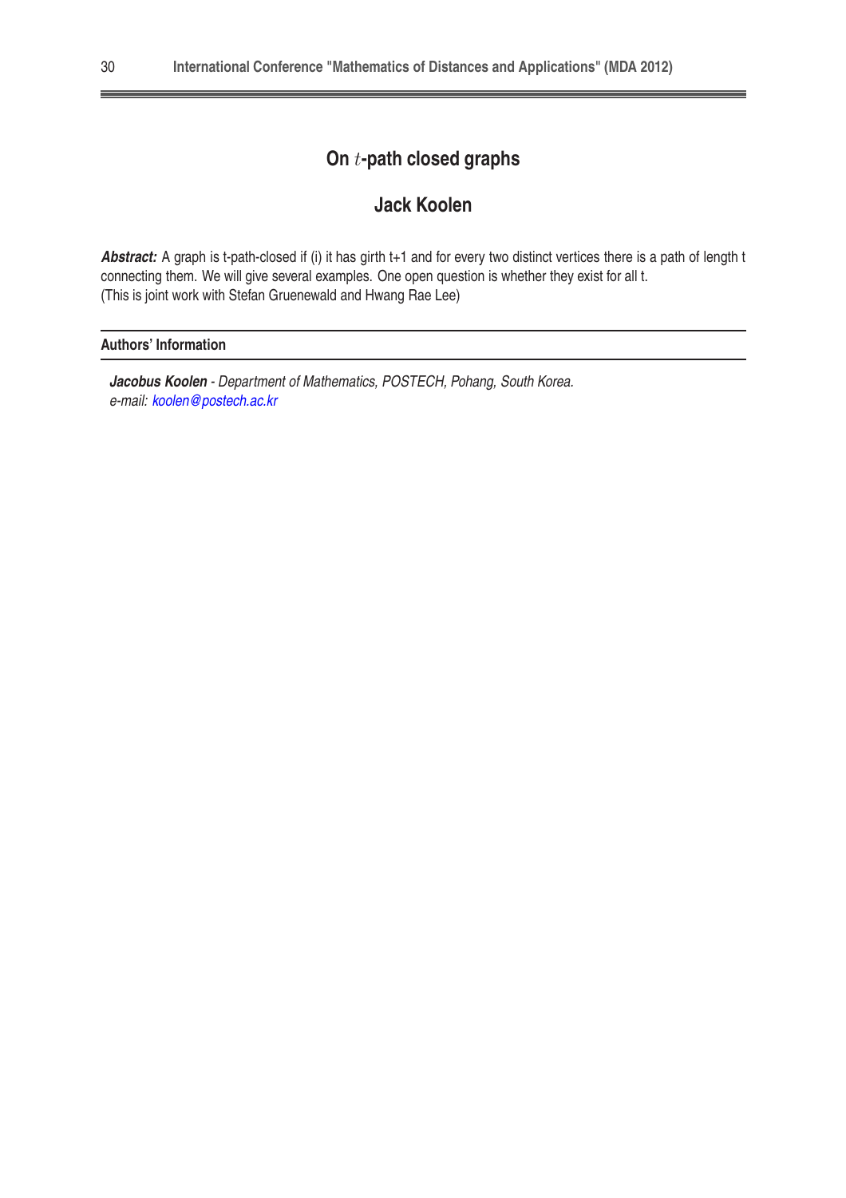# On $t$-path closed graphs

## Jack Koolen

***Abstract:*** A graph is t-path-closed if (i) it has girth t+1 and for every two distinct vertices there is a path of length t connecting them. We will give several examples. One open question is whether they exist for all t.
(This is joint work with Stefan Gruenewald and Hwang Rae Lee)

**Authors' Information**

***Jacobus Koolen*** *- Department of Mathematics, POSTECH, Pohang, South Korea.*
*e-mail: koolen@postech.ac.kr*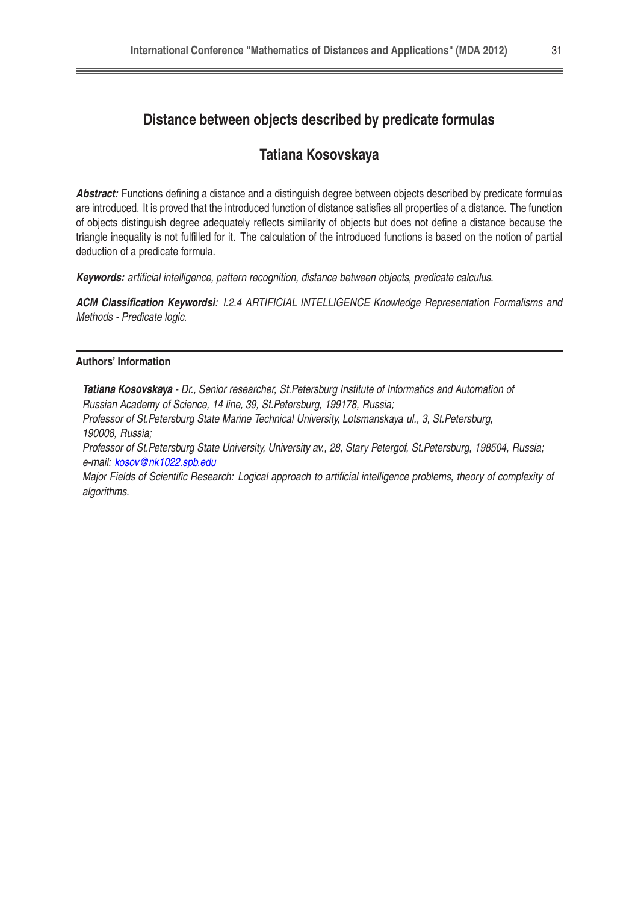# Distance between objects described by predicate formulas

## Tatiana Kosovskaya

***Abstract:*** Functions defining a distance and a distinguish degree between objects described by predicate formulas are introduced. It is proved that the introduced function of distance satisfies all properties of a distance. The function of objects distinguish degree adequately reflects similarity of objects but does not define a distance because the triangle inequality is not fulfilled for it. The calculation of the introduced functions is based on the notion of partial deduction of a predicate formula.

***Keywords:*** *artificial intelligence, pattern recognition, distance between objects, predicate calculus.*

***ACM Classification Keywordsi****: I.2.4 ARTIFICIAL INTELLIGENCE Knowledge Representation Formalisms and Methods - Predicate logic.*

---

**Authors' Information**

---

***Tatiana Kosovskaya*** *- Dr., Senior researcher, St.Petersburg Institute of Informatics and Automation of Russian Academy of Science, 14 line, 39, St.Petersburg, 199178, Russia;*
*Professor of St.Petersburg State Marine Technical University, Lotsmanskaya ul., 3, St.Petersburg, 190008, Russia;*
*Professor of St.Petersburg State University, University av., 28, Stary Petergof, St.Petersburg, 198504, Russia; e-mail: kosov@nk1022.spb.edu*
*Major Fields of Scientific Research: Logical approach to artificial intelligence problems, theory of complexity of algorithms.*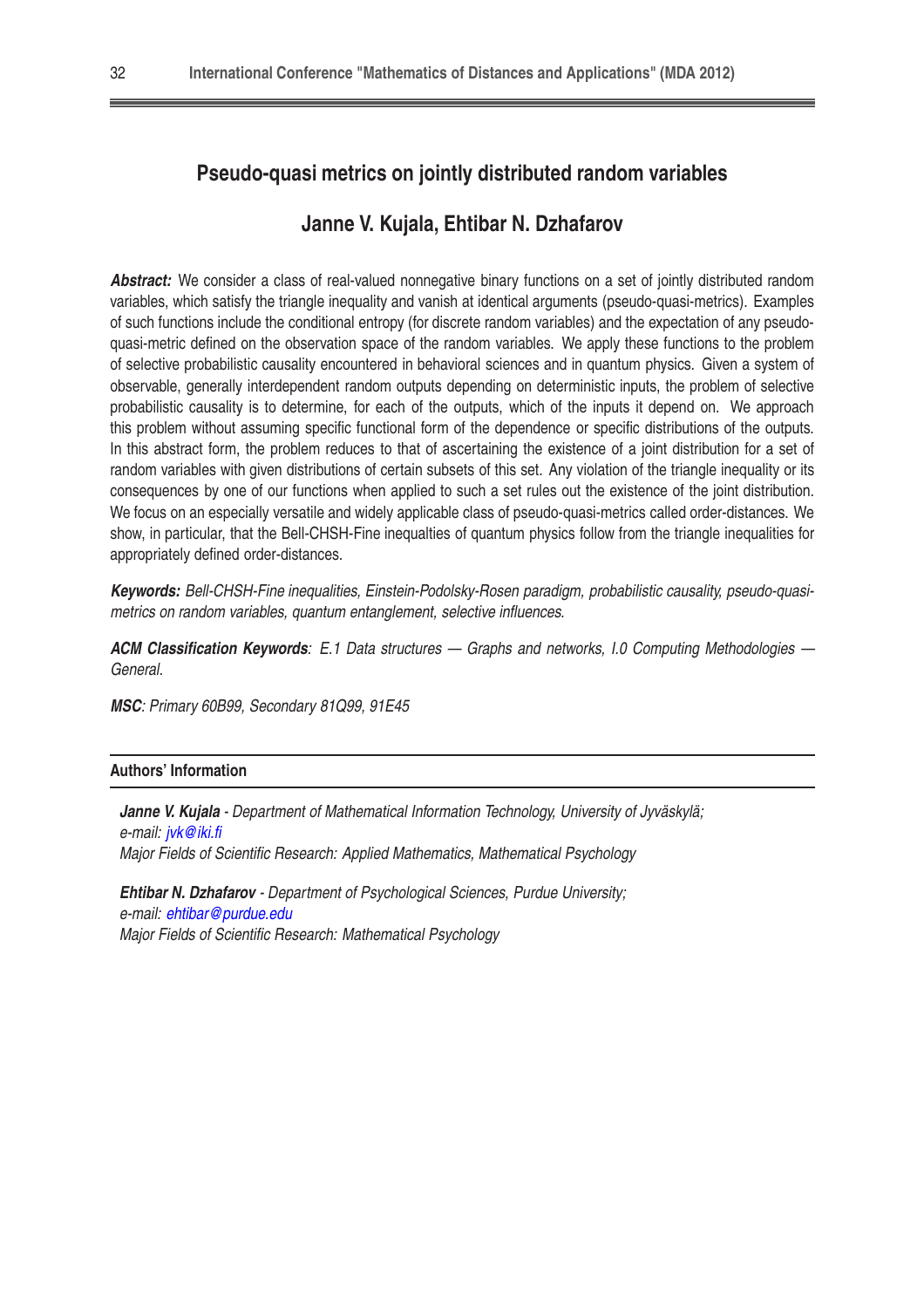# Pseudo-quasi metrics on jointly distributed random variables

## Janne V. Kujala, Ehtibar N. Dzhafarov

***Abstract:*** We consider a class of real-valued nonnegative binary functions on a set of jointly distributed random variables, which satisfy the triangle inequality and vanish at identical arguments (pseudo-quasi-metrics). Examples of such functions include the conditional entropy (for discrete random variables) and the expectation of any pseudo-quasi-metric defined on the observation space of the random variables. We apply these functions to the problem of selective probabilistic causality encountered in behavioral sciences and in quantum physics. Given a system of observable, generally interdependent random outputs depending on deterministic inputs, the problem of selective probabilistic causality is to determine, for each of the outputs, which of the inputs it depend on. We approach this problem without assuming specific functional form of the dependence or specific distributions of the outputs. In this abstract form, the problem reduces to that of ascertaining the existence of a joint distribution for a set of random variables with given distributions of certain subsets of this set. Any violation of the triangle inequality or its consequences by one of our functions when applied to such a set rules out the existence of the joint distribution. We focus on an especially versatile and widely applicable class of pseudo-quasi-metrics called order-distances. We show, in particular, that the Bell-CHSH-Fine inequalties of quantum physics follow from the triangle inequalities for appropriately defined order-distances.

***Keywords:*** *Bell-CHSH-Fine inequalities, Einstein-Podolsky-Rosen paradigm, probabilistic causality, pseudo-quasi-metrics on random variables, quantum entanglement, selective influences.*

***ACM Classification Keywords****: E.1 Data structures — Graphs and networks, I.0 Computing Methodologies — General.*

***MSC****: Primary 60B99, Secondary 81Q99, 91E45*

---

**Authors' Information**

---

***Janne V. Kujala*** *- Department of Mathematical Information Technology, University of Jyväskylä;*
*e-mail: jvk@iki.fi*
*Major Fields of Scientific Research: Applied Mathematics, Mathematical Psychology*

***Ehtibar N. Dzhafarov*** *- Department of Psychological Sciences, Purdue University;*
*e-mail: ehtibar@purdue.edu*
*Major Fields of Scientific Research: Mathematical Psychology*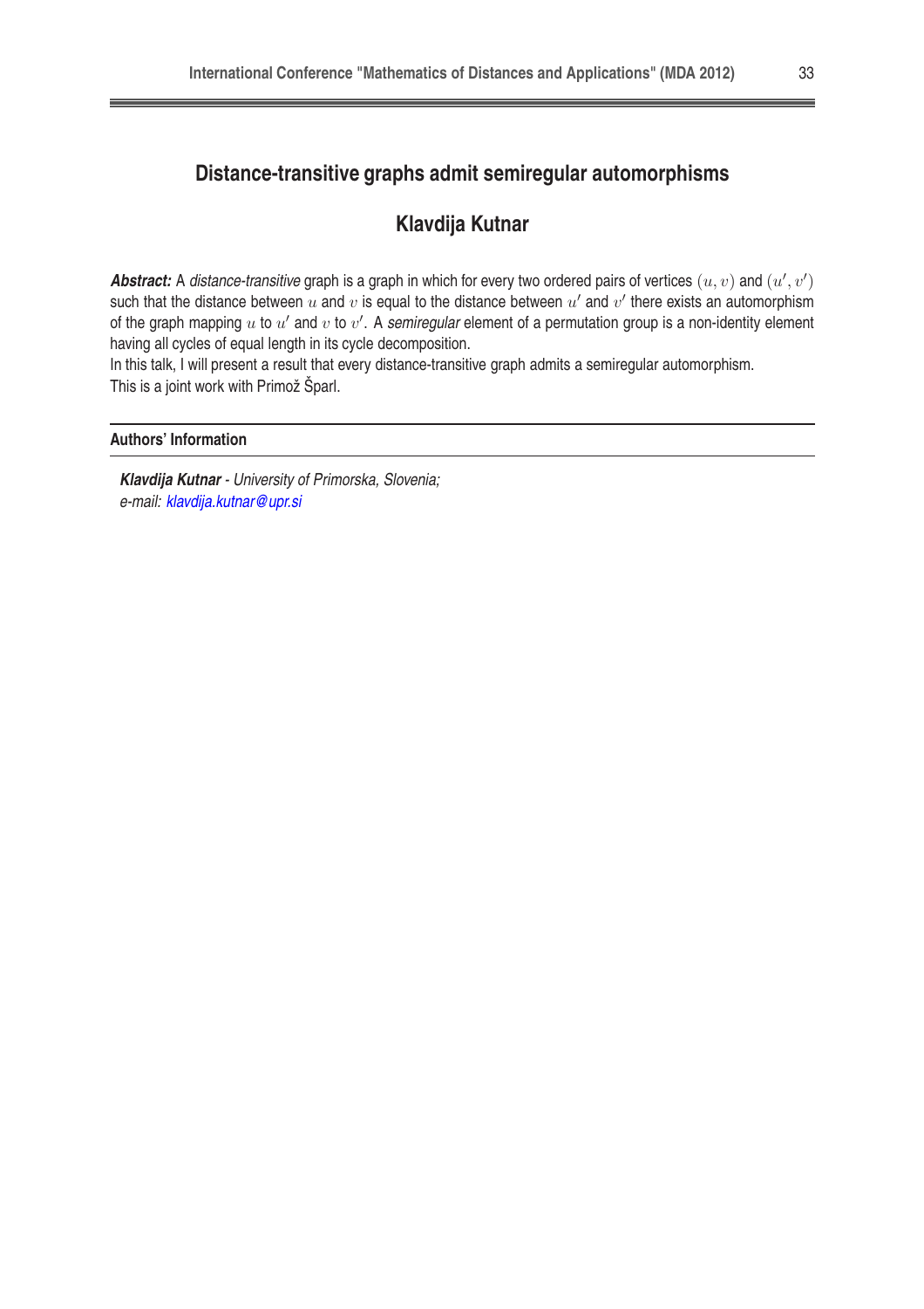# Distance-transitive graphs admit semiregular automorphisms

## Klavdija Kutnar

***Abstract:*** A *distance-transitive* graph is a graph in which for every two ordered pairs of vertices $(u, v)$ and $(u', v')$ such that the distance between $u$ and $v$ is equal to the distance between $u'$ and $v'$ there exists an automorphism of the graph mapping $u$ to $u'$ and $v$ to $v'$. A *semiregular* element of a permutation group is a non-identity element having all cycles of equal length in its cycle decomposition.

In this talk, I will present a result that every distance-transitive graph admits a semiregular automorphism. This is a joint work with Primož Šparl.

### Authors' Information

***Klavdija Kutnar*** - *University of Primorska, Slovenia;*
*e-mail: klavdija.kutnar@upr.si*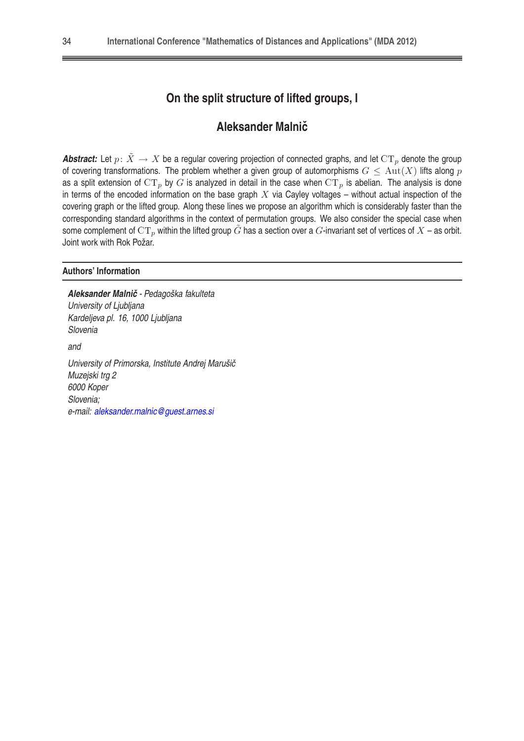# On the split structure of lifted groups, I

## Aleksander Malnič

***Abstract:*** Let $p\colon \tilde{X} \to X$ be a regular covering projection of connected graphs, and let $\mathrm{CT}_p$ denote the group of covering transformations. The problem whether a given group of automorphisms $G \leq \mathrm{Aut}(X)$ lifts along $p$ as a split extension of $\mathrm{CT}_p$ by $G$ is analyzed in detail in the case when $\mathrm{CT}_p$ is abelian. The analysis is done in terms of the encoded information on the base graph $X$ via Cayley voltages – without actual inspection of the covering graph or the lifted group. Along these lines we propose an algorithm which is considerably faster than the corresponding standard algorithms in the context of permutation groups. We also consider the special case when some complement of $\mathrm{CT}_p$ within the lifted group $\tilde{G}$ has a section over a $G$-invariant set of vertices of $X$ – as orbit. Joint work with Rok Požar.

### Authors' Information

***Aleksander Malnič*** - *Pedagoška fakulteta*
*University of Ljubljana*
*Kardeljeva pl. 16, 1000 Ljubljana*
*Slovenia*

*and*

*University of Primorska, Institute Andrej Marušič*
*Muzejski trg 2*
*6000 Koper*
*Slovenia;*
*e-mail: aleksander.malnic@guest.arnes.si*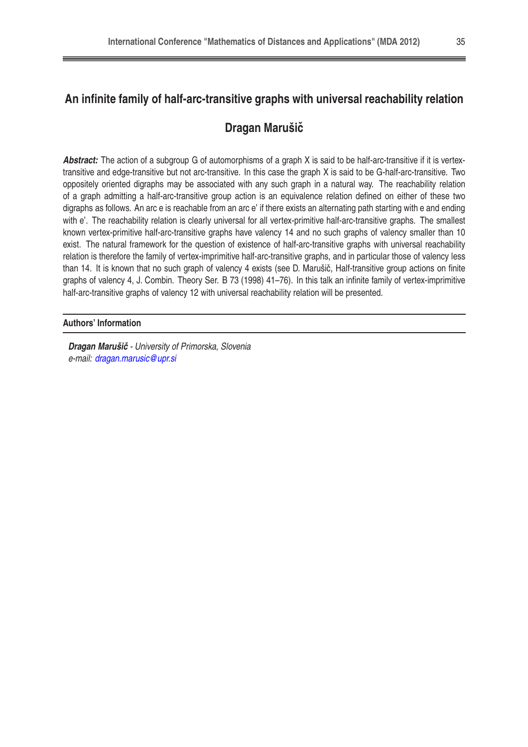# An infinite family of half-arc-transitive graphs with universal reachability relation

## Dragan Marušič

***Abstract:*** The action of a subgroup G of automorphisms of a graph X is said to be half-arc-transitive if it is vertex-transitive and edge-transitive but not arc-transitive. In this case the graph X is said to be G-half-arc-transitive. Two oppositely oriented digraphs may be associated with any such graph in a natural way. The reachability relation of a graph admitting a half-arc-transitive group action is an equivalence relation defined on either of these two digraphs as follows. An arc e is reachable from an arc e' if there exists an alternating path starting with e and ending with e'. The reachability relation is clearly universal for all vertex-primitive half-arc-transitive graphs. The smallest known vertex-primitive half-arc-transitive graphs have valency 14 and no such graphs of valency smaller than 10 exist. The natural framework for the question of existence of half-arc-transitive graphs with universal reachability relation is therefore the family of vertex-imprimitive half-arc-transitive graphs, and in particular those of valency less than 14. It is known that no such graph of valency 4 exists (see D. Marušič, Half-transitive group actions on finite graphs of valency 4, J. Combin. Theory Ser. B 73 (1998) 41–76). In this talk an infinite family of vertex-imprimitive half-arc-transitive graphs of valency 12 with universal reachability relation will be presented.

### Authors' Information

***Dragan Marušič*** *- University of Primorska, Slovenia*
*e-mail: dragan.marusic@upr.si*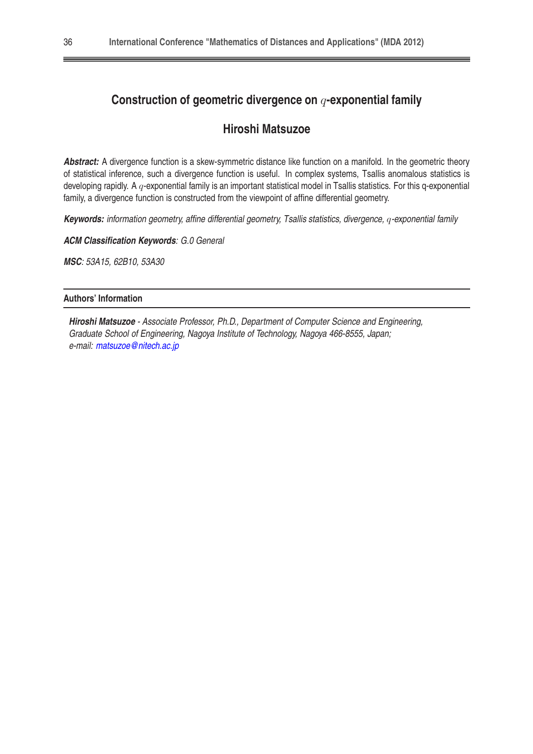# Construction of geometric divergence on $q$-exponential family

## Hiroshi Matsuzoe

***Abstract:*** A divergence function is a skew-symmetric distance like function on a manifold. In the geometric theory of statistical inference, such a divergence function is useful. In complex systems, Tsallis anomalous statistics is developing rapidly. A $q$-exponential family is an important statistical model in Tsallis statistics. For this q-exponential family, a divergence function is constructed from the viewpoint of affine differential geometry.

***Keywords:*** *information geometry, affine differential geometry, Tsallis statistics, divergence, $q$-exponential family*

***ACM Classification Keywords****: G.0 General*

***MSC****: 53A15, 62B10, 53A30*

---

**Authors' Information**

---

***Hiroshi Matsuzoe*** *- Associate Professor, Ph.D., Department of Computer Science and Engineering, Graduate School of Engineering, Nagoya Institute of Technology, Nagoya 466-8555, Japan; e-mail: matsuzoe@nitech.ac.jp*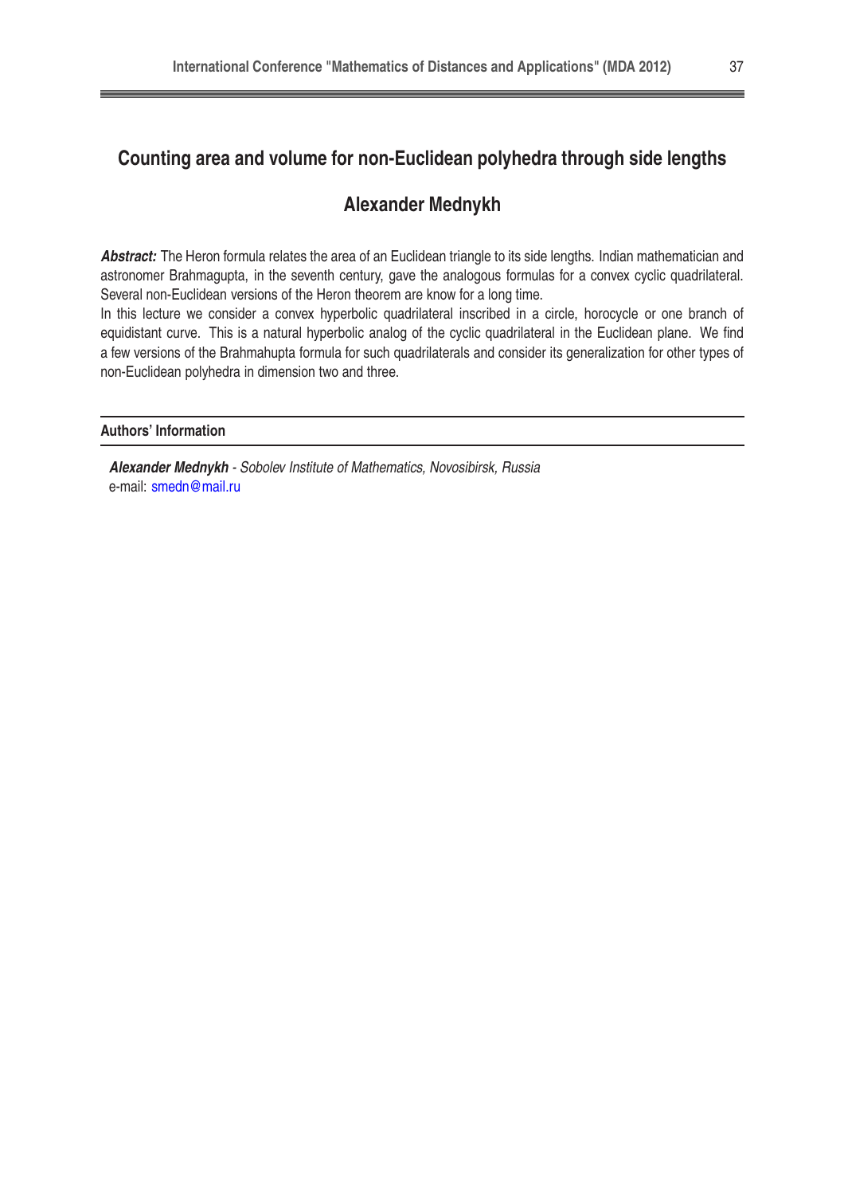# Counting area and volume for non-Euclidean polyhedra through side lengths

## Alexander Mednykh

***Abstract:*** The Heron formula relates the area of an Euclidean triangle to its side lengths. Indian mathematician and astronomer Brahmagupta, in the seventh century, gave the analogous formulas for a convex cyclic quadrilateral. Several non-Euclidean versions of the Heron theorem are know for a long time.

In this lecture we consider a convex hyperbolic quadrilateral inscribed in a circle, horocycle or one branch of equidistant curve. This is a natural hyperbolic analog of the cyclic quadrilateral in the Euclidean plane. We find a few versions of the Brahmahupta formula for such quadrilaterals and consider its generalization for other types of non-Euclidean polyhedra in dimension two and three.

### Authors' Information

***Alexander Mednykh*** - *Sobolev Institute of Mathematics, Novosibirsk, Russia*
e-mail: smedn@mail.ru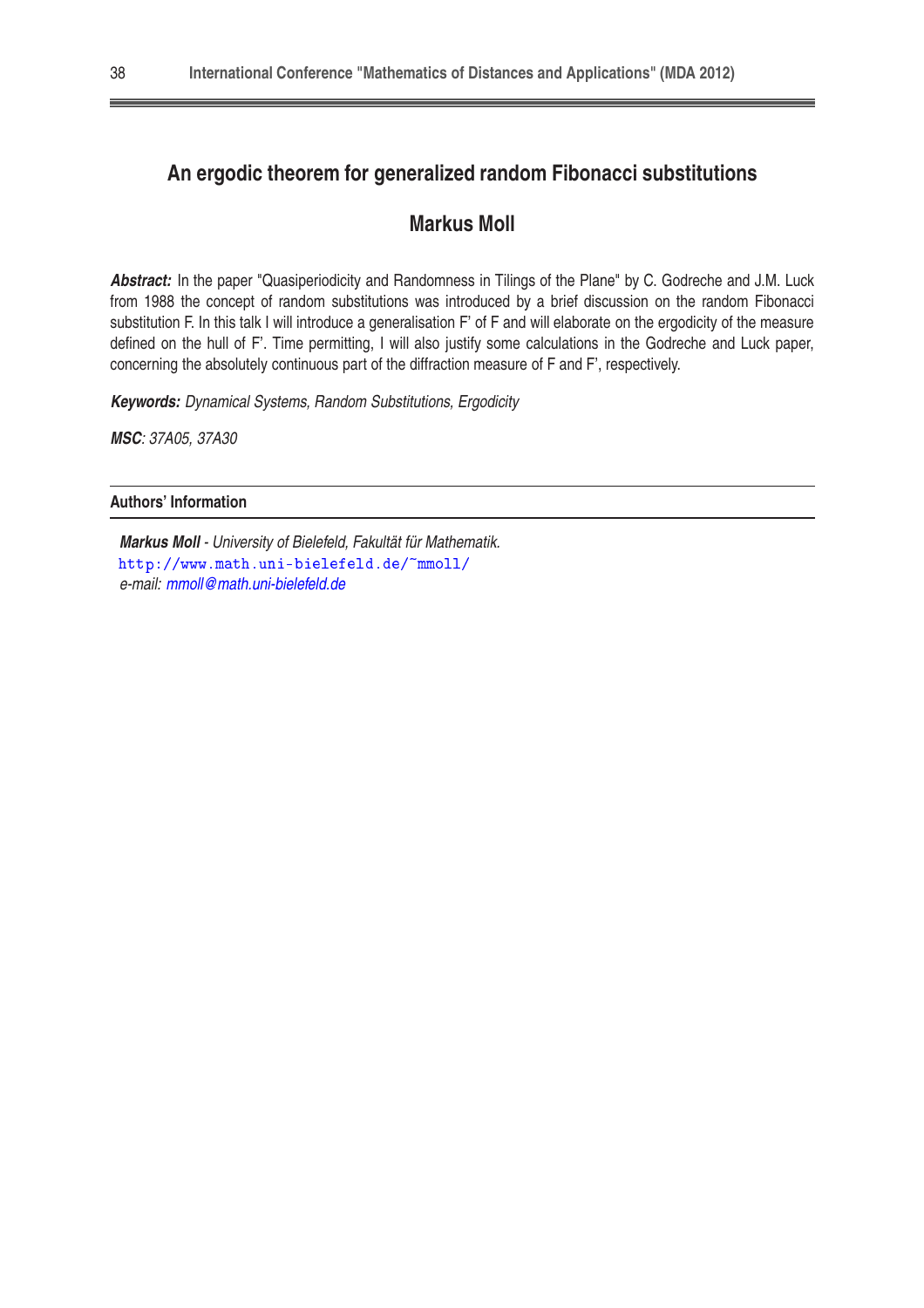# An ergodic theorem for generalized random Fibonacci substitutions

## Markus Moll

***Abstract:*** In the paper "Quasiperiodicity and Randomness in Tilings of the Plane" by C. Godreche and J.M. Luck from 1988 the concept of random substitutions was introduced by a brief discussion on the random Fibonacci substitution F. In this talk I will introduce a generalisation F' of F and will elaborate on the ergodicity of the measure defined on the hull of F'. Time permitting, I will also justify some calculations in the Godreche and Luck paper, concerning the absolutely continuous part of the diffraction measure of F and F', respectively.

***Keywords:*** *Dynamical Systems, Random Substitutions, Ergodicity*

***MSC***: *37A05, 37A30*

---

**Authors' Information**

***Markus Moll*** *- University of Bielefeld, Fakultät für Mathematik.*
http://www.math.uni-bielefeld.de/~mmoll/
*e-mail: mmoll@math.uni-bielefeld.de*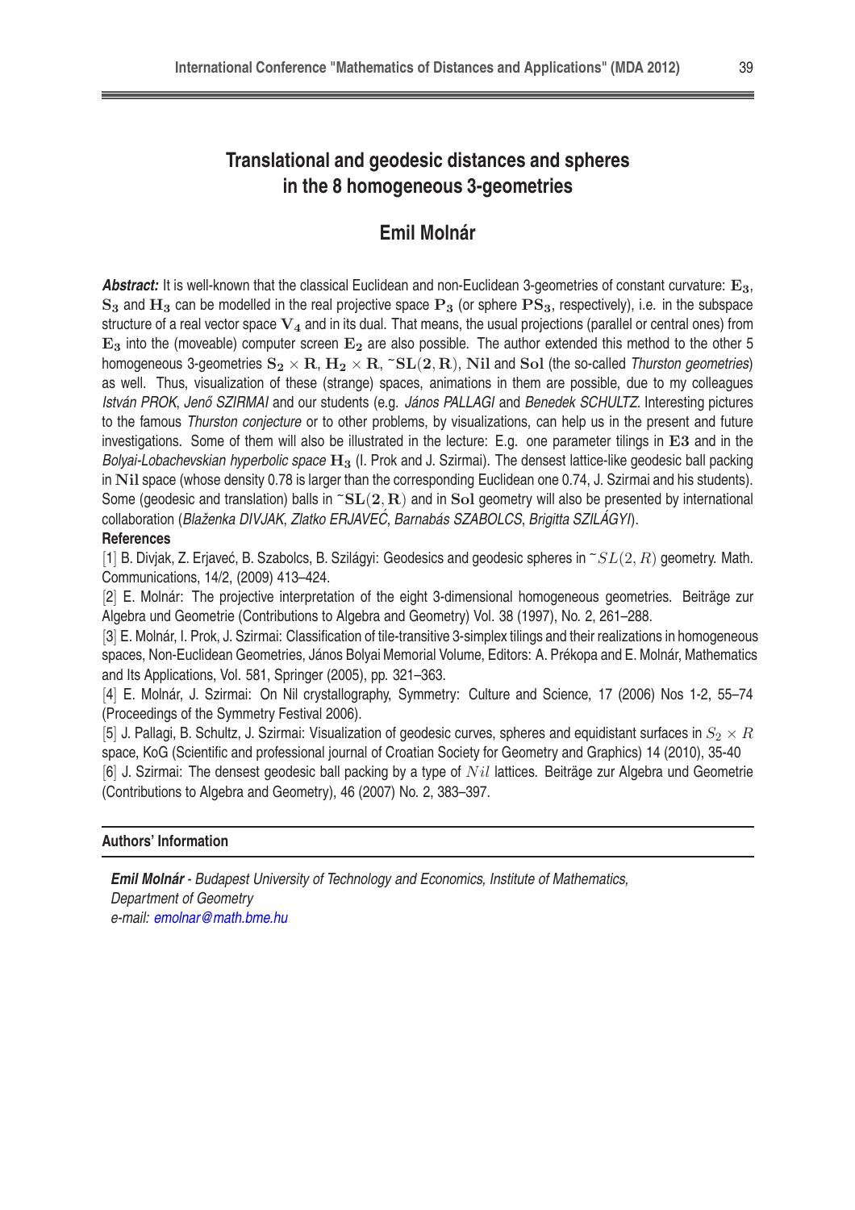# Translational and geodesic distances and spheres in the 8 homogeneous 3-geometries

## Emil Molnár

***Abstract:*** It is well-known that the classical Euclidean and non-Euclidean 3-geometries of constant curvature: $\mathbf{E_3}$, $\mathbf{S_3}$ and $\mathbf{H_3}$ can be modelled in the real projective space $\mathbf{P_3}$ (or sphere $\mathbf{PS_3}$, respectively), i.e. in the subspace structure of a real vector space $\mathbf{V_4}$ and in its dual. That means, the usual projections (parallel or central ones) from $\mathbf{E_3}$ into the (moveable) computer screen $\mathbf{E_2}$ are also possible. The author extended this method to the other 5 homogeneous 3-geometries $\mathbf{S_2} \times \mathbf{R}$, $\mathbf{H_2} \times \mathbf{R}$, $\widetilde{\mathbf{SL}}(\mathbf{2}, \mathbf{R})$, $\mathbf{Nil}$ and $\mathbf{Sol}$ (the so-called *Thurston geometries*) as well. Thus, visualization of these (strange) spaces, animations in them are possible, due to my colleagues *István PROK*, *Jenő SZIRMAI* and our students (e.g. *János PALLAGI* and *Benedek SCHULTZ*. Interesting pictures to the famous *Thurston conjecture* or to other problems, by visualizations, can help us in the present and future investigations. Some of them will also be illustrated in the lecture: E.g. one parameter tilings in $\mathbf{E3}$ and in the *Bolyai-Lobachevskian hyperbolic space* $\mathbf{H_3}$ (I. Prok and J. Szirmai). The densest lattice-like geodesic ball packing in $\mathbf{Nil}$ space (whose density 0.78 is larger than the corresponding Euclidean one 0.74, J. Szirmai and his students). Some (geodesic and translation) balls in $\widetilde{\mathbf{SL}}(\mathbf{2}, \mathbf{R})$ and in $\mathbf{Sol}$ geometry will also be presented by international collaboration (*Blaženka DIVJAK*, *Zlatko ERJAVEĆ*, *Barnabás SZABOLCS*, *Brigitta SZILÁGYI*).

**References**

[1] B. Divjak, Z. Erjaveć, B. Szabolcs, B. Szilágyi: Geodesics and geodesic spheres in $\widetilde{SL}(2, R)$ geometry. Math. Communications, 14/2, (2009) 413–424.

[2] E. Molnár: The projective interpretation of the eight 3-dimensional homogeneous geometries. Beiträge zur Algebra und Geometrie (Contributions to Algebra and Geometry) Vol. 38 (1997), No. 2, 261–288.

[3] E. Molnár, I. Prok, J. Szirmai: Classification of tile-transitive 3-simplex tilings and their realizations in homogeneous spaces, Non-Euclidean Geometries, János Bolyai Memorial Volume, Editors: A. Prékopa and E. Molnár, Mathematics and Its Applications, Vol. 581, Springer (2005), pp. 321–363.

[4] E. Molnár, J. Szirmai: On Nil crystallography, Symmetry: Culture and Science, 17 (2006) Nos 1-2, 55–74 (Proceedings of the Symmetry Festival 2006).

[5] J. Pallagi, B. Schultz, J. Szirmai: Visualization of geodesic curves, spheres and equidistant surfaces in $S_2 \times R$ space, KoG (Scientific and professional journal of Croatian Society for Geometry and Graphics) 14 (2010), 35-40

[6] J. Szirmai: The densest geodesic ball packing by a type of $Nil$ lattices. Beiträge zur Algebra und Geometrie (Contributions to Algebra and Geometry), 46 (2007) No. 2, 383–397.

**Authors' Information**

***Emil Molnár*** *- Budapest University of Technology and Economics, Institute of Mathematics, Department of Geometry*
*e-mail: emolnar@math.bme.hu*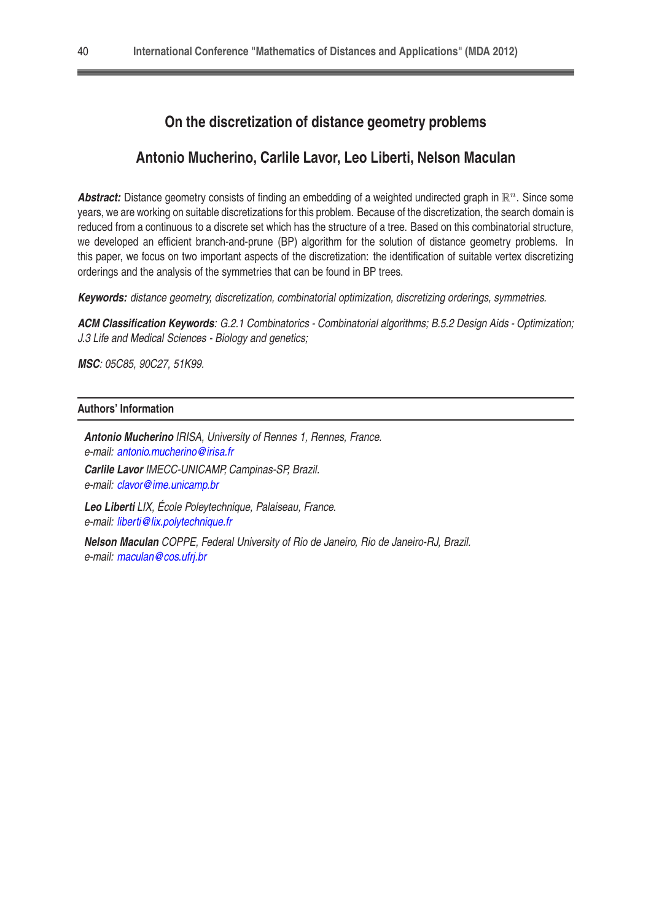# On the discretization of distance geometry problems

## Antonio Mucherino, Carlile Lavor, Leo Liberti, Nelson Maculan

***Abstract:*** Distance geometry consists of finding an embedding of a weighted undirected graph in $\mathbb{R}^n$. Since some years, we are working on suitable discretizations for this problem. Because of the discretization, the search domain is reduced from a continuous to a discrete set which has the structure of a tree. Based on this combinatorial structure, we developed an efficient branch-and-prune (BP) algorithm for the solution of distance geometry problems. In this paper, we focus on two important aspects of the discretization: the identification of suitable vertex discretizing orderings and the analysis of the symmetries that can be found in BP trees.

***Keywords:*** *distance geometry, discretization, combinatorial optimization, discretizing orderings, symmetries.*

***ACM Classification Keywords****: G.2.1 Combinatorics - Combinatorial algorithms; B.5.2 Design Aids - Optimization; J.3 Life and Medical Sciences - Biology and genetics;*

***MSC****: 05C85, 90C27, 51K99.*

---

**Authors' Information**

---

***Antonio Mucherino*** *IRISA, University of Rennes 1, Rennes, France.*
*e-mail: antonio.mucherino@irisa.fr*

***Carlile Lavor*** *IMECC-UNICAMP, Campinas-SP, Brazil.*
*e-mail: clavor@ime.unicamp.br*

***Leo Liberti*** *LIX, École Poleytechnique, Palaiseau, France.*
*e-mail: liberti@lix.polytechnique.fr*

***Nelson Maculan*** *COPPE, Federal University of Rio de Janeiro, Rio de Janeiro-RJ, Brazil.*
*e-mail: maculan@cos.ufrj.br*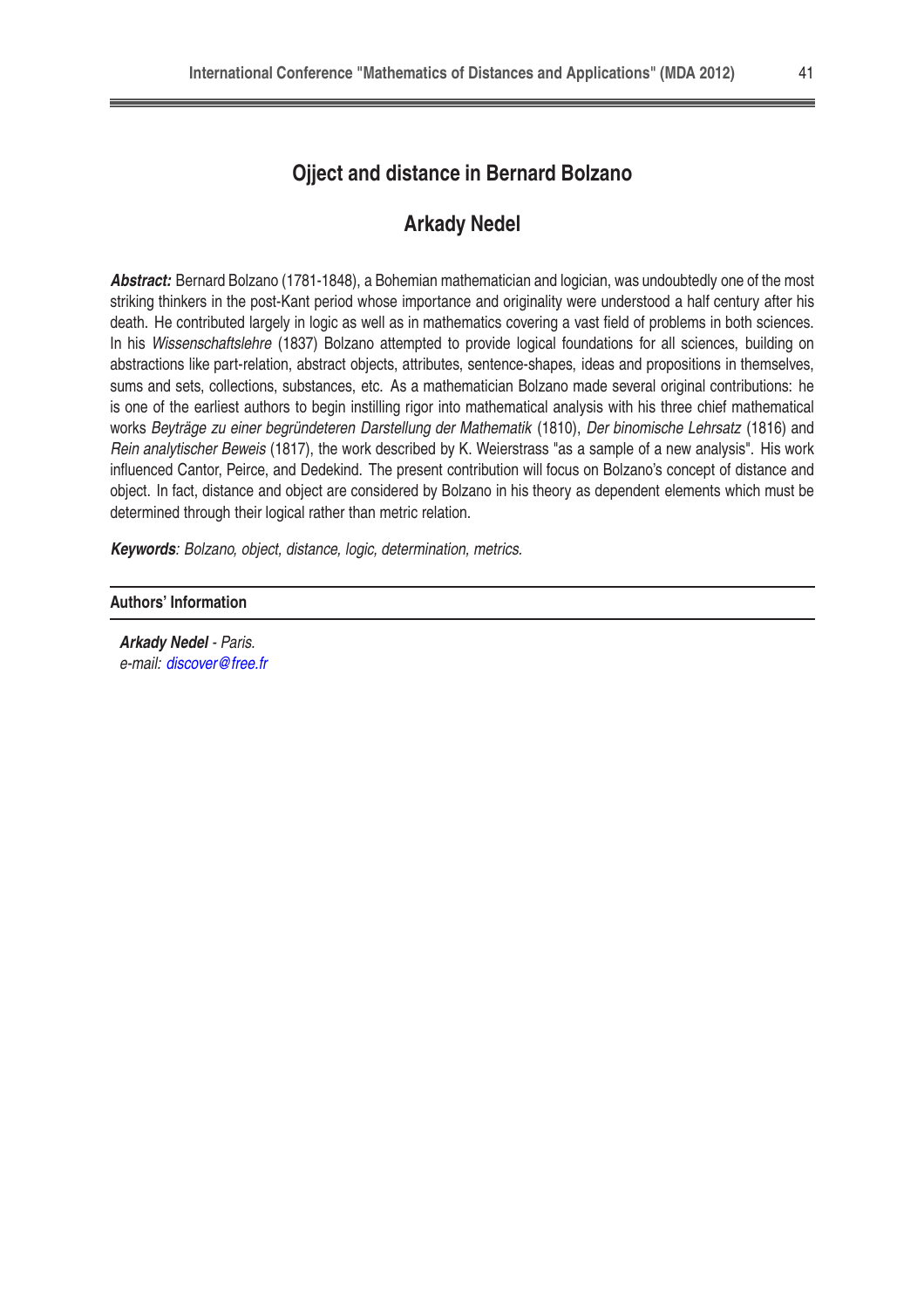# Ojject and distance in Bernard Bolzano

## Arkady Nedel

***Abstract:*** Bernard Bolzano (1781-1848), a Bohemian mathematician and logician, was undoubtedly one of the most striking thinkers in the post-Kant period whose importance and originality were understood a half century after his death. He contributed largely in logic as well as in mathematics covering a vast field of problems in both sciences. In his *Wissenschaftslehre* (1837) Bolzano attempted to provide logical foundations for all sciences, building on abstractions like part-relation, abstract objects, attributes, sentence-shapes, ideas and propositions in themselves, sums and sets, collections, substances, etc. As a mathematician Bolzano made several original contributions: he is one of the earliest authors to begin instilling rigor into mathematical analysis with his three chief mathematical works *Beyträge zu einer begründeteren Darstellung der Mathematik* (1810), *Der binomische Lehrsatz* (1816) and *Rein analytischer Beweis* (1817), the work described by K. Weierstrass "as a sample of a new analysis". His work influenced Cantor, Peirce, and Dedekind. The present contribution will focus on Bolzano's concept of distance and object. In fact, distance and object are considered by Bolzano in his theory as dependent elements which must be determined through their logical rather than metric relation.

***Keywords****: Bolzano, object, distance, logic, determination, metrics.*

**Authors' Information**

***Arkady Nedel*** *- Paris.*
*e-mail: discover@free.fr*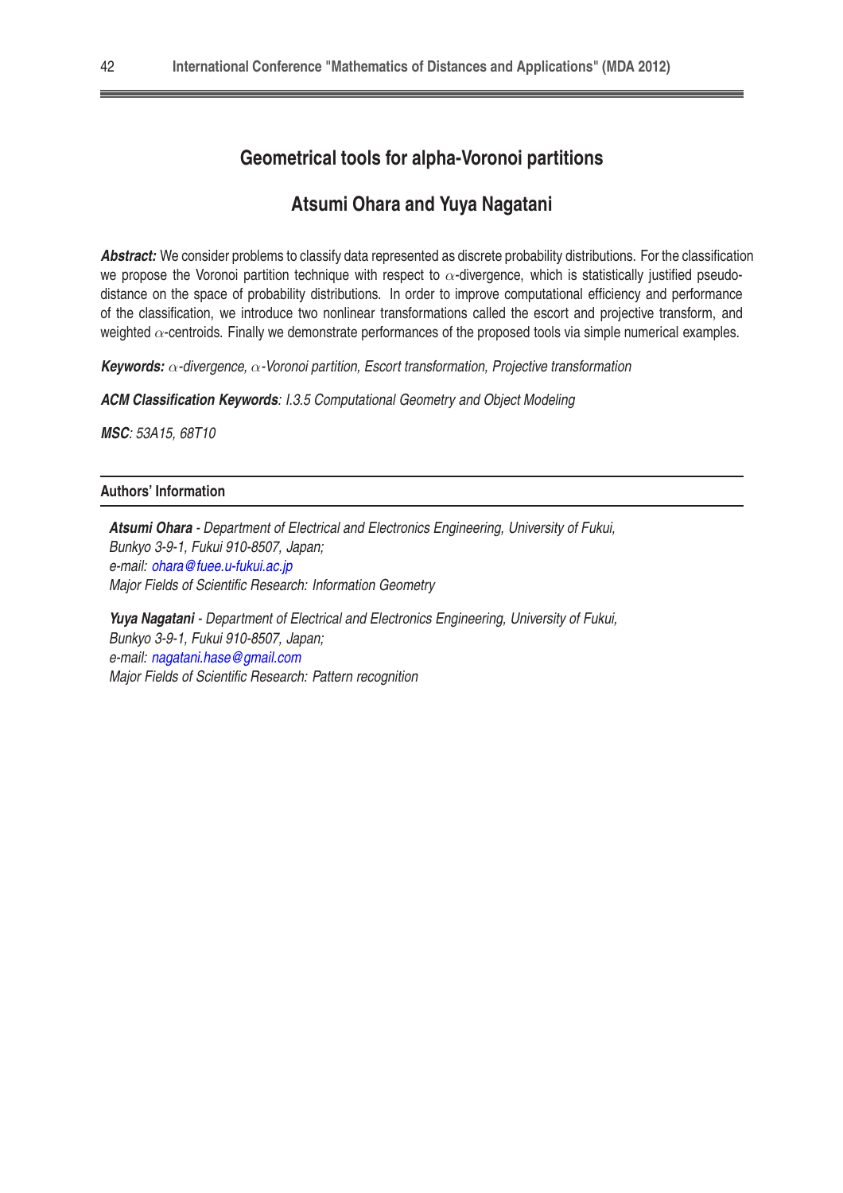# Geometrical tools for alpha-Voronoi partitions

## Atsumi Ohara and Yuya Nagatani

***Abstract:*** We consider problems to classify data represented as discrete probability distributions. For the classification we propose the Voronoi partition technique with respect to $\alpha$-divergence, which is statistically justified pseudo-distance on the space of probability distributions. In order to improve computational efficiency and performance of the classification, we introduce two nonlinear transformations called the escort and projective transform, and weighted $\alpha$-centroids. Finally we demonstrate performances of the proposed tools via simple numerical examples.

***Keywords:*** *$\alpha$-divergence, $\alpha$-Voronoi partition, Escort transformation, Projective transformation*

***ACM Classification Keywords****: I.3.5 Computational Geometry and Object Modeling*

***MSC****: 53A15, 68T10*

### Authors' Information

***Atsumi Ohara*** *- Department of Electrical and Electronics Engineering, University of Fukui, Bunkyo 3-9-1, Fukui 910-8507, Japan;*
*e-mail: ohara@fuee.u-fukui.ac.jp*
*Major Fields of Scientific Research: Information Geometry*

***Yuya Nagatani*** *- Department of Electrical and Electronics Engineering, University of Fukui, Bunkyo 3-9-1, Fukui 910-8507, Japan;*
*e-mail: nagatani.hase@gmail.com*
*Major Fields of Scientific Research: Pattern recognition*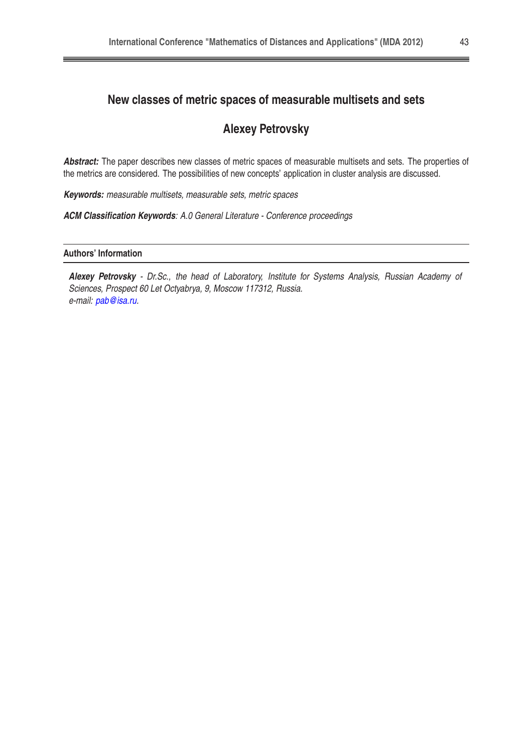# New classes of metric spaces of measurable multisets and sets

## Alexey Petrovsky

***Abstract:*** The paper describes new classes of metric spaces of measurable multisets and sets. The properties of the metrics are considered. The possibilities of new concepts' application in cluster analysis are discussed.

***Keywords:*** *measurable multisets, measurable sets, metric spaces*

***ACM Classification Keywords****: A.0 General Literature - Conference proceedings*

### Authors' Information

***Alexey Petrovsky*** *- Dr.Sc., the head of Laboratory, Institute for Systems Analysis, Russian Academy of Sciences, Prospect 60 Let Octyabrya, 9, Moscow 117312, Russia.*
*e-mail: pab@isa.ru.*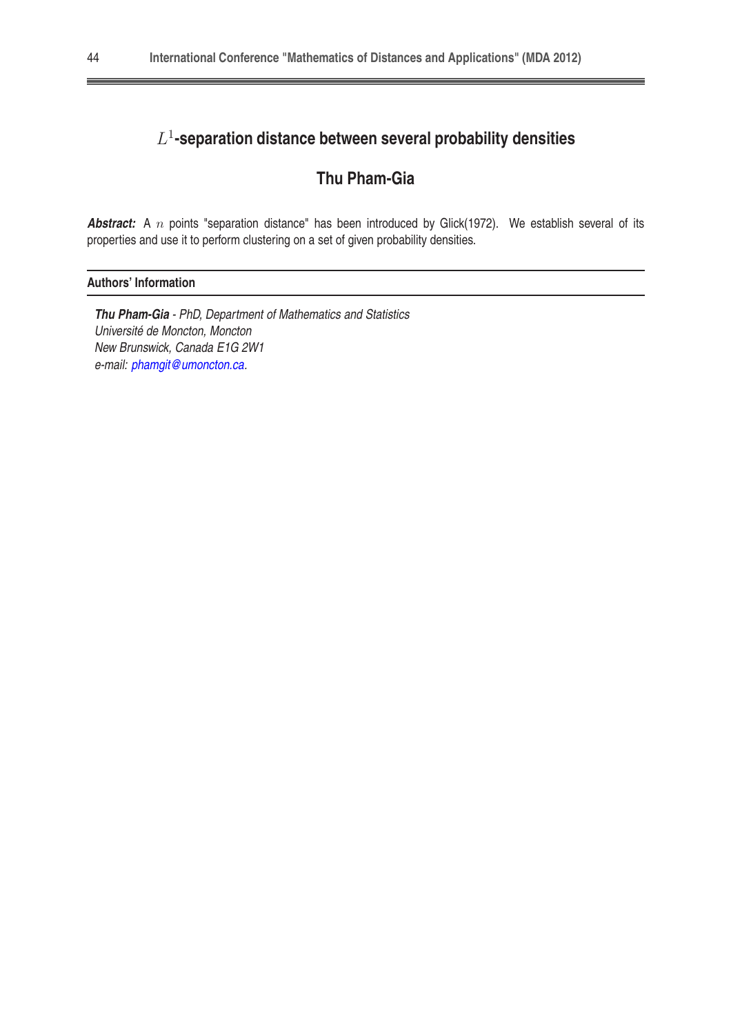# $L^1$-separation distance between several probability densities

## Thu Pham-Gia

***Abstract:*** A $n$ points "separation distance" has been introduced by Glick(1972). We establish several of its properties and use it to perform clustering on a set of given probability densities.

---

**Authors' Information**

---

***Thu Pham-Gia*** *- PhD, Department of Mathematics and Statistics*
*Université de Moncton, Moncton*
*New Brunswick, Canada E1G 2W1*
*e-mail: phamgit@umoncton.ca.*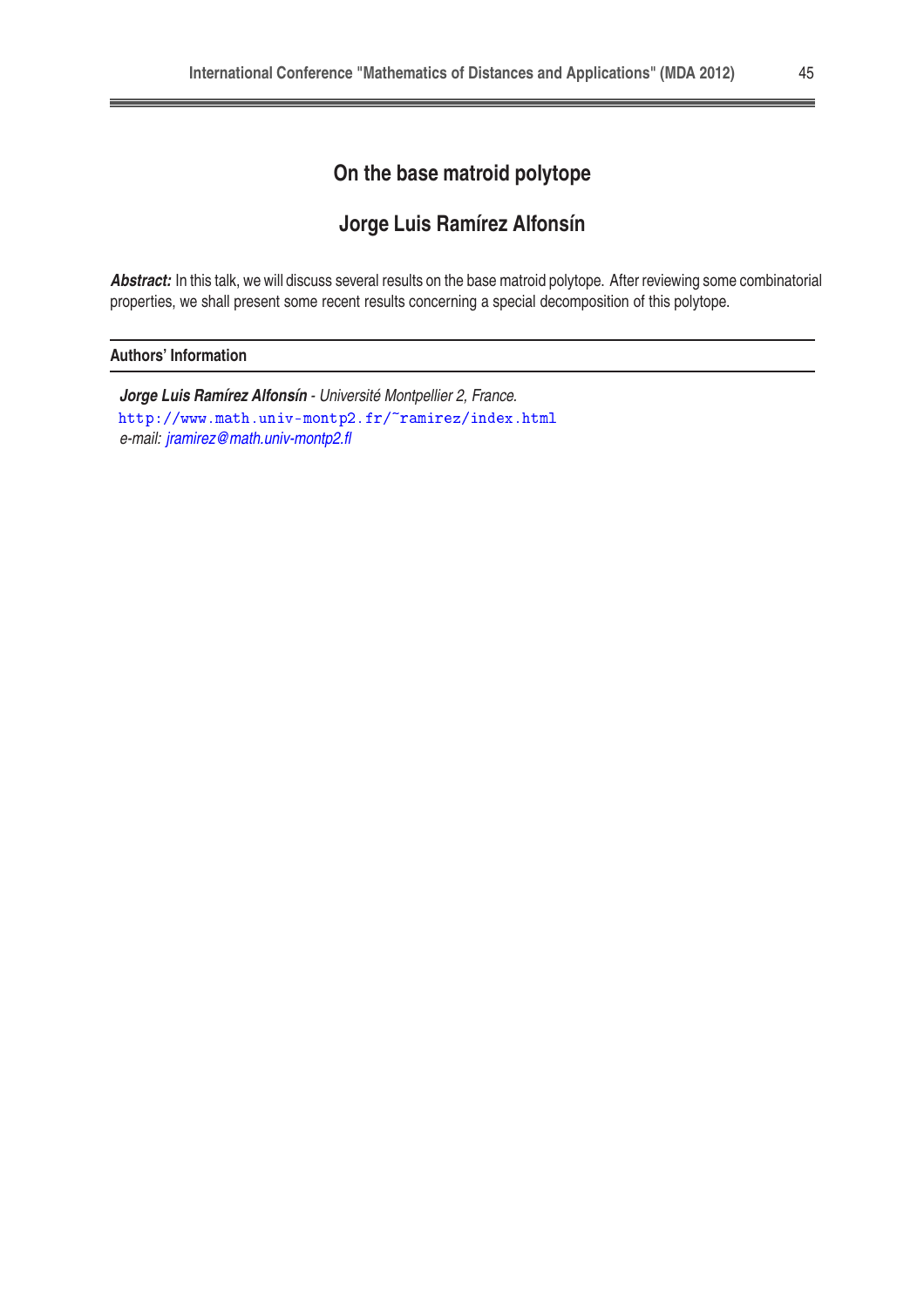# On the base matroid polytope

## Jorge Luis Ramírez Alfonsín

***Abstract:*** In this talk, we will discuss several results on the base matroid polytope. After reviewing some combinatorial properties, we shall present some recent results concerning a special decomposition of this polytope.

---

**Authors' Information**

---

***Jorge Luis Ramírez Alfonsín*** *- Université Montpellier 2, France.*
http://www.math.univ-montp2.fr/~ramirez/index.html
*e-mail: jramirez@math.univ-montp2.fl*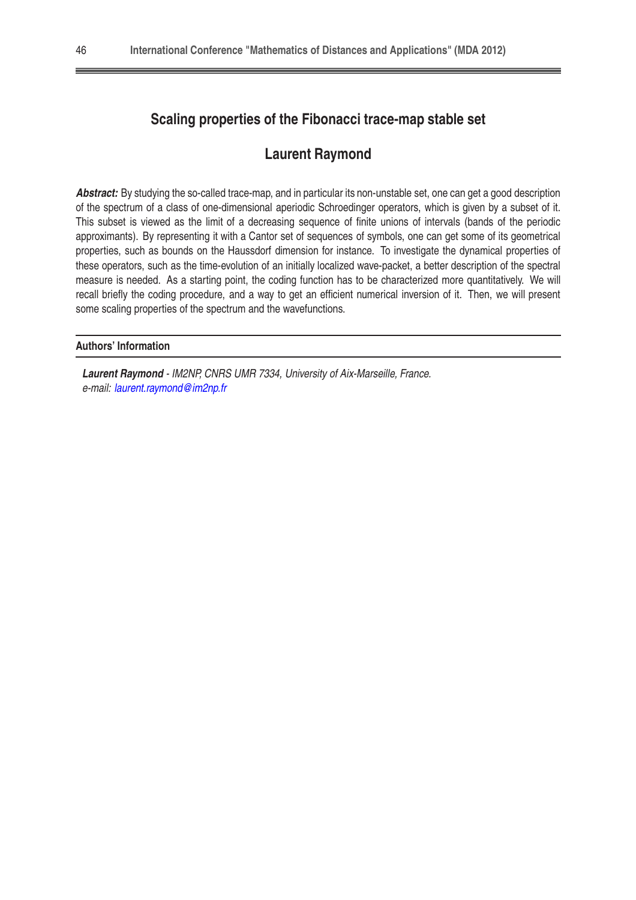# Scaling properties of the Fibonacci trace-map stable set

## Laurent Raymond

***Abstract:*** By studying the so-called trace-map, and in particular its non-unstable set, one can get a good description of the spectrum of a class of one-dimensional aperiodic Schroedinger operators, which is given by a subset of it. This subset is viewed as the limit of a decreasing sequence of finite unions of intervals (bands of the periodic approximants). By representing it with a Cantor set of sequences of symbols, one can get some of its geometrical properties, such as bounds on the Haussdorf dimension for instance. To investigate the dynamical properties of these operators, such as the time-evolution of an initially localized wave-packet, a better description of the spectral measure is needed. As a starting point, the coding function has to be characterized more quantitatively. We will recall briefly the coding procedure, and a way to get an efficient numerical inversion of it. Then, we will present some scaling properties of the spectrum and the wavefunctions.

### Authors' Information

***Laurent Raymond*** *- IM2NP, CNRS UMR 7334, University of Aix-Marseille, France.*
*e-mail: laurent.raymond@im2np.fr*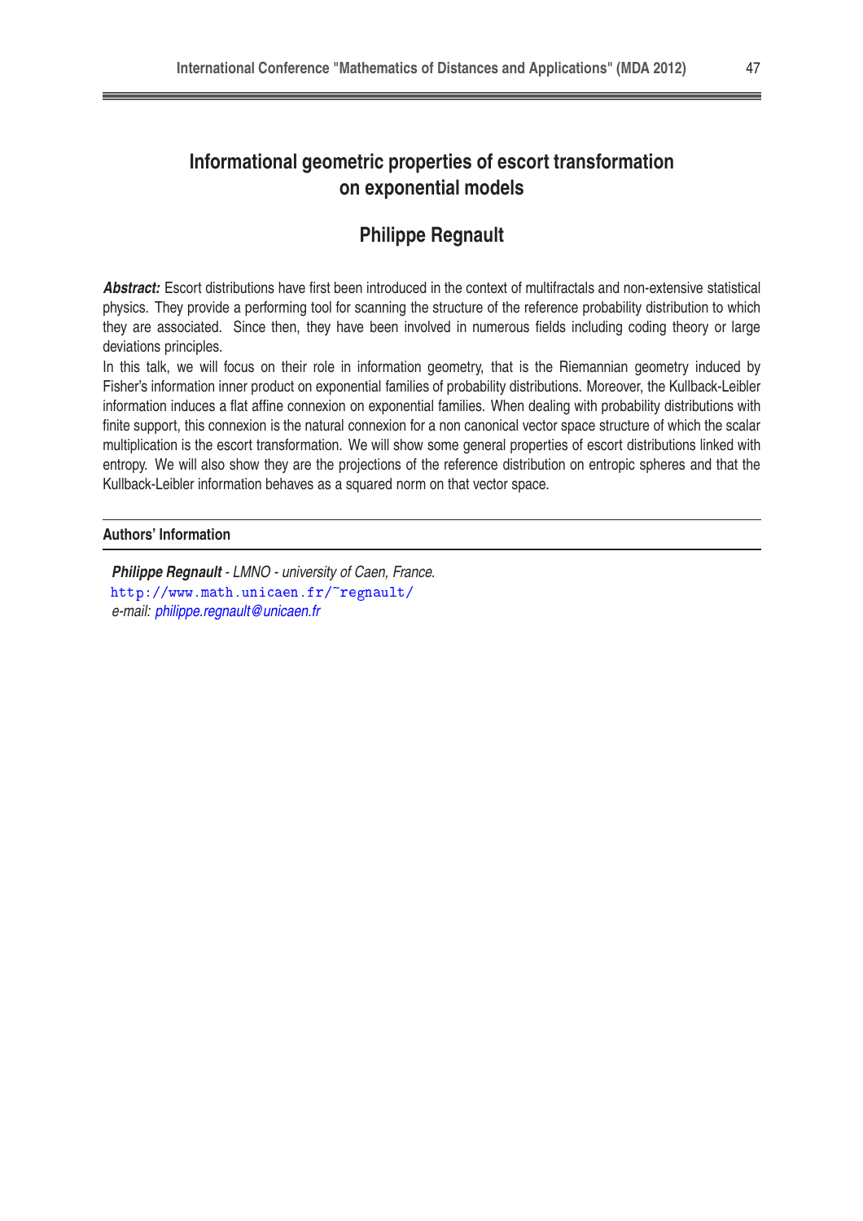# Informational geometric properties of escort transformation on exponential models

## Philippe Regnault

***Abstract:*** Escort distributions have first been introduced in the context of multifractals and non-extensive statistical physics. They provide a performing tool for scanning the structure of the reference probability distribution to which they are associated. Since then, they have been involved in numerous fields including coding theory or large deviations principles.

In this talk, we will focus on their role in information geometry, that is the Riemannian geometry induced by Fisher's information inner product on exponential families of probability distributions. Moreover, the Kullback-Leibler information induces a flat affine connexion on exponential families. When dealing with probability distributions with finite support, this connexion is the natural connexion for a non canonical vector space structure of which the scalar multiplication is the escort transformation. We will show some general properties of escort distributions linked with entropy. We will also show they are the projections of the reference distribution on entropic spheres and that the Kullback-Leibler information behaves as a squared norm on that vector space.

---

**Authors' Information**

***Philippe Regnault*** *- LMNO - university of Caen, France.*
http://www.math.unicaen.fr/~regnault/
*e-mail: philippe.regnault@unicaen.fr*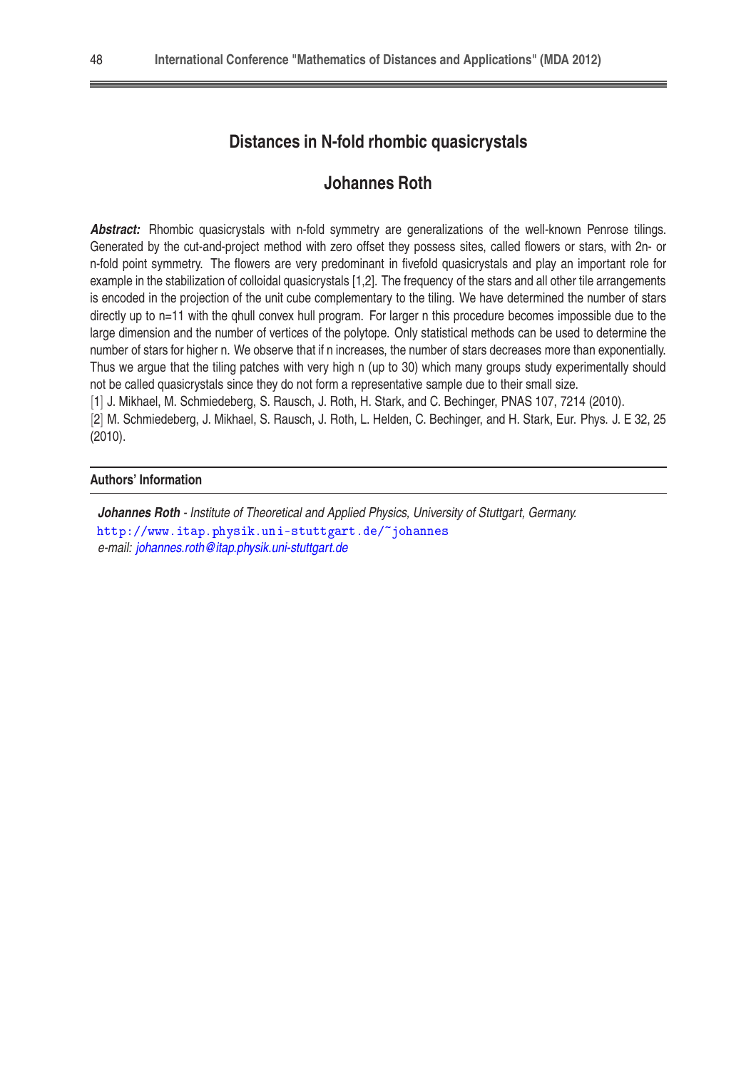# Distances in N-fold rhombic quasicrystals

## Johannes Roth

***Abstract:*** Rhombic quasicrystals with n-fold symmetry are generalizations of the well-known Penrose tilings. Generated by the cut-and-project method with zero offset they possess sites, called flowers or stars, with 2n- or n-fold point symmetry. The flowers are very predominant in fivefold quasicrystals and play an important role for example in the stabilization of colloidal quasicrystals [1,2]. The frequency of the stars and all other tile arrangements is encoded in the projection of the unit cube complementary to the tiling. We have determined the number of stars directly up to n=11 with the qhull convex hull program. For larger n this procedure becomes impossible due to the large dimension and the number of vertices of the polytope. Only statistical methods can be used to determine the number of stars for higher n. We observe that if n increases, the number of stars decreases more than exponentially. Thus we argue that the tiling patches with very high n (up to 30) which many groups study experimentally should not be called quasicrystals since they do not form a representative sample due to their small size.

[1] J. Mikhael, M. Schmiedeberg, S. Rausch, J. Roth, H. Stark, and C. Bechinger, PNAS 107, 7214 (2010).

[2] M. Schmiedeberg, J. Mikhael, S. Rausch, J. Roth, L. Helden, C. Bechinger, and H. Stark, Eur. Phys. J. E 32, 25 (2010).

### Authors' Information

***Johannes Roth*** - *Institute of Theoretical and Applied Physics, University of Stuttgart, Germany.*
http://www.itap.physik.uni-stuttgart.de/~johannes
*e-mail: johannes.roth@itap.physik.uni-stuttgart.de*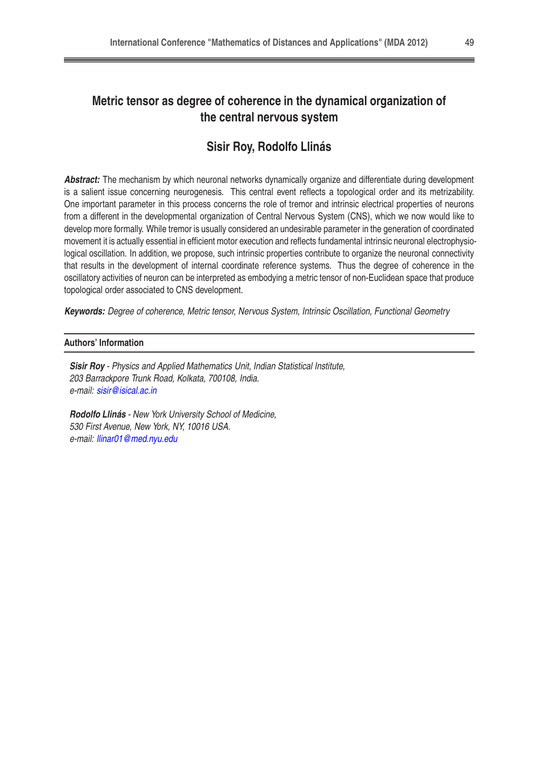# Metric tensor as degree of coherence in the dynamical organization of the central nervous system

## Sisir Roy, Rodolfo Llinás

***Abstract:*** The mechanism by which neuronal networks dynamically organize and differentiate during development is a salient issue concerning neurogenesis. This central event reflects a topological order and its metrizability. One important parameter in this process concerns the role of tremor and intrinsic electrical properties of neurons from a different in the developmental organization of Central Nervous System (CNS), which we now would like to develop more formally. While tremor is usually considered an undesirable parameter in the generation of coordinated movement it is actually essential in efficient motor execution and reflects fundamental intrinsic neuronal electrophysiological oscillation. In addition, we propose, such intrinsic properties contribute to organize the neuronal connectivity that results in the development of internal coordinate reference systems. Thus the degree of coherence in the oscillatory activities of neuron can be interpreted as embodying a metric tensor of non-Euclidean space that produce topological order associated to CNS development.

***Keywords:*** *Degree of coherence, Metric tensor, Nervous System, Intrinsic Oscillation, Functional Geometry*

**Authors' Information**

***Sisir Roy*** *- Physics and Applied Mathematics Unit, Indian Statistical Institute,*
*203 Barrackpore Trunk Road, Kolkata, 700108, India.*
*e-mail: sisir@isical.ac.in*

***Rodolfo Llinás*** *- New York University School of Medicine,*
*530 First Avenue, New York, NY, 10016 USA.*
*e-mail: llinar01@med.nyu.edu*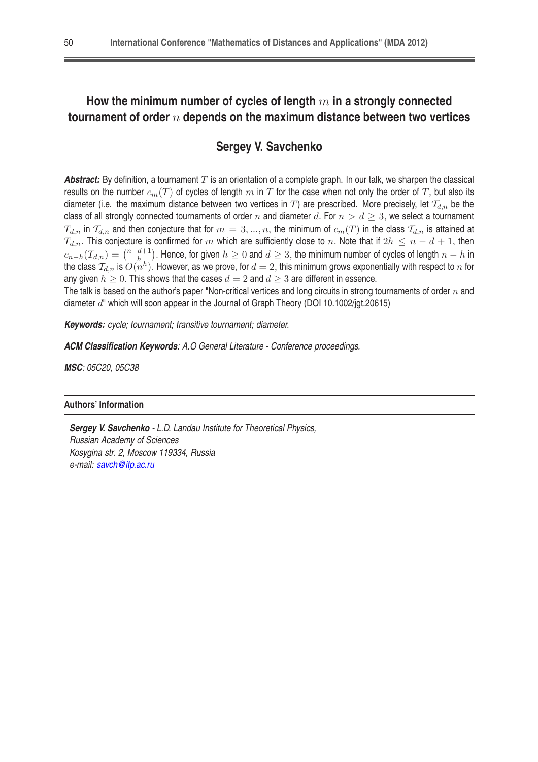# How the minimum number of cycles of length $m$ in a strongly connected tournament of order $n$ depends on the maximum distance between two vertices

## Sergey V. Savchenko

***Abstract:*** By definition, a tournament $T$ is an orientation of a complete graph. In our talk, we sharpen the classical results on the number $c_m(T)$ of cycles of length $m$ in $T$ for the case when not only the order of $T$, but also its diameter (i.e. the maximum distance between two vertices in $T$) are prescribed. More precisely, let $\mathcal{T}_{d,n}$ be the class of all strongly connected tournaments of order $n$ and diameter $d$. For $n > d \geq 3$, we select a tournament $T_{d,n}$ in $\mathcal{T}_{d,n}$ and then conjecture that for $m = 3, ..., n$, the minimum of $c_m(T)$ in the class $\mathcal{T}_{d,n}$ is attained at $T_{d,n}$. This conjecture is confirmed for $m$ which are sufficiently close to $n$. Note that if $2h \leq n - d + 1$, then $c_{n-h}(T_{d,n}) = \binom{n-d+1}{h}$. Hence, for given $h \geq 0$ and $d \geq 3$, the minimum number of cycles of length $n - h$ in the class $\mathcal{T}_{d,n}$ is $O(n^h)$. However, as we prove, for $d = 2$, this minimum grows exponentially with respect to $n$ for any given $h \geq 0$. This shows that the cases $d = 2$ and $d \geq 3$ are different in essence.

The talk is based on the author's paper "Non-critical vertices and long circuits in strong tournaments of order $n$ and diameter $d$" which will soon appear in the Journal of Graph Theory (DOI 10.1002/jgt.20615)

***Keywords:*** *cycle; tournament; transitive tournament; diameter.*

***ACM Classification Keywords****: A.O General Literature - Conference proceedings.*

***MSC****: 05C20, 05C38*

---

**Authors' Information**

---

***Sergey V. Savchenko*** *- L.D. Landau Institute for Theoretical Physics,*
*Russian Academy of Sciences*
*Kosygina str. 2, Moscow 119334, Russia*
*e-mail: savch@itp.ac.ru*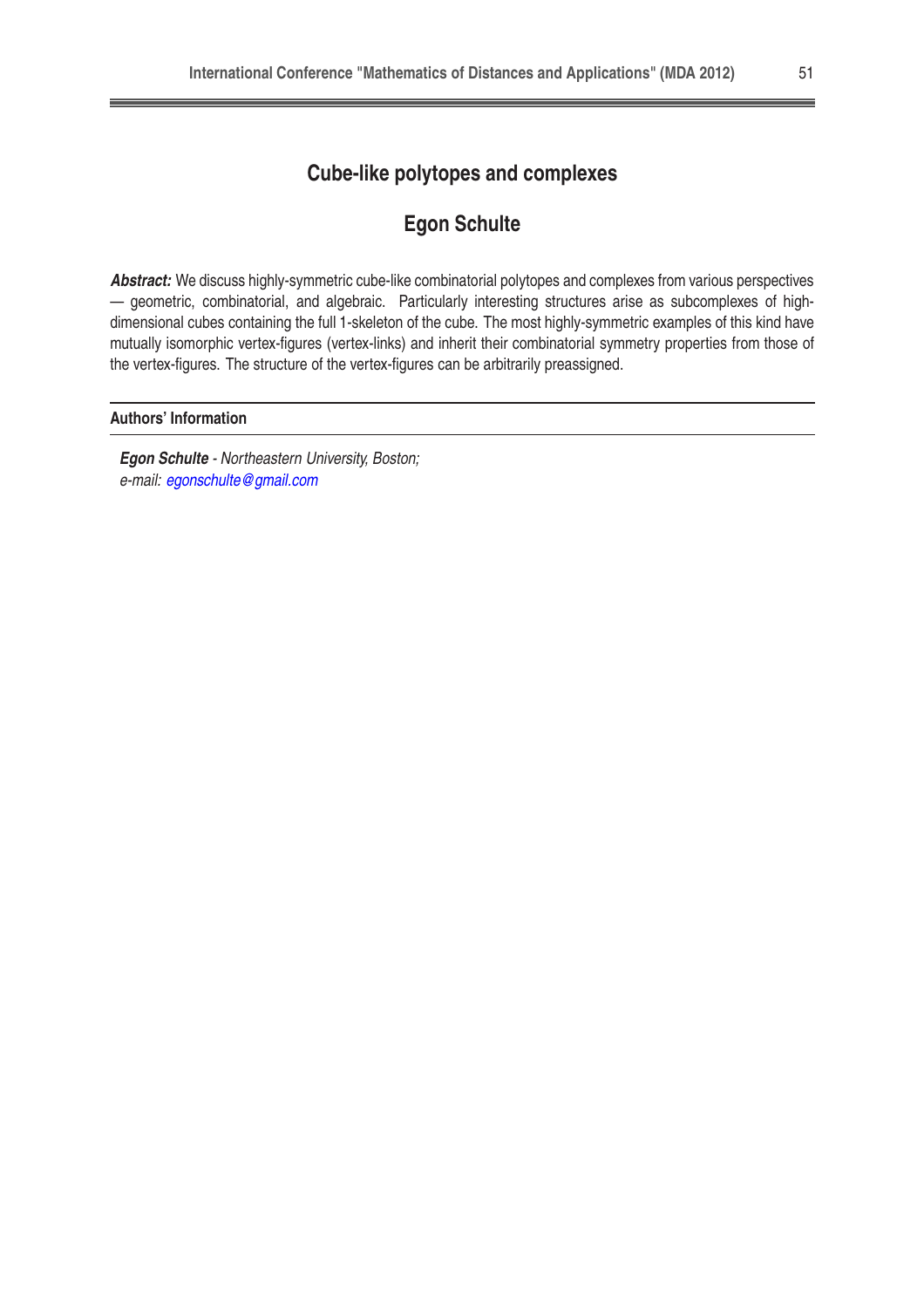# Cube-like polytopes and complexes

## Egon Schulte

***Abstract:*** We discuss highly-symmetric cube-like combinatorial polytopes and complexes from various perspectives — geometric, combinatorial, and algebraic. Particularly interesting structures arise as subcomplexes of high-dimensional cubes containing the full 1-skeleton of the cube. The most highly-symmetric examples of this kind have mutually isomorphic vertex-figures (vertex-links) and inherit their combinatorial symmetry properties from those of the vertex-figures. The structure of the vertex-figures can be arbitrarily preassigned.

### Authors' Information

***Egon Schulte*** *- Northeastern University, Boston;*
*e-mail: egonschulte@gmail.com*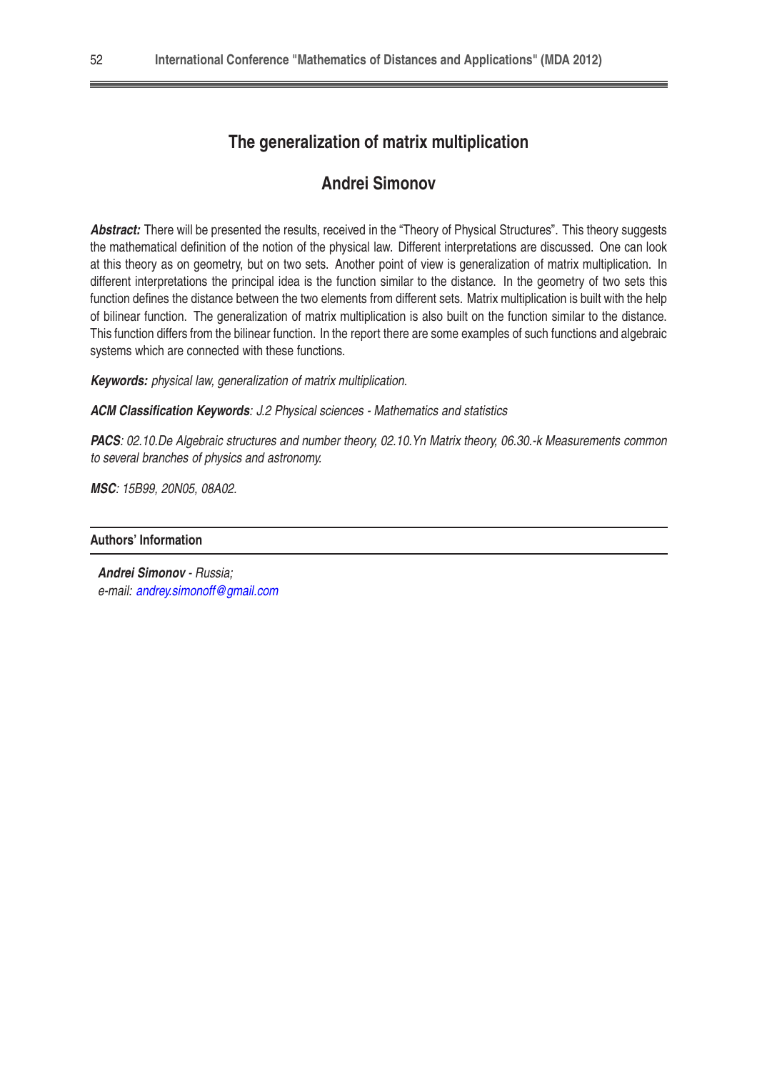# The generalization of matrix multiplication

## Andrei Simonov

***Abstract:*** There will be presented the results, received in the “Theory of Physical Structures”. This theory suggests the mathematical definition of the notion of the physical law. Different interpretations are discussed. One can look at this theory as on geometry, but on two sets. Another point of view is generalization of matrix multiplication. In different interpretations the principal idea is the function similar to the distance. In the geometry of two sets this function defines the distance between the two elements from different sets. Matrix multiplication is built with the help of bilinear function. The generalization of matrix multiplication is also built on the function similar to the distance. This function differs from the bilinear function. In the report there are some examples of such functions and algebraic systems which are connected with these functions.

***Keywords:*** *physical law, generalization of matrix multiplication.*

***ACM Classification Keywords****: J.2 Physical sciences - Mathematics and statistics*

***PACS****: 02.10.De Algebraic structures and number theory, 02.10.Yn Matrix theory, 06.30.-k Measurements common to several branches of physics and astronomy.*

***MSC****: 15B99, 20N05, 08A02.*

#### Authors' Information

***Andrei Simonov*** *- Russia;*
*e-mail: andrey.simonoff@gmail.com*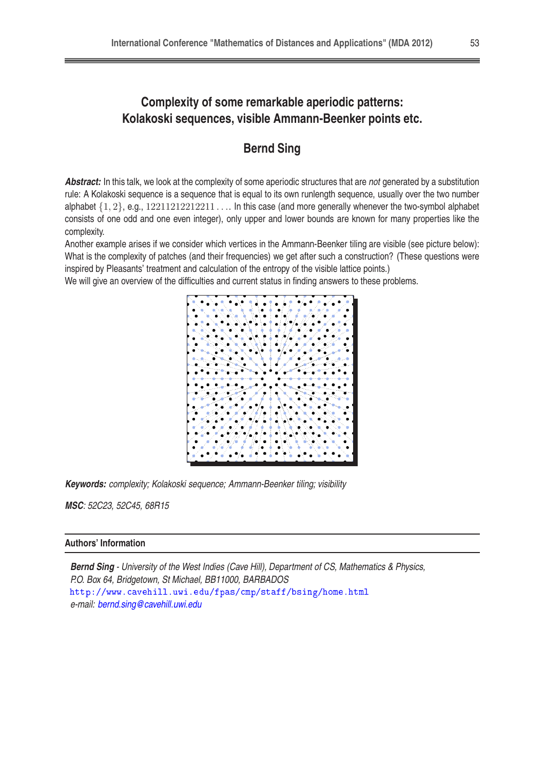## Complexity of some remarkable aperiodic patterns: Kolakoski sequences, visible Ammann-Beenker points etc.

### Bernd Sing

***Abstract:*** In this talk, we look at the complexity of some aperiodic structures that are *not* generated by a substitution rule: A Kolakoski sequence is a sequence that is equal to its own runlength sequence, usually over the two number alphabet $\{1, 2\}$, e.g., $12211212212211\ldots$. In this case (and more generally whenever the two-symbol alphabet consists of one odd and one even integer), only upper and lower bounds are known for many properties like the complexity.

Another example arises if we consider which vertices in the Ammann-Beenker tiling are visible (see picture below): What is the complexity of patches (and their frequencies) we get after such a construction? (These questions were inspired by Pleasants' treatment and calculation of the entropy of the visible lattice points.)

We will give an overview of the difficulties and current status in finding answers to these problems.

***Keywords:*** *complexity; Kolakoski sequence; Ammann-Beenker tiling; visibility*

***MSC***: *52C23, 52C45, 68R15*

#### Authors' Information

***Bernd Sing*** *- University of the West Indies (Cave Hill), Department of CS, Mathematics & Physics, P.O. Box 64, Bridgetown, St Michael, BB11000, BARBADOS*
http://www.cavehill.uwi.edu/fpas/cmp/staff/bsing/home.html
*e-mail: bernd.sing@cavehill.uwi.edu*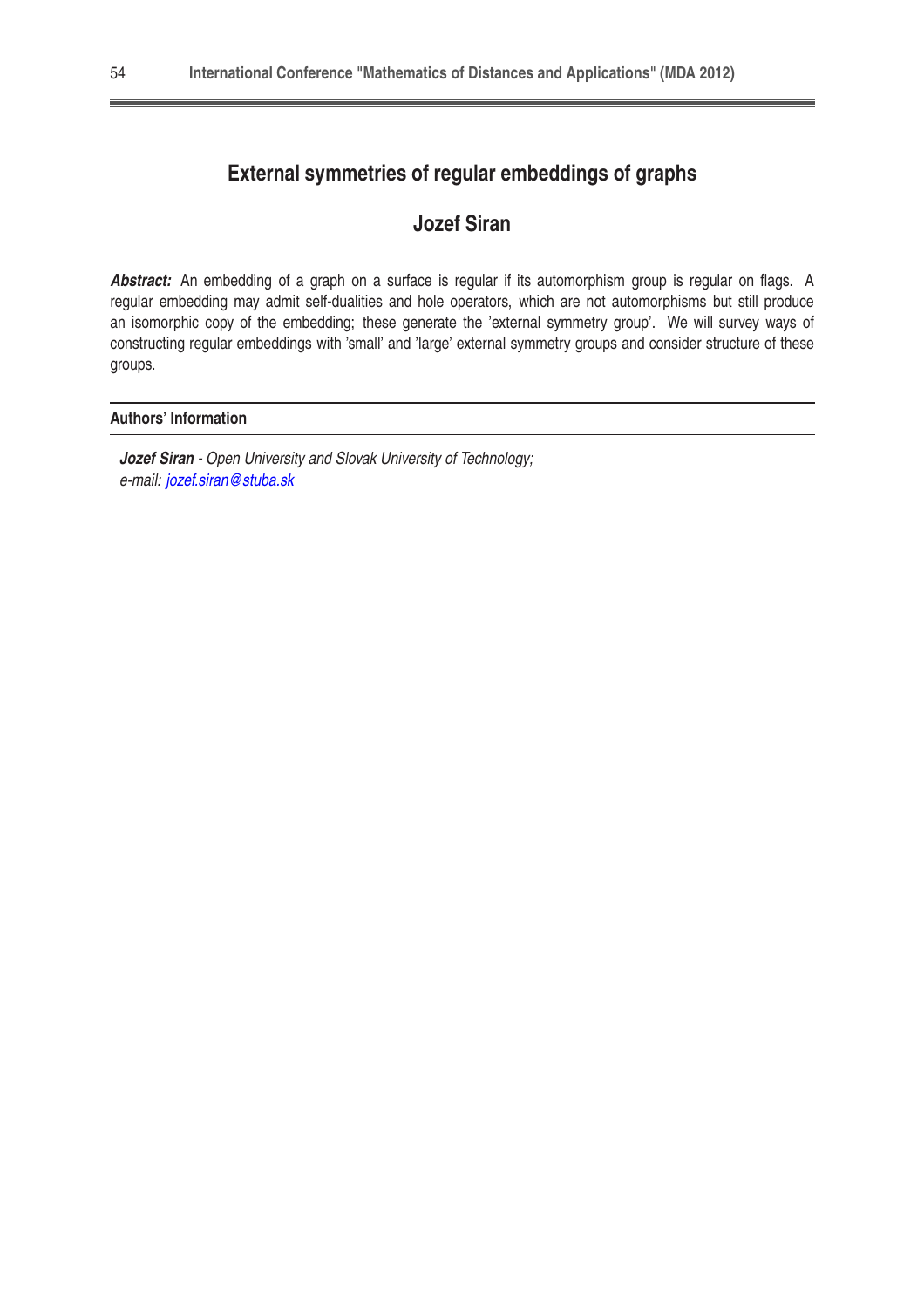# External symmetries of regular embeddings of graphs

## Jozef Siran

***Abstract:*** An embedding of a graph on a surface is regular if its automorphism group is regular on flags. A regular embedding may admit self-dualities and hole operators, which are not automorphisms but still produce an isomorphic copy of the embedding; these generate the 'external symmetry group'. We will survey ways of constructing regular embeddings with 'small' and 'large' external symmetry groups and consider structure of these groups.

---

**Authors' Information**

---

***Jozef Siran*** *- Open University and Slovak University of Technology;*
*e-mail: jozef.siran@stuba.sk*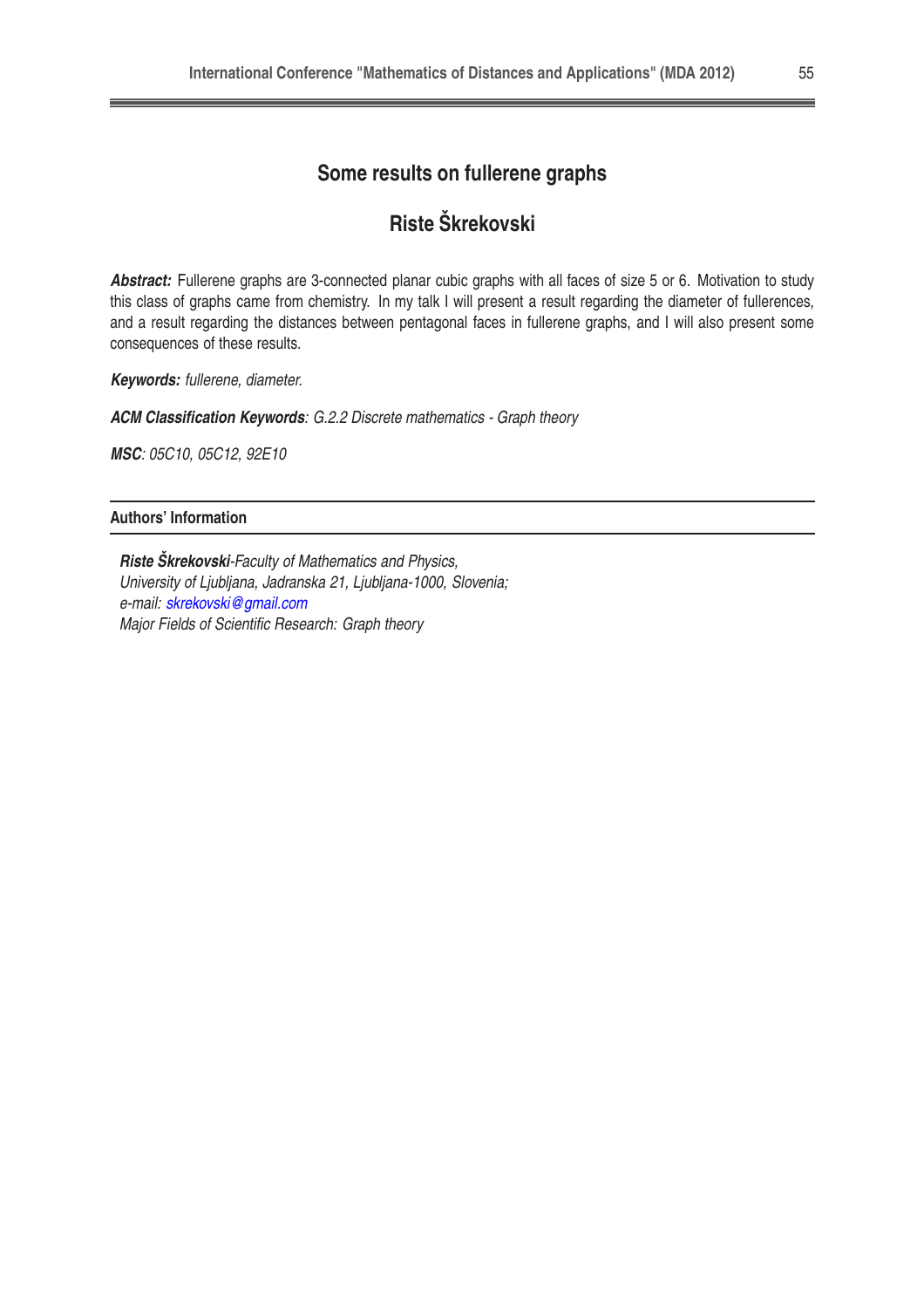# Some results on fullerene graphs

## Riste Škrekovski

***Abstract:*** Fullerene graphs are 3-connected planar cubic graphs with all faces of size 5 or 6. Motivation to study this class of graphs came from chemistry. In my talk I will present a result regarding the diameter of fullerences, and a result regarding the distances between pentagonal faces in fullerene graphs, and I will also present some consequences of these results.

***Keywords:*** *fullerene, diameter.*

***ACM Classification Keywords****: G.2.2 Discrete mathematics - Graph theory*

***MSC****: 05C10, 05C12, 92E10*

## Authors' Information

***Riste Škrekovski****-Faculty of Mathematics and Physics,*
*University of Ljubljana, Jadranska 21, Ljubljana-1000, Slovenia;*
*e-mail: skrekovski@gmail.com*
*Major Fields of Scientific Research: Graph theory*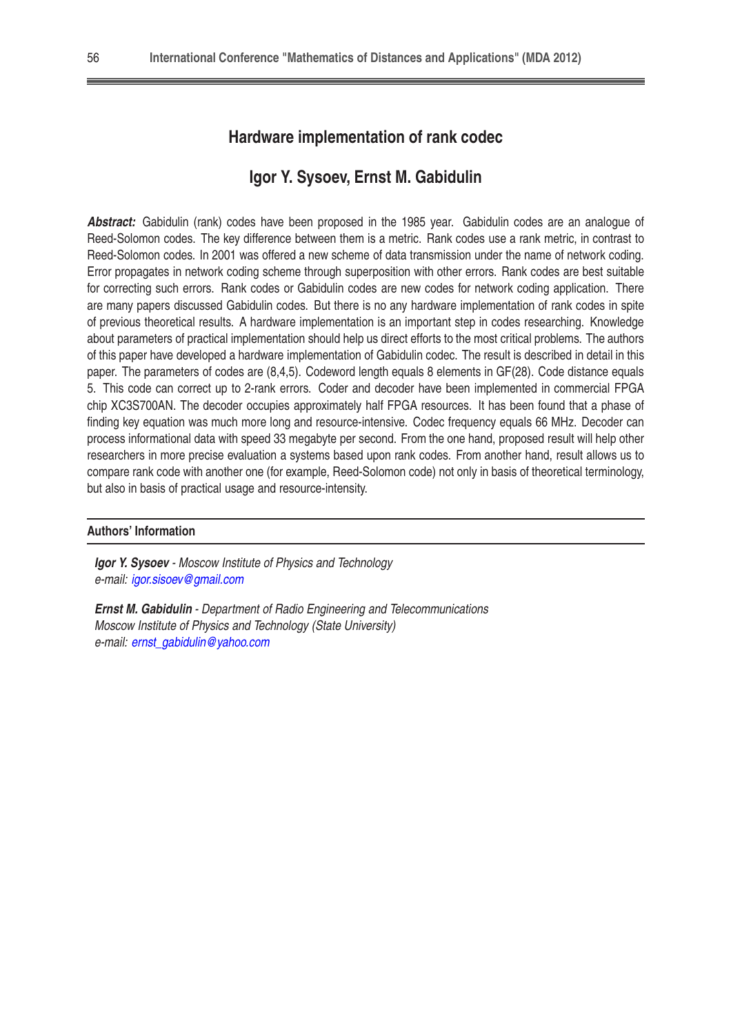# Hardware implementation of rank codec

## Igor Y. Sysoev, Ernst M. Gabidulin

***Abstract:*** Gabidulin (rank) codes have been proposed in the 1985 year. Gabidulin codes are an analogue of Reed-Solomon codes. The key difference between them is a metric. Rank codes use a rank metric, in contrast to Reed-Solomon codes. In 2001 was offered a new scheme of data transmission under the name of network coding. Error propagates in network coding scheme through superposition with other errors. Rank codes are best suitable for correcting such errors. Rank codes or Gabidulin codes are new codes for network coding application. There are many papers discussed Gabidulin codes. But there is no any hardware implementation of rank codes in spite of previous theoretical results. A hardware implementation is an important step in codes researching. Knowledge about parameters of practical implementation should help us direct efforts to the most critical problems. The authors of this paper have developed a hardware implementation of Gabidulin codec. The result is described in detail in this paper. The parameters of codes are (8,4,5). Codeword length equals 8 elements in GF(28). Code distance equals 5. This code can correct up to 2-rank errors. Coder and decoder have been implemented in commercial FPGA chip XC3S700AN. The decoder occupies approximately half FPGA resources. It has been found that a phase of finding key equation was much more long and resource-intensive. Codec frequency equals 66 MHz. Decoder can process informational data with speed 33 megabyte per second. From the one hand, proposed result will help other researchers in more precise evaluation a systems based upon rank codes. From another hand, result allows us to compare rank code with another one (for example, Reed-Solomon code) not only in basis of theoretical terminology, but also in basis of practical usage and resource-intensity.

### Authors' Information

***Igor Y. Sysoev*** *- Moscow Institute of Physics and Technology*
*e-mail: igor.sisoev@gmail.com*

***Ernst M. Gabidulin*** *- Department of Radio Engineering and Telecommunications*
*Moscow Institute of Physics and Technology (State University)*
*e-mail: ernst_gabidulin@yahoo.com*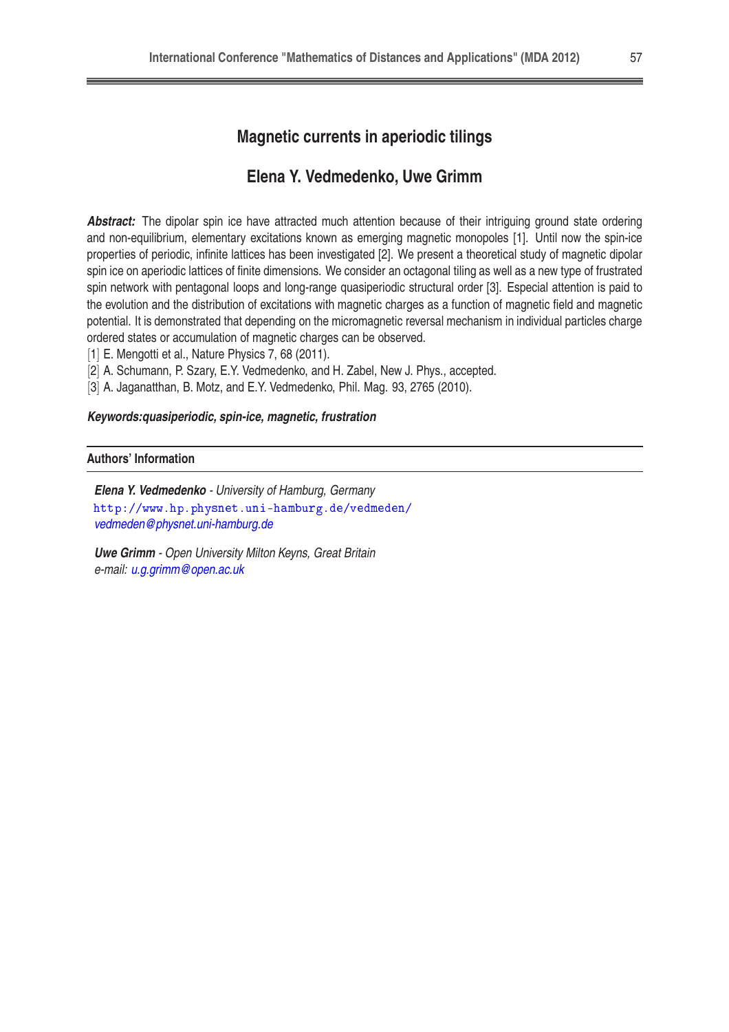# Magnetic currents in aperiodic tilings

## Elena Y. Vedmedenko, Uwe Grimm

***Abstract:*** The dipolar spin ice have attracted much attention because of their intriguing ground state ordering and non-equilibrium, elementary excitations known as emerging magnetic monopoles [1]. Until now the spin-ice properties of periodic, infinite lattices has been investigated [2]. We present a theoretical study of magnetic dipolar spin ice on aperiodic lattices of finite dimensions. We consider an octagonal tiling as well as a new type of frustrated spin network with pentagonal loops and long-range quasiperiodic structural order [3]. Especial attention is paid to the evolution and the distribution of excitations with magnetic charges as a function of magnetic field and magnetic potential. It is demonstrated that depending on the micromagnetic reversal mechanism in individual particles charge ordered states or accumulation of magnetic charges can be observed.

[1] E. Mengotti et al., Nature Physics 7, 68 (2011).

[2] A. Schumann, P. Szary, E.Y. Vedmedenko, and H. Zabel, New J. Phys., accepted.

[3] A. Jaganatthan, B. Motz, and E.Y. Vedmedenko, Phil. Mag. 93, 2765 (2010).

***Keywords:quasiperiodic, spin-ice, magnetic, frustration***

---

**Authors' Information**

***Elena Y. Vedmedenko*** - *University of Hamburg, Germany*
http://www.hp.physnet.uni-hamburg.de/vedmeden/
*vedmeden@physnet.uni-hamburg.de*

***Uwe Grimm*** - *Open University Milton Keyns, Great Britain*
*e-mail: u.g.grimm@open.ac.uk*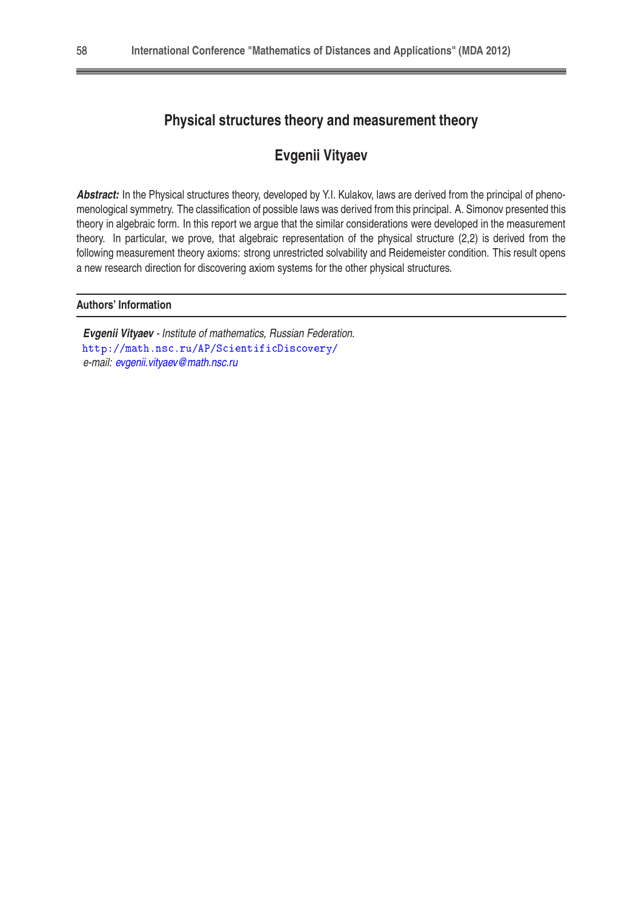# Physical structures theory and measurement theory

## Evgenii Vityaev

***Abstract:*** In the Physical structures theory, developed by Y.I. Kulakov, laws are derived from the principal of phenomenological symmetry. The classification of possible laws was derived from this principal. A. Simonov presented this theory in algebraic form. In this report we argue that the similar considerations were developed in the measurement theory. In particular, we prove, that algebraic representation of the physical structure (2,2) is derived from the following measurement theory axioms: strong unrestricted solvability and Reidemeister condition. This result opens a new research direction for discovering axiom systems for the other physical structures.

### Authors' Information

***Evgenii Vityaev*** - *Institute of mathematics, Russian Federation.*
http://math.nsc.ru/AP/ScientificDiscovery/
*e-mail: evgenii.vityaev@math.nsc.ru*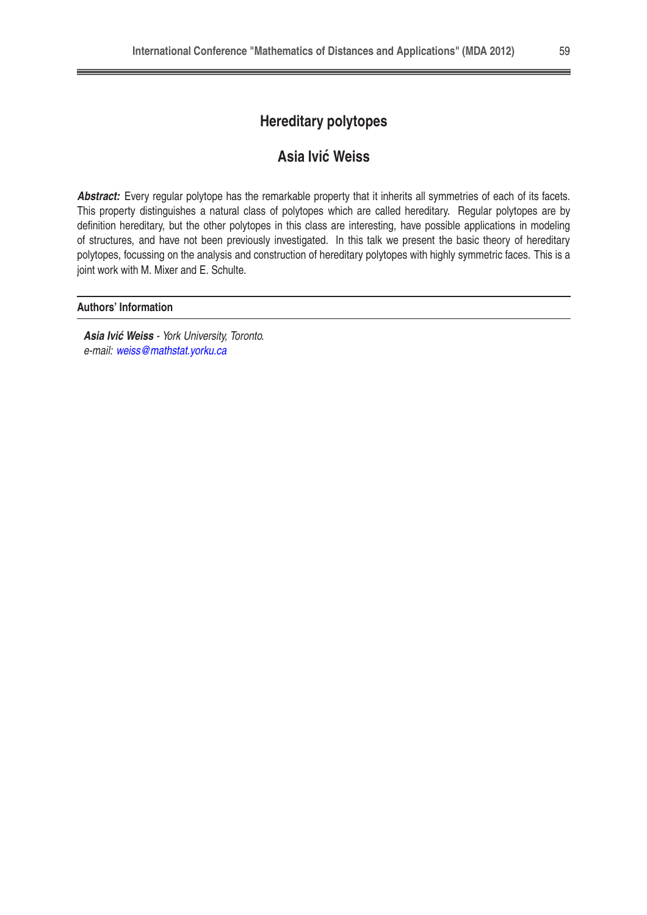# Hereditary polytopes

## Asia Ivić Weiss

***Abstract:*** Every regular polytope has the remarkable property that it inherits all symmetries of each of its facets. This property distinguishes a natural class of polytopes which are called hereditary. Regular polytopes are by definition hereditary, but the other polytopes in this class are interesting, have possible applications in modeling of structures, and have not been previously investigated. In this talk we present the basic theory of hereditary polytopes, focussing on the analysis and construction of hereditary polytopes with highly symmetric faces. This is a joint work with M. Mixer and E. Schulte.

### Authors' Information

***Asia Ivić Weiss*** - *York University, Toronto.*
*e-mail: weiss@mathstat.yorku.ca*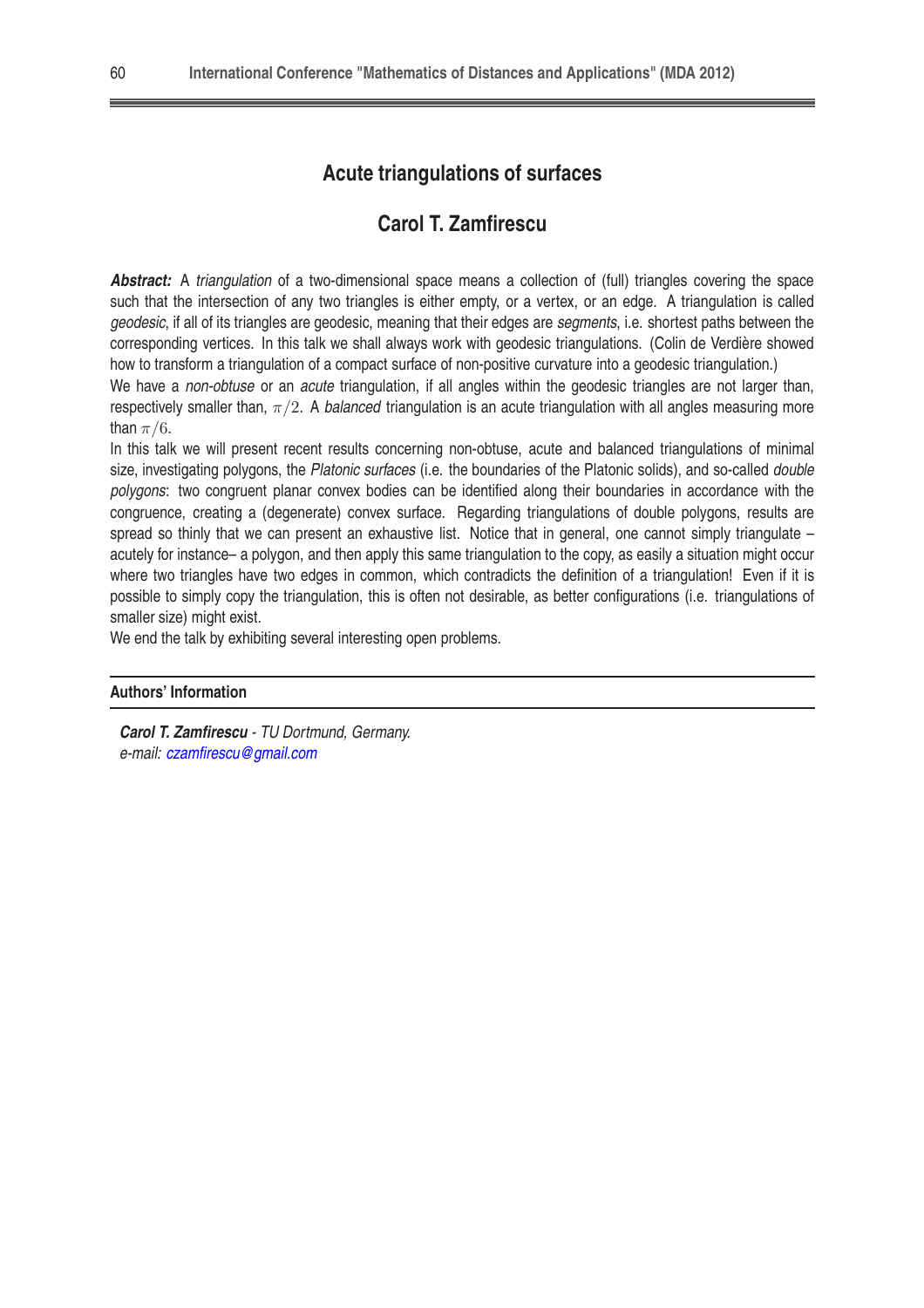# Acute triangulations of surfaces

## Carol T. Zamfirescu

***Abstract:*** A *triangulation* of a two-dimensional space means a collection of (full) triangles covering the space such that the intersection of any two triangles is either empty, or a vertex, or an edge. A triangulation is called *geodesic*, if all of its triangles are geodesic, meaning that their edges are *segments*, i.e. shortest paths between the corresponding vertices. In this talk we shall always work with geodesic triangulations. (Colin de Verdière showed how to transform a triangulation of a compact surface of non-positive curvature into a geodesic triangulation.)

We have a *non-obtuse* or an *acute* triangulation, if all angles within the geodesic triangles are not larger than, respectively smaller than, $\pi/2$. A *balanced* triangulation is an acute triangulation with all angles measuring more than $\pi/6$.

In this talk we will present recent results concerning non-obtuse, acute and balanced triangulations of minimal size, investigating polygons, the *Platonic surfaces* (i.e. the boundaries of the Platonic solids), and so-called *double polygons*: two congruent planar convex bodies can be identified along their boundaries in accordance with the congruence, creating a (degenerate) convex surface. Regarding triangulations of double polygons, results are spread so thinly that we can present an exhaustive list. Notice that in general, one cannot simply triangulate – acutely for instance– a polygon, and then apply this same triangulation to the copy, as easily a situation might occur where two triangles have two edges in common, which contradicts the definition of a triangulation! Even if it is possible to simply copy the triangulation, this is often not desirable, as better configurations (i.e. triangulations of smaller size) might exist.

We end the talk by exhibiting several interesting open problems.

### Authors' Information

***Carol T. Zamfirescu*** - *TU Dortmund, Germany.*
*e-mail: czamfirescu@gmail.com*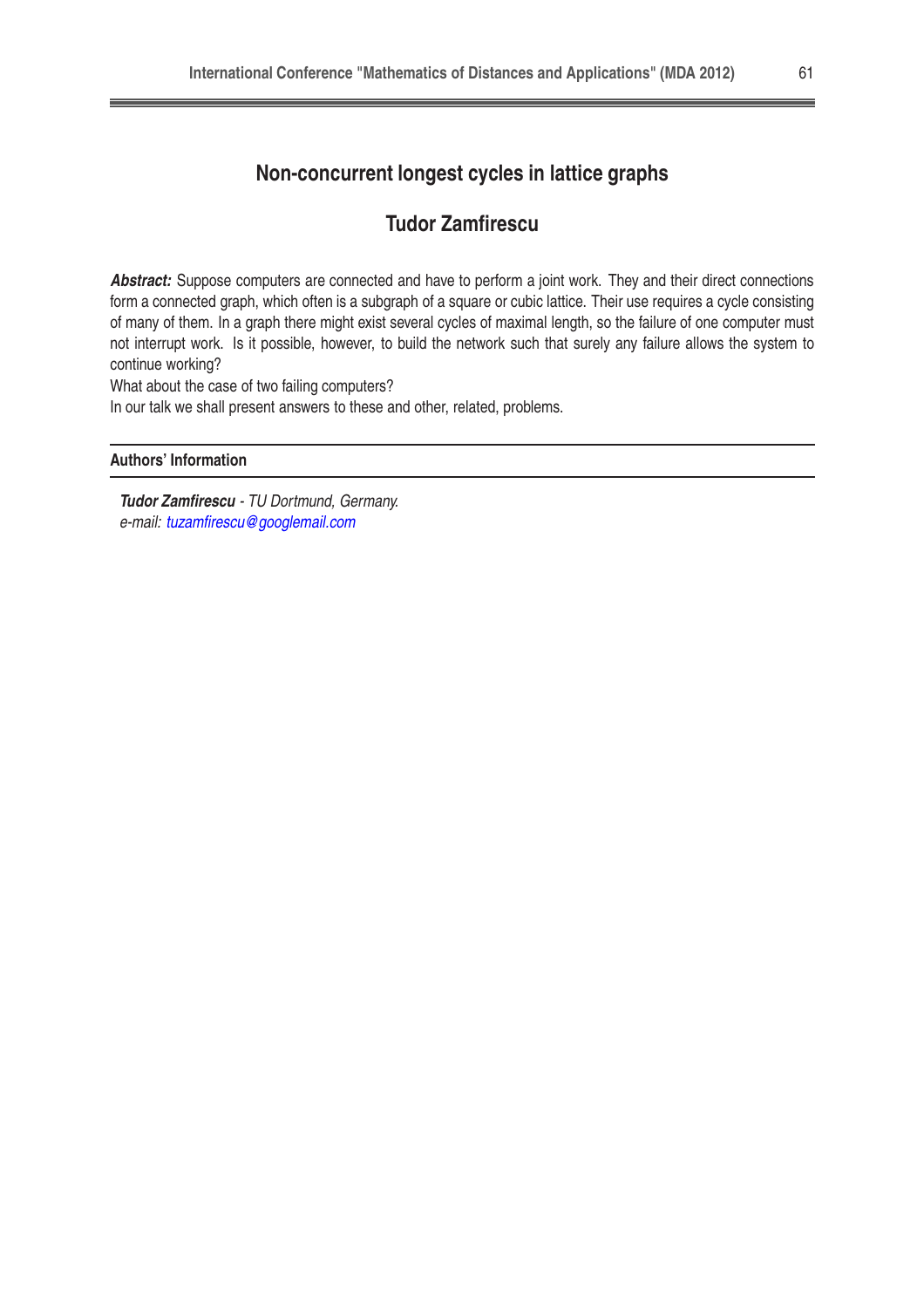# Non-concurrent longest cycles in lattice graphs

## Tudor Zamfirescu

***Abstract:*** Suppose computers are connected and have to perform a joint work. They and their direct connections form a connected graph, which often is a subgraph of a square or cubic lattice. Their use requires a cycle consisting of many of them. In a graph there might exist several cycles of maximal length, so the failure of one computer must not interrupt work. Is it possible, however, to build the network such that surely any failure allows the system to continue working?

What about the case of two failing computers?

In our talk we shall present answers to these and other, related, problems.

**Authors' Information**

***Tudor Zamfirescu*** *- TU Dortmund, Germany.*
*e-mail: tuzamfirescu@googlemail.com*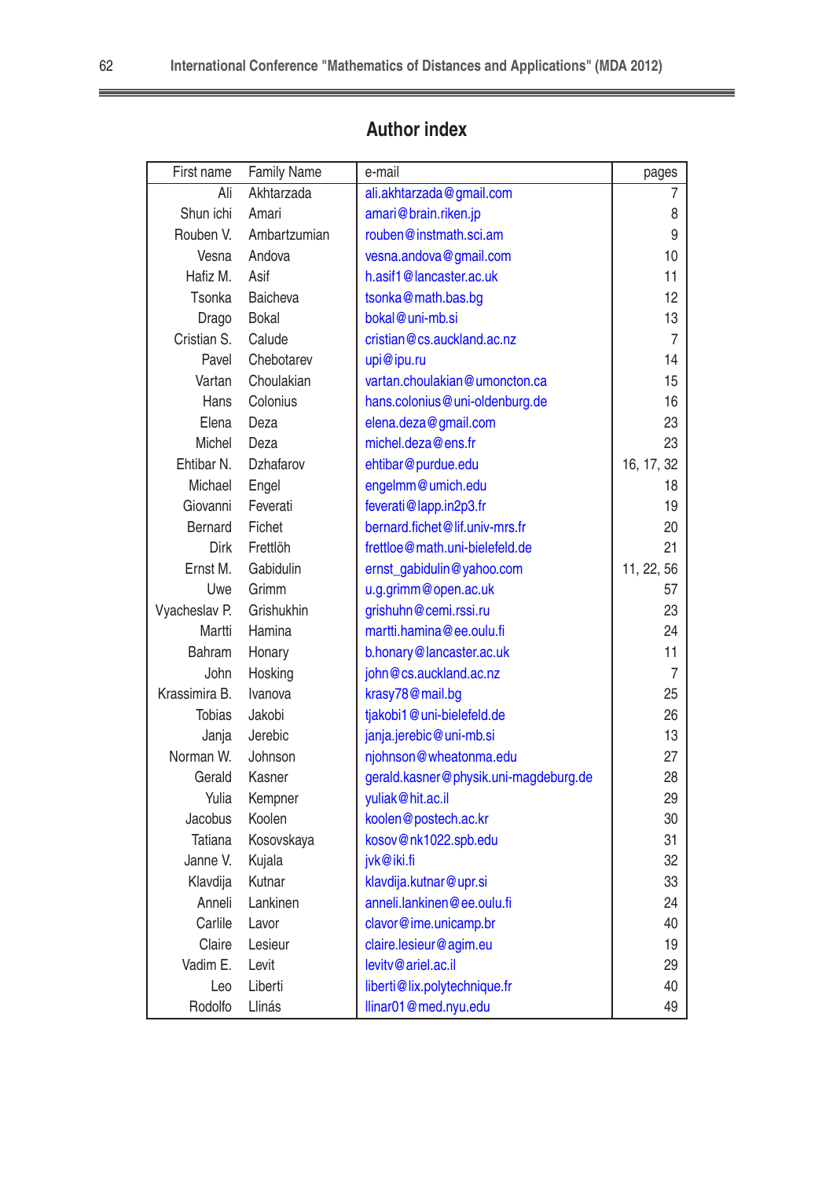# Author index

| First name | Family Name | e-mail | pages |
|---|---|---|---|
| Ali | Akhtarzada | ali.akhtarzada@gmail.com | 7 |
| Shun ichi | Amari | amari@brain.riken.jp | 8 |
| Rouben V. | Ambartzumian | rouben@instmath.sci.am | 9 |
| Vesna | Andova | vesna.andova@gmail.com | 10 |
| Hafiz M. | Asif | h.asif1@lancaster.ac.uk | 11 |
| Tsonka | Baicheva | tsonka@math.bas.bg | 12 |
| Drago | Bokal | bokal@uni-mb.si | 13 |
| Cristian S. | Calude | cristian@cs.auckland.ac.nz | 7 |
| Pavel | Chebotarev | upi@ipu.ru | 14 |
| Vartan | Choulakian | vartan.choulakian@umoncton.ca | 15 |
| Hans | Colonius | hans.colonius@uni-oldenburg.de | 16 |
| Elena | Deza | elena.deza@gmail.com | 23 |
| Michel | Deza | michel.deza@ens.fr | 23 |
| Ehtibar N. | Dzhafarov | ehtibar@purdue.edu | 16, 17, 32 |
| Michael | Engel | engelmm@umich.edu | 18 |
| Giovanni | Feverati | feverati@lapp.in2p3.fr | 19 |
| Bernard | Fichet | bernard.fichet@lif.univ-mrs.fr | 20 |
| Dirk | Frettlöh | frettloe@math.uni-bielefeld.de | 21 |
| Ernst M. | Gabidulin | ernst_gabidulin@yahoo.com | 11, 22, 56 |
| Uwe | Grimm | u.g.grimm@open.ac.uk | 57 |
| Vyacheslav P. | Grishukhin | grishuhn@cemi.rssi.ru | 23 |
| Martti | Hamina | martti.hamina@ee.oulu.fi | 24 |
| Bahram | Honary | b.honary@lancaster.ac.uk | 11 |
| John | Hosking | john@cs.auckland.ac.nz | 7 |
| Krassimira B. | Ivanova | krasy78@mail.bg | 25 |
| Tobias | Jakobi | tjakobi1@uni-bielefeld.de | 26 |
| Janja | Jerebic | janja.jerebic@uni-mb.si | 13 |
| Norman W. | Johnson | njohnson@wheatonma.edu | 27 |
| Gerald | Kasner | gerald.kasner@physik.uni-magdeburg.de | 28 |
| Yulia | Kempner | yuliak@hit.ac.il | 29 |
| Jacobus | Koolen | koolen@postech.ac.kr | 30 |
| Tatiana | Kosovskaya | kosov@nk1022.spb.edu | 31 |
| Janne V. | Kujala | jvk@iki.fi | 32 |
| Klavdija | Kutnar | klavdija.kutnar@upr.si | 33 |
| Anneli | Lankinen | anneli.lankinen@ee.oulu.fi | 24 |
| Carlile | Lavor | clavor@ime.unicamp.br | 40 |
| Claire | Lesieur | claire.lesieur@agim.eu | 19 |
| Vadim E. | Levit | levitv@ariel.ac.il | 29 |
| Leo | Liberti | liberti@lix.polytechnique.fr | 40 |
| Rodolfo | Llinás | llinar01@med.nyu.edu | 49 |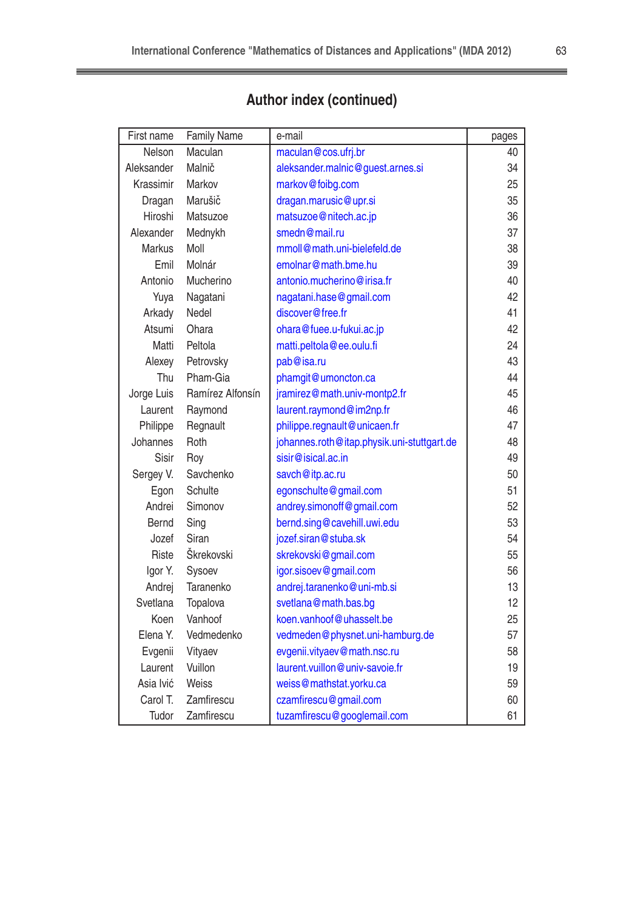## Author index (continued)

| First name | Family Name | e-mail | pages |
|---|---|---|---|
| Nelson | Maculan | maculan@cos.ufrj.br | 40 |
| Aleksander | Malnič | aleksander.malnic@guest.arnes.si | 34 |
| Krassimir | Markov | markov@foibg.com | 25 |
| Dragan | Marušič | dragan.marusic@upr.si | 35 |
| Hiroshi | Matsuzoe | matsuzoe@nitech.ac.jp | 36 |
| Alexander | Mednykh | smedn@mail.ru | 37 |
| Markus | Moll | mmoll@math.uni-bielefeld.de | 38 |
| Emil | Molnár | emolnar@math.bme.hu | 39 |
| Antonio | Mucherino | antonio.mucherino@irisa.fr | 40 |
| Yuya | Nagatani | nagatani.hase@gmail.com | 42 |
| Arkady | Nedel | discover@free.fr | 41 |
| Atsumi | Ohara | ohara@fuee.u-fukui.ac.jp | 42 |
| Matti | Peltola | matti.peltola@ee.oulu.fi | 24 |
| Alexey | Petrovsky | pab@isa.ru | 43 |
| Thu | Pham-Gia | phamgit@umoncton.ca | 44 |
| Jorge Luis | Ramírez Alfonsín | jramirez@math.univ-montp2.fr | 45 |
| Laurent | Raymond | laurent.raymond@im2np.fr | 46 |
| Philippe | Regnault | philippe.regnault@unicaen.fr | 47 |
| Johannes | Roth | johannes.roth@itap.physik.uni-stuttgart.de | 48 |
| Sisir | Roy | sisir@isical.ac.in | 49 |
| Sergey V. | Savchenko | savch@itp.ac.ru | 50 |
| Egon | Schulte | egonschulte@gmail.com | 51 |
| Andrei | Simonov | andrey.simonoff@gmail.com | 52 |
| Bernd | Sing | bernd.sing@cavehill.uwi.edu | 53 |
| Jozef | Siran | jozef.siran@stuba.sk | 54 |
| Riste | Škrekovski | skrekovski@gmail.com | 55 |
| Igor Y. | Sysoev | igor.sisoev@gmail.com | 56 |
| Andrej | Taranenko | andrej.taranenko@uni-mb.si | 13 |
| Svetlana | Topalova | svetlana@math.bas.bg | 12 |
| Koen | Vanhoof | koen.vanhoof@uhasselt.be | 25 |
| Elena Y. | Vedmedenko | vedmeden@physnet.uni-hamburg.de | 57 |
| Evgenii | Vityaev | evgenii.vityaev@math.nsc.ru | 58 |
| Laurent | Vuillon | laurent.vuillon@univ-savoie.fr | 19 |
| Asia Ivić | Weiss | weiss@mathstat.yorku.ca | 59 |
| Carol T. | Zamfirescu | czamfirescu@gmail.com | 60 |
| Tudor | Zamfirescu | tuzamfirescu@googlemail.com | 61 |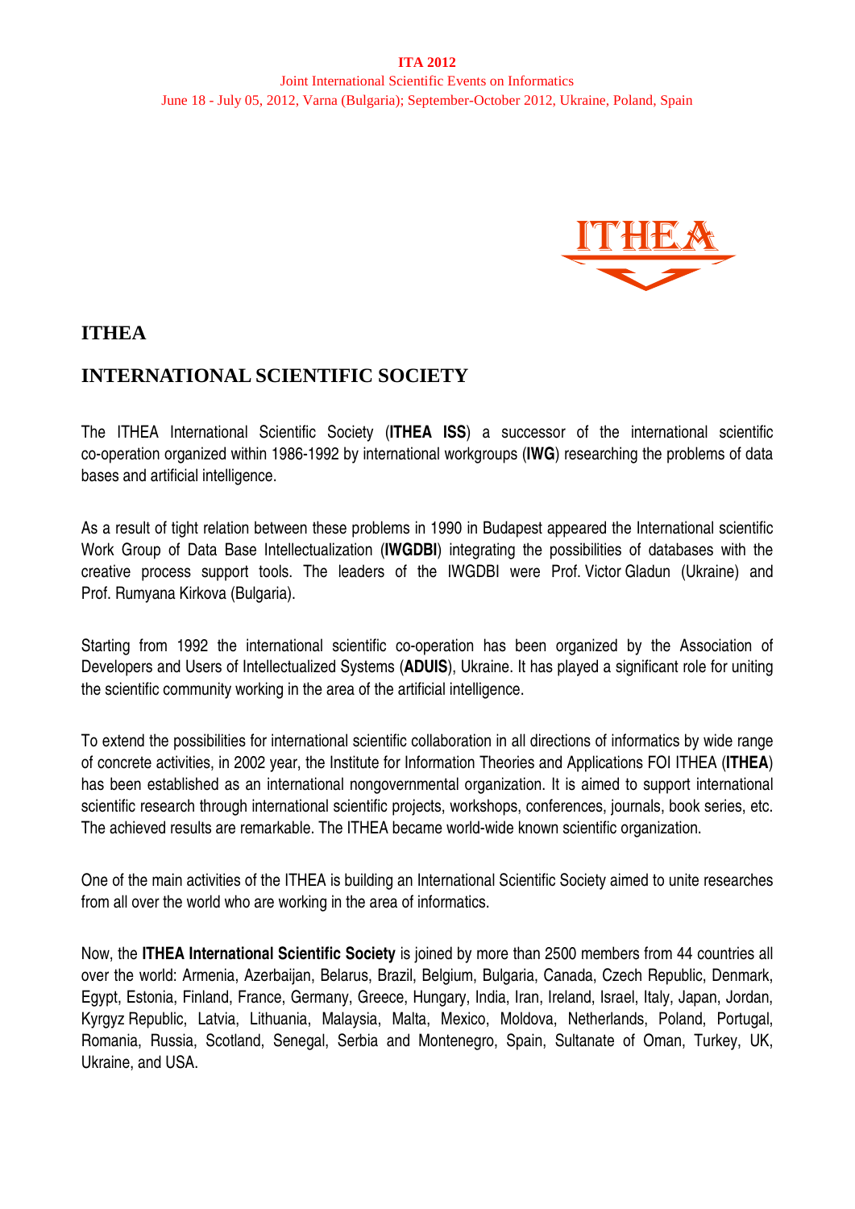# ITHEA

## INTERNATIONAL SCIENTIFIC SOCIETY

The ITHEA International Scientific Society (**ITHEA ISS**) a successor of the international scientific co-operation organized within 1986-1992 by international workgroups (**IWG**) researching the problems of data bases and artificial intelligence.

As a result of tight relation between these problems in 1990 in Budapest appeared the International scientific Work Group of Data Base Intellectualization (**IWGDBI**) integrating the possibilities of databases with the creative process support tools. The leaders of the IWGDBI were Prof. Victor Gladun (Ukraine) and Prof. Rumyana Kirkova (Bulgaria).

Starting from 1992 the international scientific co-operation has been organized by the Association of Developers and Users of Intellectualized Systems (**ADUIS**), Ukraine. It has played a significant role for uniting the scientific community working in the area of the artificial intelligence.

To extend the possibilities for international scientific collaboration in all directions of informatics by wide range of concrete activities, in 2002 year, the Institute for Information Theories and Applications FOI ITHEA (**ITHEA**) has been established as an international nongovernmental organization. It is aimed to support international scientific research through international scientific projects, workshops, conferences, journals, book series, etc. The achieved results are remarkable. The ITHEA became world-wide known scientific organization.

One of the main activities of the ITHEA is building an International Scientific Society aimed to unite researches from all over the world who are working in the area of informatics.

Now, the **ITHEA International Scientific Society** is joined by more than 2500 members from 44 countries all over the world: Armenia, Azerbaijan, Belarus, Brazil, Belgium, Bulgaria, Canada, Czech Republic, Denmark, Egypt, Estonia, Finland, France, Germany, Greece, Hungary, India, Iran, Ireland, Israel, Italy, Japan, Jordan, Kyrgyz Republic, Latvia, Lithuania, Malaysia, Malta, Mexico, Moldova, Netherlands, Poland, Portugal, Romania, Russia, Scotland, Senegal, Serbia and Montenegro, Spain, Sultanate of Oman, Turkey, UK, Ukraine, and USA.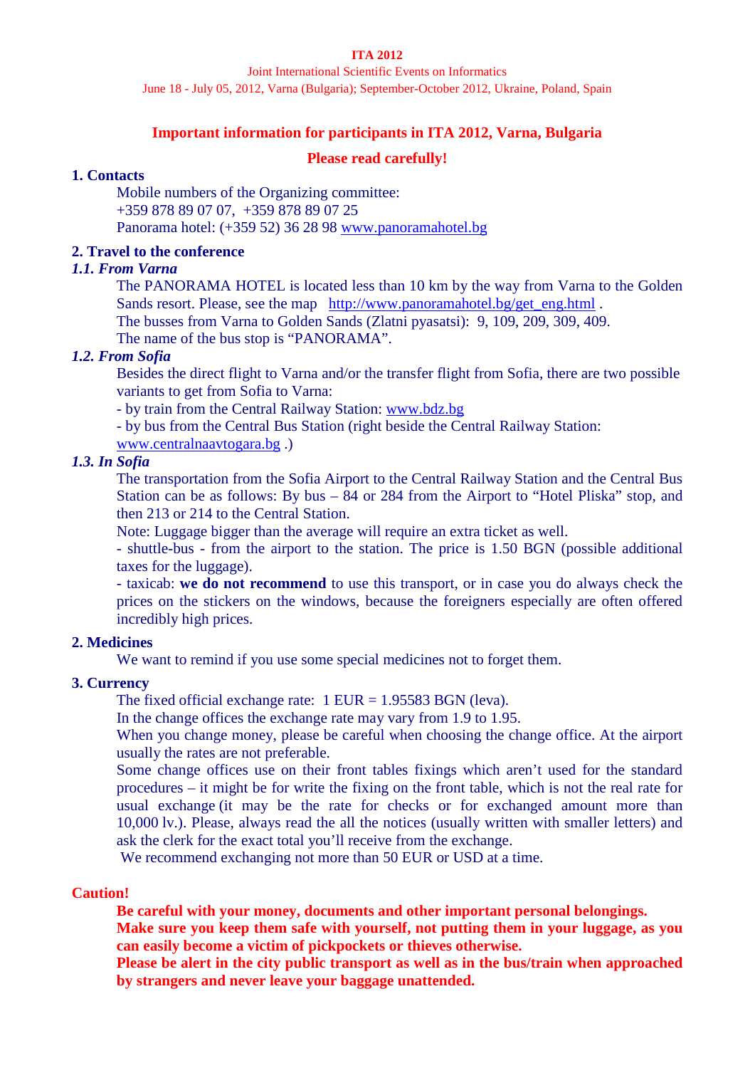**ITA 2012**

Joint International Scientific Events on Informatics

June 18 - July 05, 2012, Varna (Bulgaria); September-October 2012, Ukraine, Poland, Spain

## Important information for participants in ITA 2012, Varna, Bulgaria

**Please read carefully!**

### 1. Contacts

Mobile numbers of the Organizing committee:
+359 878 89 07 07, +359 878 89 07 25
Panorama hotel: (+359 52) 36 28 98 www.panoramahotel.bg

### 2. Travel to the conference

#### *1.1. From Varna*

The PANORAMA HOTEL is located less than 10 km by the way from Varna to the Golden Sands resort. Please, see the map http://www.panoramahotel.bg/get_eng.html .
The busses from Varna to Golden Sands (Zlatni pyasatsi): 9, 109, 209, 309, 409.
The name of the bus stop is "PANORAMA".

#### *1.2. From Sofia*

Besides the direct flight to Varna and/or the transfer flight from Sofia, there are two possible variants to get from Sofia to Varna:

- by train from the Central Railway Station: www.bdz.bg
- by bus from the Central Bus Station (right beside the Central Railway Station: www.centralnaavtogara.bg .)

#### *1.3. In Sofia*

The transportation from the Sofia Airport to the Central Railway Station and the Central Bus Station can be as follows: By bus – 84 or 284 from the Airport to "Hotel Pliska" stop, and then 213 or 214 to the Central Station.
Note: Luggage bigger than the average will require an extra ticket as well.

- shuttle-bus - from the airport to the station. The price is 1.50 BGN (possible additional taxes for the luggage).
- taxicab: **we do not recommend** to use this transport, or in case you do always check the prices on the stickers on the windows, because the foreigners especially are often offered incredibly high prices.

### 2. Medicines

We want to remind if you use some special medicines not to forget them.

### 3. Currency

The fixed official exchange rate: 1 EUR = 1.95583 BGN (leva).
In the change offices the exchange rate may vary from 1.9 to 1.95.
When you change money, please be careful when choosing the change office. At the airport usually the rates are not preferable.
Some change offices use on their front tables fixings which aren't used for the standard procedures – it might be for write the fixing on the front table, which is not the real rate for usual exchange (it may be the rate for checks or for exchanged amount more than 10,000 lv.). Please, always read the all the notices (usually written with smaller letters) and ask the clerk for the exact total you'll receive from the exchange.
We recommend exchanging not more than 50 EUR or USD at a time.

### Caution!

**Be careful with your money, documents and other important personal belongings.**
**Make sure you keep them safe with yourself, not putting them in your luggage, as you can easily become a victim of pickpockets or thieves otherwise.**
**Please be alert in the city public transport as well as in the bus/train when approached by strangers and never leave your baggage unattended.**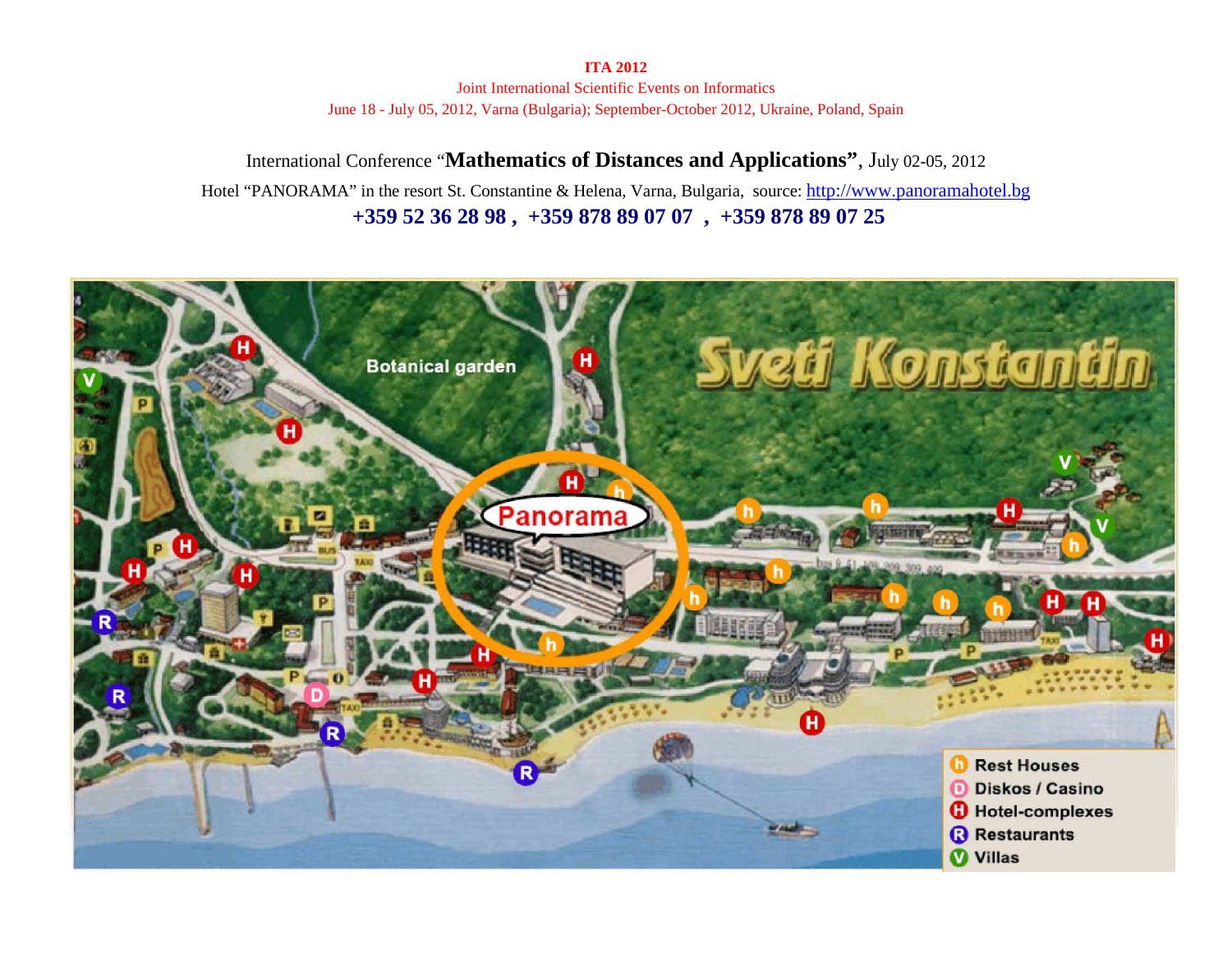**ITA 2012**

Joint International Scientific Events on Informatics

June 18 - July 05, 2012, Varna (Bulgaria); September-October 2012, Ukraine, Poland, Spain

International Conference "**Mathematics of Distances and Applications**", July 02-05, 2012

Hotel "PANORAMA" in the resort St. Constantine & Helena, Varna, Bulgaria, source: [http://www.panoramahotel.bg](http://www.panoramahotel.bg)

**+359 52 36 28 98 , +359 878 89 07 07 , +359 878 89 07 25**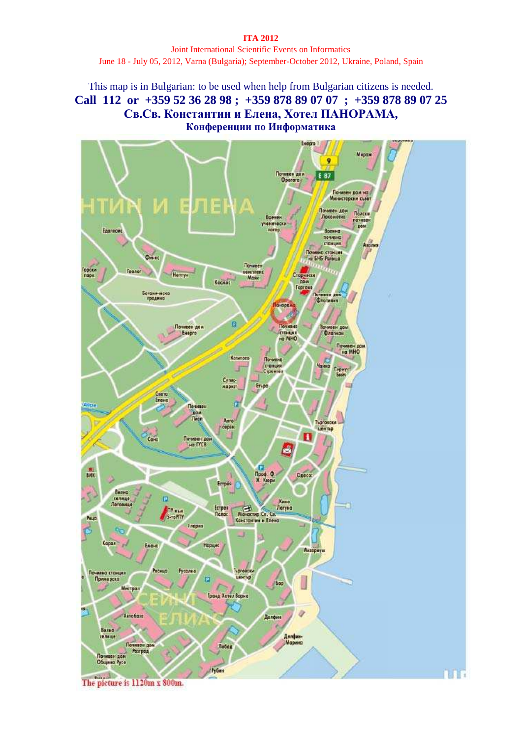**ITA 2012**

Joint International Scientific Events on Informatics

June 18 - July 05, 2012, Varna (Bulgaria); September-October 2012, Ukraine, Poland, Spain

This map is in Bulgarian: to be used when help from Bulgarian citizens is needed.

**Call 112 or +359 52 36 28 98 ; +359 878 89 07 07 ; +359 878 89 07 25**

**Св.Св. Константин и Елена, Хотел ПАНОРАМА,**

**Конференции по Информатика**

The picture is 1120m x 800m.